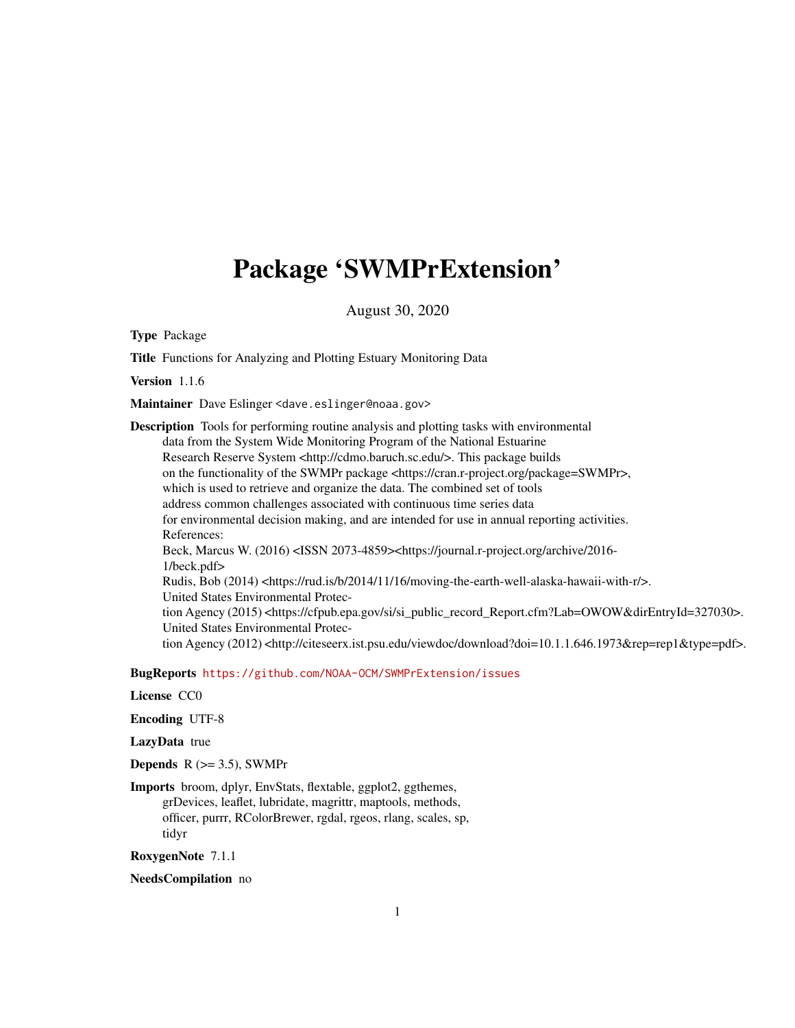# Package 'SWMPrExtension'

August 30, 2020

**Type** Package

**Title** Functions for Analyzing and Plotting Estuary Monitoring Data

**Version** 1.1.6

**Maintainer** Dave Eslinger <dave.eslinger@noaa.gov>

**Description** Tools for performing routine analysis and plotting tasks with environmental data from the System Wide Monitoring Program of the National Estuarine Research Reserve System <http://cdmo.baruch.sc.edu/>. This package builds on the functionality of the SWMPr package <https://cran.r-project.org/package=SWMPr>, which is used to retrieve and organize the data. The combined set of tools address common challenges associated with continuous time series data for environmental decision making, and are intended for use in annual reporting activities.
References:
Beck, Marcus W. (2016) <ISSN 2073-4859><https://journal.r-project.org/archive/2016-1/beck.pdf>
Rudis, Bob (2014) <https://rud.is/b/2014/11/16/moving-the-earth-well-alaska-hawaii-with-r/>.
United States Environmental Protection Agency (2015) <https://cfpub.epa.gov/si/si_public_record_Report.cfm?Lab=OWOW&dirEntryId=327030>.
United States Environmental Protection Agency (2012) <http://citeseerx.ist.psu.edu/viewdoc/download?doi=10.1.1.646.1973&rep=rep1&type=pdf>.

**BugReports** https://github.com/NOAA-OCM/SWMPrExtension/issues

**License** CC0

**Encoding** UTF-8

**LazyData** true

**Depends** R (>= 3.5), SWMPr

**Imports** broom, dplyr, EnvStats, flextable, ggplot2, ggthemes, grDevices, leaflet, lubridate, magrittr, maptools, methods, officer, purrr, RColorBrewer, rgdal, rgeos, rlang, scales, sp, tidyr

**RoxygenNote** 7.1.1

**NeedsCompilation** no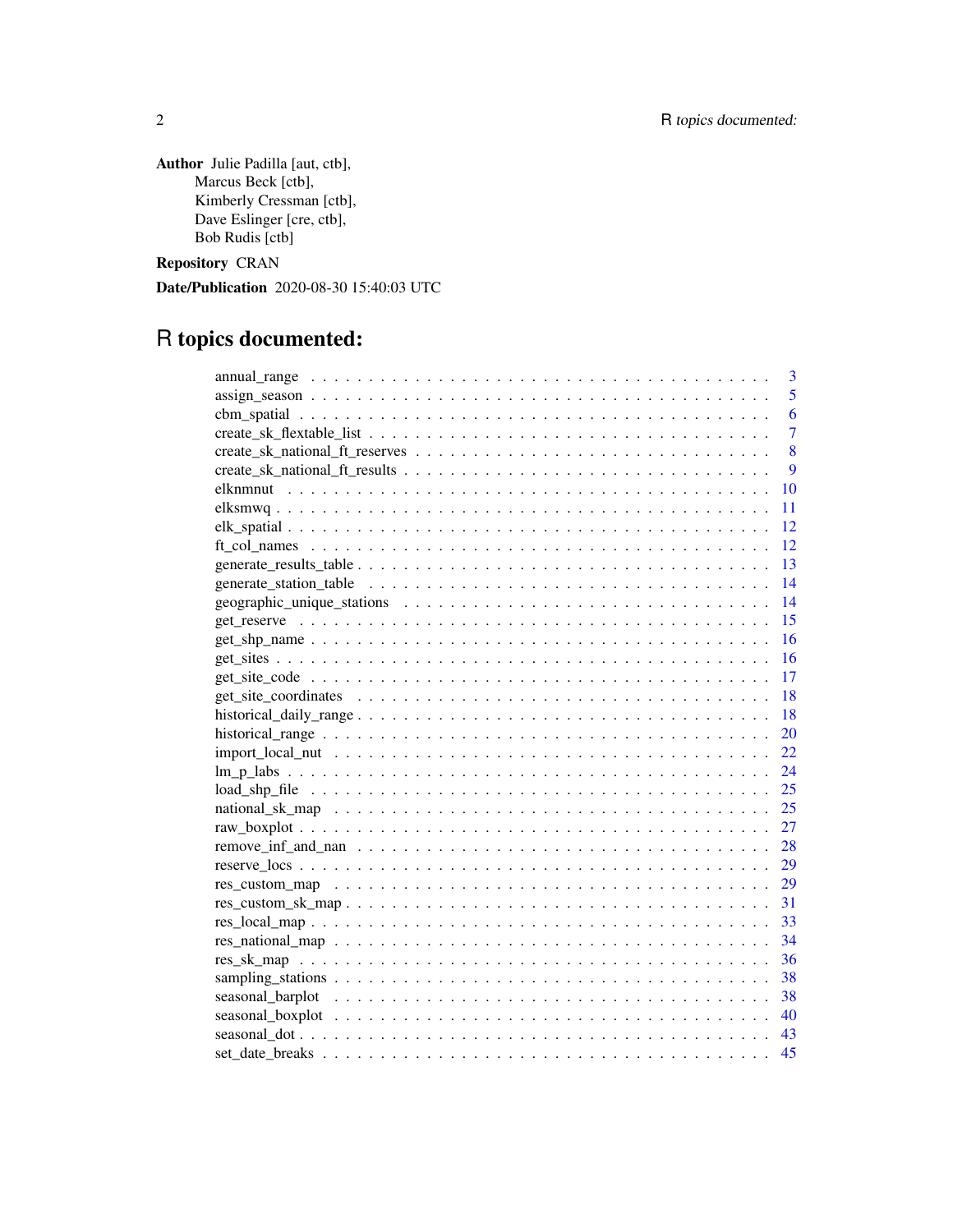**Author** Julie Padilla [aut, ctb],
Marcus Beck [ctb],
Kimberly Cressman [ctb],
Dave Eslinger [cre, ctb],
Bob Rudis [ctb]

**Repository** CRAN

**Date/Publication** 2020-08-30 15:40:03 UTC

# R topics documented:

| | |
|---|---|
| annual_range | 3 |
| assign_season | 5 |
| cbm_spatial | 6 |
| create_sk_flextable_list | 7 |
| create_sk_national_ft_reserves | 8 |
| create_sk_national_ft_results | 9 |
| elknmnut | 10 |
| elksmwq | 11 |
| elk_spatial | 12 |
| ft_col_names | 12 |
| generate_results_table | 13 |
| generate_station_table | 14 |
| geographic_unique_stations | 14 |
| get_reserve | 15 |
| get_shp_name | 16 |
| get_sites | 16 |
| get_site_code | 17 |
| get_site_coordinates | 18 |
| historical_daily_range | 18 |
| historical_range | 20 |
| import_local_nut | 22 |
| lm_p_labs | 24 |
| load_shp_file | 25 |
| national_sk_map | 25 |
| raw_boxplot | 27 |
| remove_inf_and_nan | 28 |
| reserve_locs | 29 |
| res_custom_map | 29 |
| res_custom_sk_map | 31 |
| res_local_map | 33 |
| res_national_map | 34 |
| res_sk_map | 36 |
| sampling_stations | 38 |
| seasonal_barplot | 38 |
| seasonal_boxplot | 40 |
| seasonal_dot | 43 |
| set_date_breaks | 45 |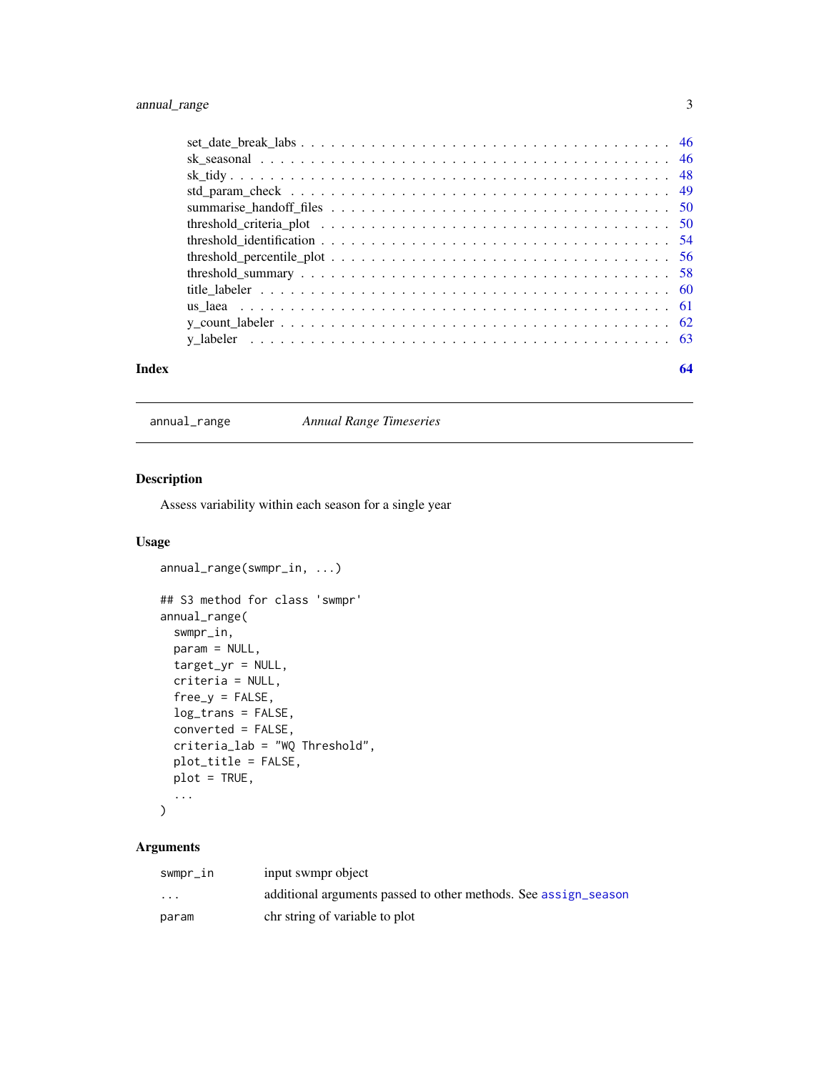set_date_break_labs . . . . . . . . . . . . . . . . . . . . . . . . . . . . . . . . . . 46
sk_seasonal . . . . . . . . . . . . . . . . . . . . . . . . . . . . . . . . . . 46
sk_tidy . . . . . . . . . . . . . . . . . . . . . . . . . . . . . . . . . . 48
std_param_check . . . . . . . . . . . . . . . . . . . . . . . . . . . . . . . . . . 49
summarise_handoff_files . . . . . . . . . . . . . . . . . . . . . . . . . . . . . . . . . . 50
threshold_criteria_plot . . . . . . . . . . . . . . . . . . . . . . . . . . . . . . . . . . 50
threshold_identification . . . . . . . . . . . . . . . . . . . . . . . . . . . . . . . . . . 54
threshold_percentile_plot . . . . . . . . . . . . . . . . . . . . . . . . . . . . . . . . . . 56
threshold_summary . . . . . . . . . . . . . . . . . . . . . . . . . . . . . . . . . . 58
title_labeler . . . . . . . . . . . . . . . . . . . . . . . . . . . . . . . . . . 60
us_laea . . . . . . . . . . . . . . . . . . . . . . . . . . . . . . . . . . 61
y_count_labeler . . . . . . . . . . . . . . . . . . . . . . . . . . . . . . . . . . 62
y_labeler . . . . . . . . . . . . . . . . . . . . . . . . . . . . . . . . . . 63

**Index** **64**

---

`annual_range` *Annual Range Timeseries*

---

## Description

Assess variability within each season for a single year

## Usage

```
annual_range(swmpr_in, ...)

## S3 method for class 'swmpr'
annual_range(
  swmpr_in,
  param = NULL,
  target_yr = NULL,
  criteria = NULL,
  free_y = FALSE,
  log_trans = FALSE,
  converted = FALSE,
  criteria_lab = "WQ Threshold",
  plot_title = FALSE,
  plot = TRUE,
  ...
)
```

## Arguments

| | |
|---|---|
| `swmpr_in` | input swmpr object |
| `...` | additional arguments passed to other methods. See `assign_season` |
| `param` | chr string of variable to plot |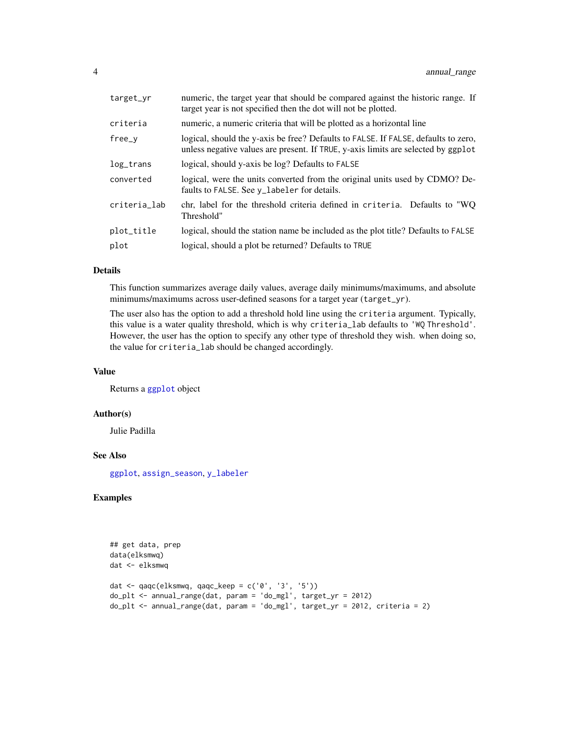| | |
|---|---|
| target_yr | numeric, the target year that should be compared against the historic range. If target year is not specified then the dot will not be plotted. |
| criteria | numeric, a numeric criteria that will be plotted as a horizontal line |
| free_y | logical, should the y-axis be free? Defaults to FALSE. If FALSE, defaults to zero, unless negative values are present. If TRUE, y-axis limits are selected by ggplot |
| log_trans | logical, should y-axis be log? Defaults to FALSE |
| converted | logical, were the units converted from the original units used by CDMO? Defaults to FALSE. See y_labeler for details. |
| criteria_lab | chr, label for the threshold criteria defined in criteria. Defaults to "WQ Threshold" |
| plot_title | logical, should the station name be included as the plot title? Defaults to FALSE |
| plot | logical, should a plot be returned? Defaults to TRUE |

### Details

This function summarizes average daily values, average daily minimums/maximums, and absolute minimums/maximums across user-defined seasons for a target year (target_yr).

The user also has the option to add a threshold hold line using the criteria argument. Typically, this value is a water quality threshold, which is why criteria_lab defaults to 'WQ Threshold'. However, the user has the option to specify any other type of threshold they wish. when doing so, the value for criteria_lab should be changed accordingly.

### Value

Returns a ggplot object

### Author(s)

Julie Padilla

### See Also

ggplot, assign_season, y_labeler

### Examples

```
## get data, prep
data(elksmwq)
dat <- elksmwq

dat <- qaqc(elksmwq, qaqc_keep = c('0', '3', '5'))
do_plt <- annual_range(dat, param = 'do_mgl', target_yr = 2012)
do_plt <- annual_range(dat, param = 'do_mgl', target_yr = 2012, criteria = 2)
```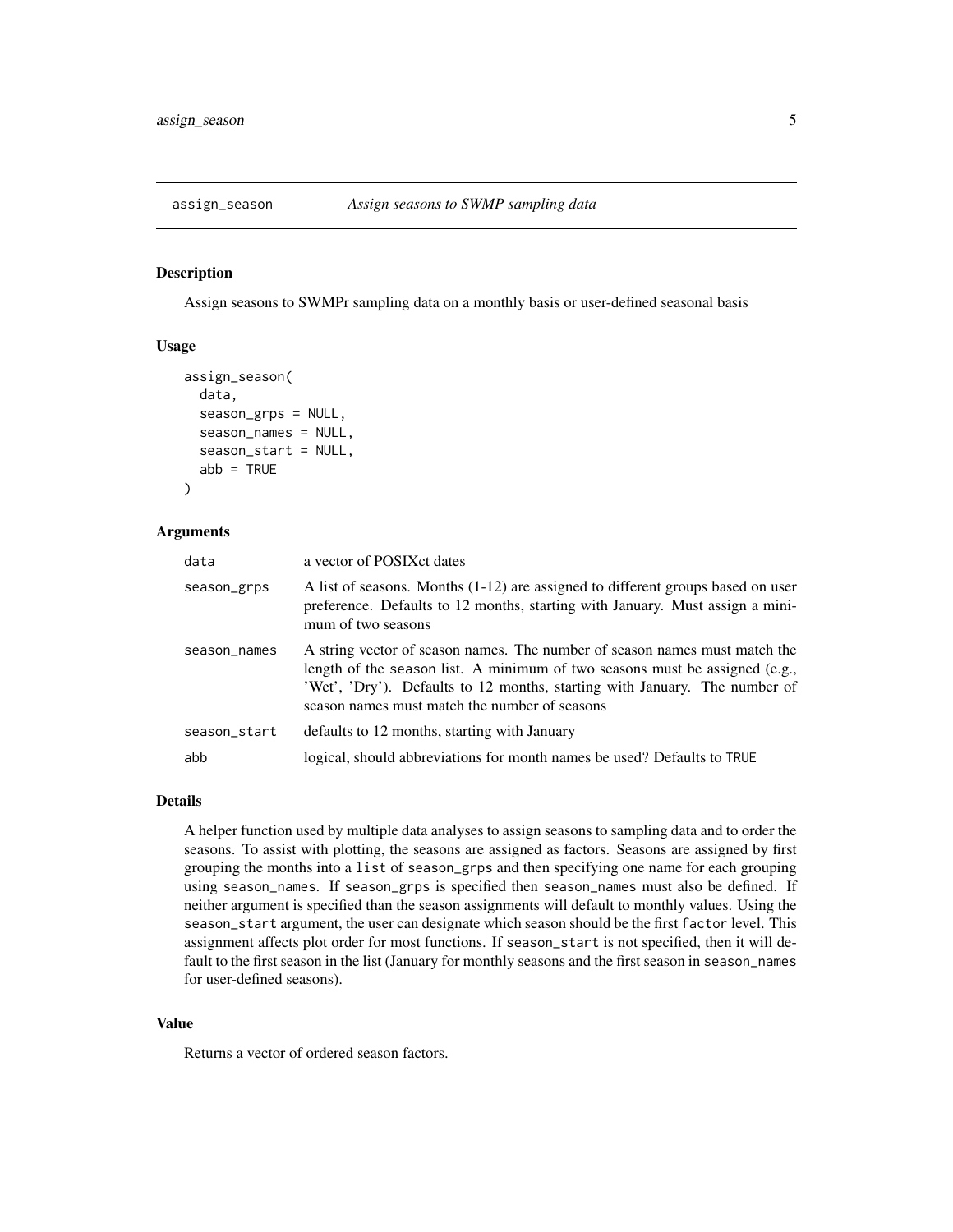## assign_season *Assign seasons to SWMP sampling data*

### Description

Assign seasons to SWMPr sampling data on a monthly basis or user-defined seasonal basis

### Usage

```
assign_season(
  data,
  season_grps = NULL,
  season_names = NULL,
  season_start = NULL,
  abb = TRUE
)
```

### Arguments

| | |
|---|---|
| data | a vector of POSIXct dates |
| season_grps | A list of seasons. Months (1-12) are assigned to different groups based on user preference. Defaults to 12 months, starting with January. Must assign a minimum of two seasons |
| season_names | A string vector of season names. The number of season names must match the length of the season list. A minimum of two seasons must be assigned (e.g., 'Wet', 'Dry'). Defaults to 12 months, starting with January. The number of season names must match the number of seasons |
| season_start | defaults to 12 months, starting with January |
| abb | logical, should abbreviations for month names be used? Defaults to TRUE |

### Details

A helper function used by multiple data analyses to assign seasons to sampling data and to order the seasons. To assist with plotting, the seasons are assigned as factors. Seasons are assigned by first grouping the months into a `list` of `season_grps` and then specifying one name for each grouping using `season_names`. If `season_grps` is specified then `season_names` must also be defined. If neither argument is specified than the season assignments will default to monthly values. Using the `season_start` argument, the user can designate which season should be the first `factor` level. This assignment affects plot order for most functions. If `season_start` is not specified, then it will default to the first season in the list (January for monthly seasons and the first season in `season_names` for user-defined seasons).

### Value

Returns a vector of ordered season factors.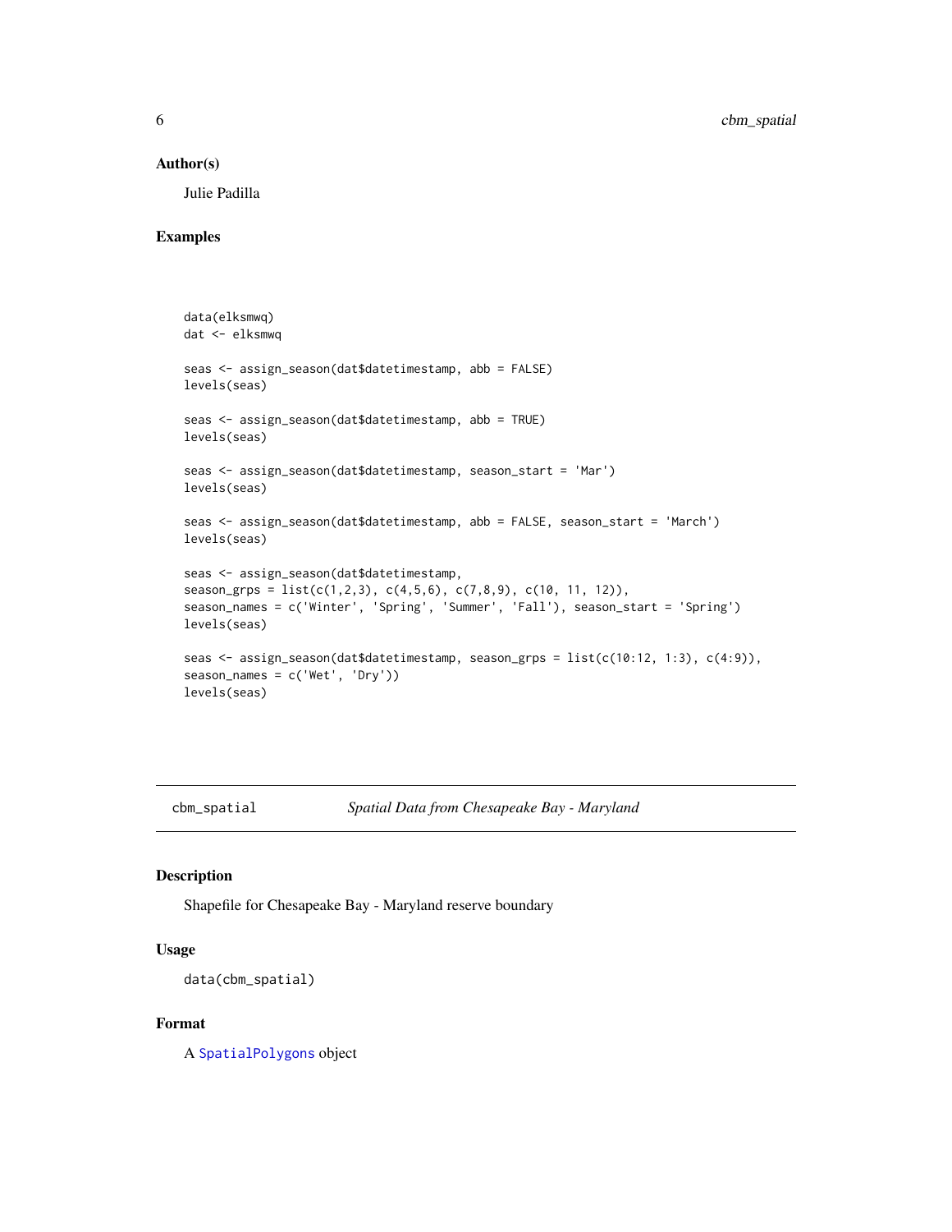### Author(s)

Julie Padilla

### Examples

```
data(elksmwq)
dat <- elksmwq

seas <- assign_season(dat$datetimestamp, abb = FALSE)
levels(seas)

seas <- assign_season(dat$datetimestamp, abb = TRUE)
levels(seas)

seas <- assign_season(dat$datetimestamp, season_start = 'Mar')
levels(seas)

seas <- assign_season(dat$datetimestamp, abb = FALSE, season_start = 'March')
levels(seas)

seas <- assign_season(dat$datetimestamp,
season_grps = list(c(1,2,3), c(4,5,6), c(7,8,9), c(10, 11, 12)),
season_names = c('Winter', 'Spring', 'Summer', 'Fall'), season_start = 'Spring')
levels(seas)

seas <- assign_season(dat$datetimestamp, season_grps = list(c(10:12, 1:3), c(4:9)),
season_names = c('Wet', 'Dry'))
levels(seas)
```

---

## cbm_spatial — *Spatial Data from Chesapeake Bay - Maryland*

### Description

Shapefile for Chesapeake Bay - Maryland reserve boundary

### Usage

```
data(cbm_spatial)
```

### Format

A `SpatialPolygons` object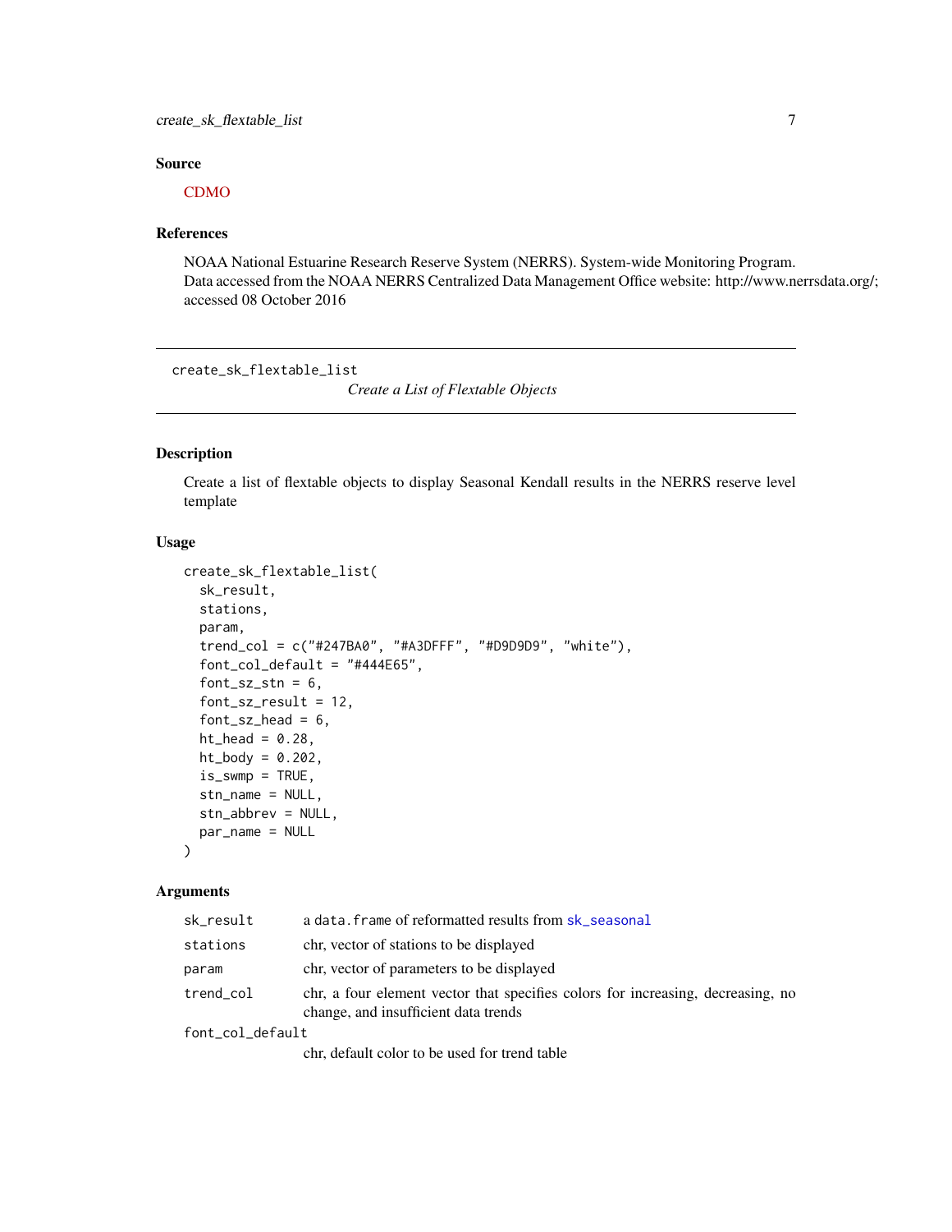## Source

CDMO

## References

NOAA National Estuarine Research Reserve System (NERRS). System-wide Monitoring Program. Data accessed from the NOAA NERRS Centralized Data Management Office website: http://www.nerrsdata.org/; accessed 08 October 2016

---

# create_sk_flextable_list

*Create a List of Flextable Objects*

---

## Description

Create a list of flextable objects to display Seasonal Kendall results in the NERRS reserve level template

## Usage

```
create_sk_flextable_list(
  sk_result,
  stations,
  param,
  trend_col = c("#247BA0", "#A3DFFF", "#D9D9D9", "white"),
  font_col_default = "#444E65",
  font_sz_stn = 6,
  font_sz_result = 12,
  font_sz_head = 6,
  ht_head = 0.28,
  ht_body = 0.202,
  is_swmp = TRUE,
  stn_name = NULL,
  stn_abbrev = NULL,
  par_name = NULL
)
```

## Arguments

| | |
|---|---|
| `sk_result` | a `data.frame` of reformatted results from `sk_seasonal` |
| `stations` | chr, vector of stations to be displayed |
| `param` | chr, vector of parameters to be displayed |
| `trend_col` | chr, a four element vector that specifies colors for increasing, decreasing, no change, and insufficient data trends |
| `font_col_default` | chr, default color to be used for trend table |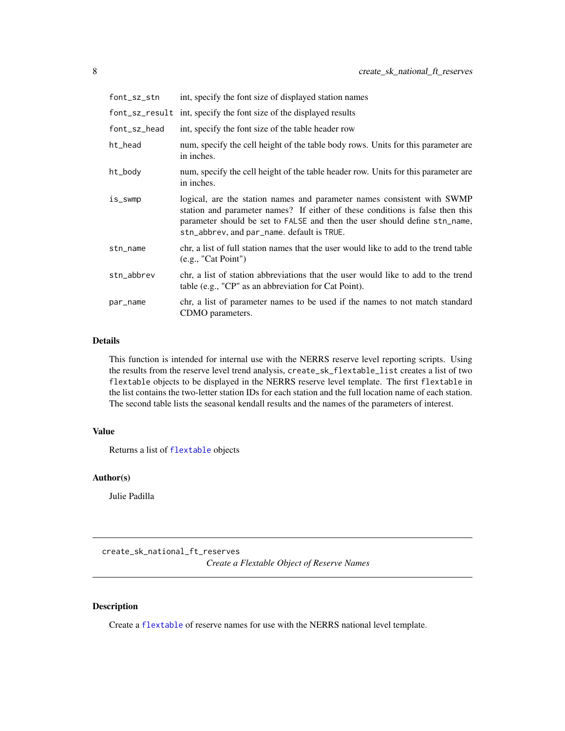| | |
|---|---|
| `font_sz_stn` | int, specify the font size of displayed station names |
| `font_sz_result` | int, specify the font size of the displayed results |
| `font_sz_head` | int, specify the font size of the table header row |
| `ht_head` | num, specify the cell height of the table body rows. Units for this parameter are in inches. |
| `ht_body` | num, specify the cell height of the table header row. Units for this parameter are in inches. |
| `is_swmp` | logical, are the station names and parameter names consistent with SWMP station and parameter names? If either of these conditions is false then this parameter should be set to `FALSE` and then the user should define `stn_name`, `stn_abbrev`, and `par_name`. default is `TRUE`. |
| `stn_name` | chr, a list of full station names that the user would like to add to the trend table (e.g., "Cat Point") |
| `stn_abbrev` | chr, a list of station abbreviations that the user would like to add to the trend table (e.g., "CP" as an abbreviation for Cat Point). |
| `par_name` | chr, a list of parameter names to be used if the names to not match standard CDMO parameters. |

### Details

This function is intended for internal use with the NERRS reserve level reporting scripts. Using the results from the reserve level trend analysis, `create_sk_flextable_list` creates a list of two `flextable` objects to be displayed in the NERRS reserve level template. The first `flextable` in the list contains the two-letter station IDs for each station and the full location name of each station. The second table lists the seasonal kendall results and the names of the parameters of interest.

### Value

Returns a list of `flextable` objects

### Author(s)

Julie Padilla

---

## create_sk_national_ft_reserves

*Create a Flextable Object of Reserve Names*

### Description

Create a `flextable` of reserve names for use with the NERRS national level template.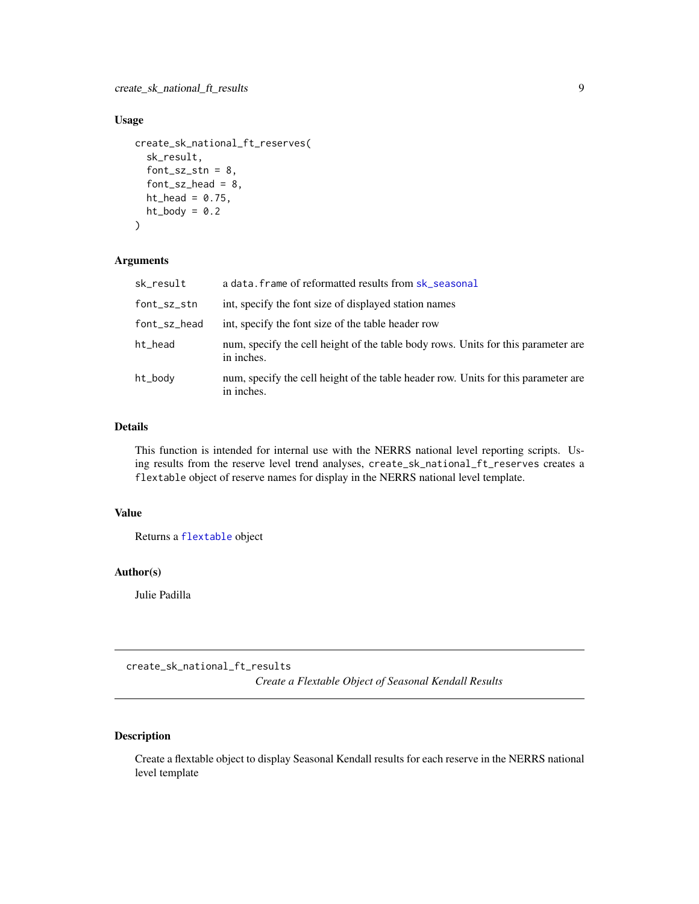## Usage

```
create_sk_national_ft_reserves(
  sk_result,
  font_sz_stn = 8,
  font_sz_head = 8,
  ht_head = 0.75,
  ht_body = 0.2
)
```

## Arguments

| | |
|---|---|
| sk_result | a data.frame of reformatted results from sk_seasonal |
| font_sz_stn | int, specify the font size of displayed station names |
| font_sz_head | int, specify the font size of the table header row |
| ht_head | num, specify the cell height of the table body rows. Units for this parameter are in inches. |
| ht_body | num, specify the cell height of the table header row. Units for this parameter are in inches. |

## Details

This function is intended for internal use with the NERRS national level reporting scripts. Using results from the reserve level trend analyses, `create_sk_national_ft_reserves` creates a `flextable` object of reserve names for display in the NERRS national level template.

## Value

Returns a `flextable` object

## Author(s)

Julie Padilla

---

# create_sk_national_ft_results — *Create a Flextable Object of Seasonal Kendall Results*

## Description

Create a flextable object to display Seasonal Kendall results for each reserve in the NERRS national level template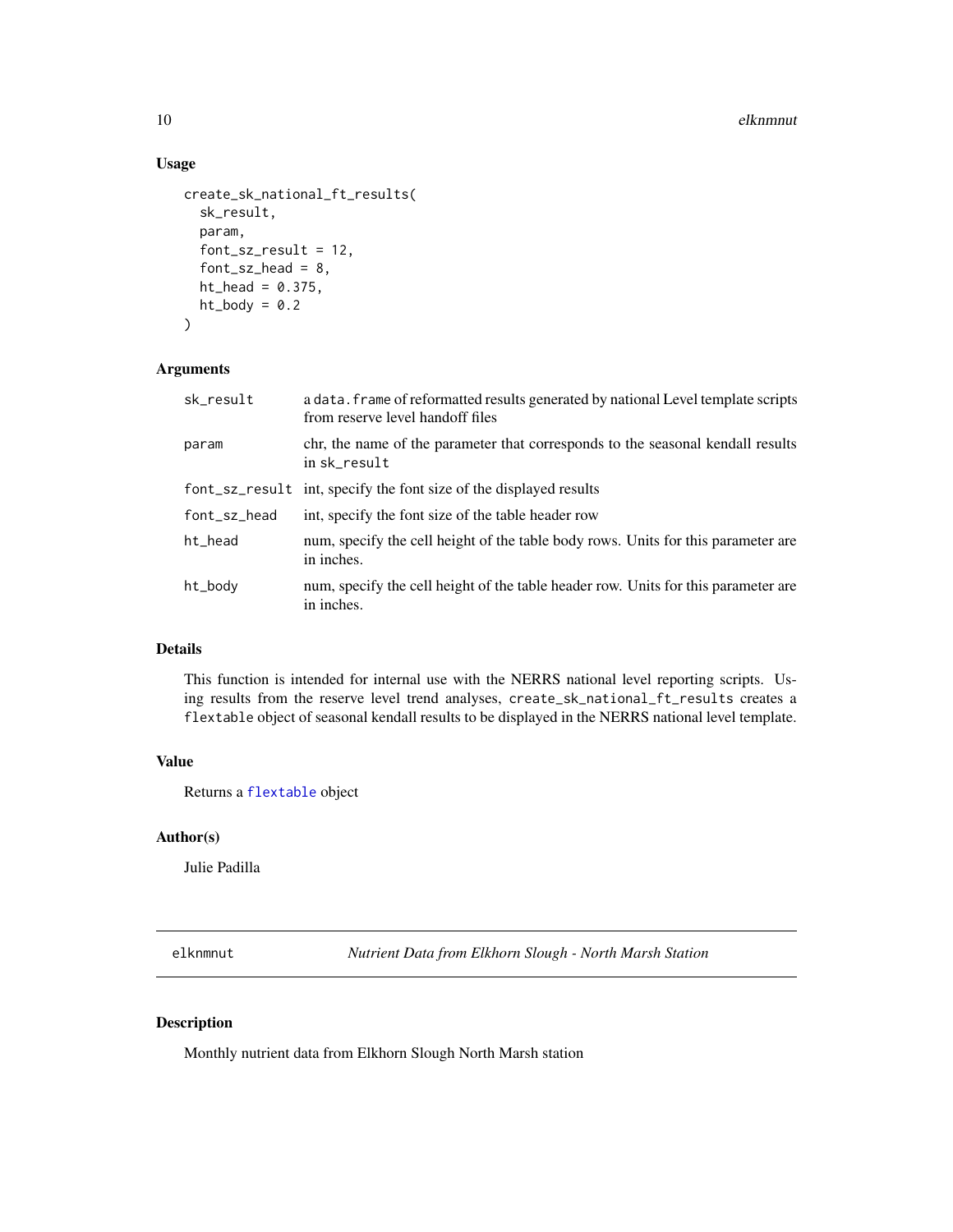## Usage

```
create_sk_national_ft_results(
  sk_result,
  param,
  font_sz_result = 12,
  font_sz_head = 8,
  ht_head = 0.375,
  ht_body = 0.2
)
```

## Arguments

| | |
|---|---|
| sk_result | a data.frame of reformatted results generated by national Level template scripts from reserve level handoff files |
| param | chr, the name of the parameter that corresponds to the seasonal kendall results in sk_result |
| font_sz_result | int, specify the font size of the displayed results |
| font_sz_head | int, specify the font size of the table header row |
| ht_head | num, specify the cell height of the table body rows. Units for this parameter are in inches. |
| ht_body | num, specify the cell height of the table header row. Units for this parameter are in inches. |

## Details

This function is intended for internal use with the NERRS national level reporting scripts. Using results from the reserve level trend analyses, create_sk_national_ft_results creates a flextable object of seasonal kendall results to be displayed in the NERRS national level template.

## Value

Returns a flextable object

## Author(s)

Julie Padilla

---

# elknmnut *Nutrient Data from Elkhorn Slough - North Marsh Station*

## Description

Monthly nutrient data from Elkhorn Slough North Marsh station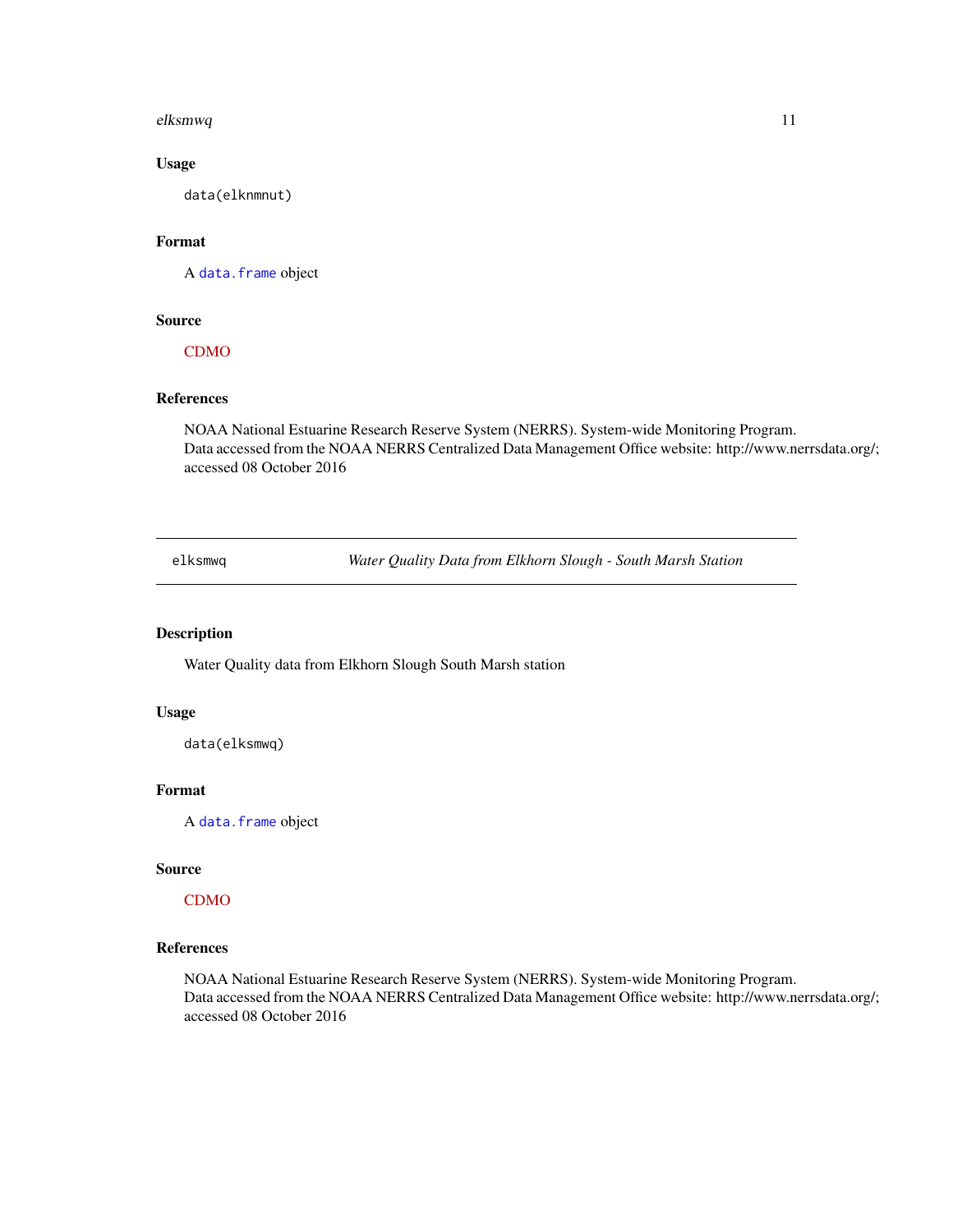### Usage

```
data(elknmnut)
```

### Format

A data.frame object

### Source

CDMO

### References

NOAA National Estuarine Research Reserve System (NERRS). System-wide Monitoring Program. Data accessed from the NOAA NERRS Centralized Data Management Office website: http://www.nerrsdata.org/; accessed 08 October 2016

---

## elksmwq — *Water Quality Data from Elkhorn Slough - South Marsh Station*

### Description

Water Quality data from Elkhorn Slough South Marsh station

### Usage

```
data(elksmwq)
```

### Format

A data.frame object

### Source

CDMO

### References

NOAA National Estuarine Research Reserve System (NERRS). System-wide Monitoring Program. Data accessed from the NOAA NERRS Centralized Data Management Office website: http://www.nerrsdata.org/; accessed 08 October 2016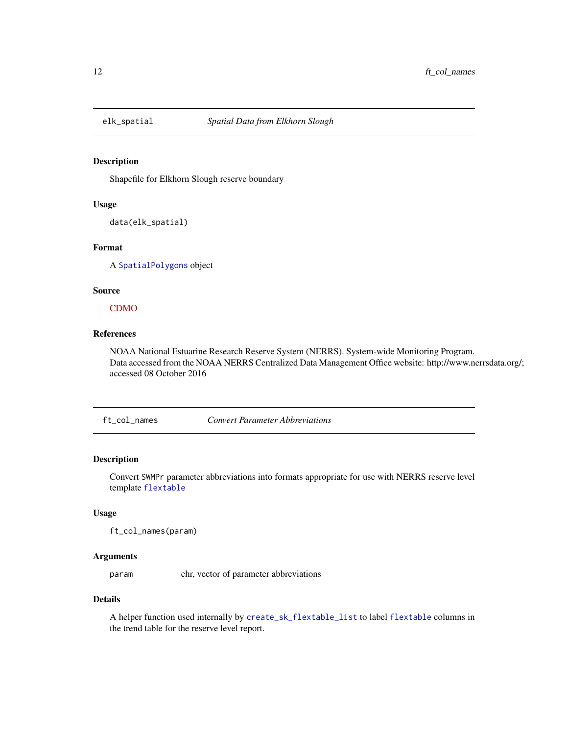## elk_spatial *Spatial Data from Elkhorn Slough*

### Description

Shapefile for Elkhorn Slough reserve boundary

### Usage

```
data(elk_spatial)
```

### Format

A `SpatialPolygons` object

### Source

CDMO

### References

NOAA National Estuarine Research Reserve System (NERRS). System-wide Monitoring Program. Data accessed from the NOAA NERRS Centralized Data Management Office website: http://www.nerrsdata.org/; accessed 08 October 2016

## ft_col_names *Convert Parameter Abbreviations*

### Description

Convert `SWMPr` parameter abbreviations into formats appropriate for use with NERRS reserve level template `flextable`

### Usage

```
ft_col_names(param)
```

### Arguments

| | |
|---|---|
| `param` | chr, vector of parameter abbreviations |

### Details

A helper function used internally by `create_sk_flextable_list` to label `flextable` columns in the trend table for the reserve level report.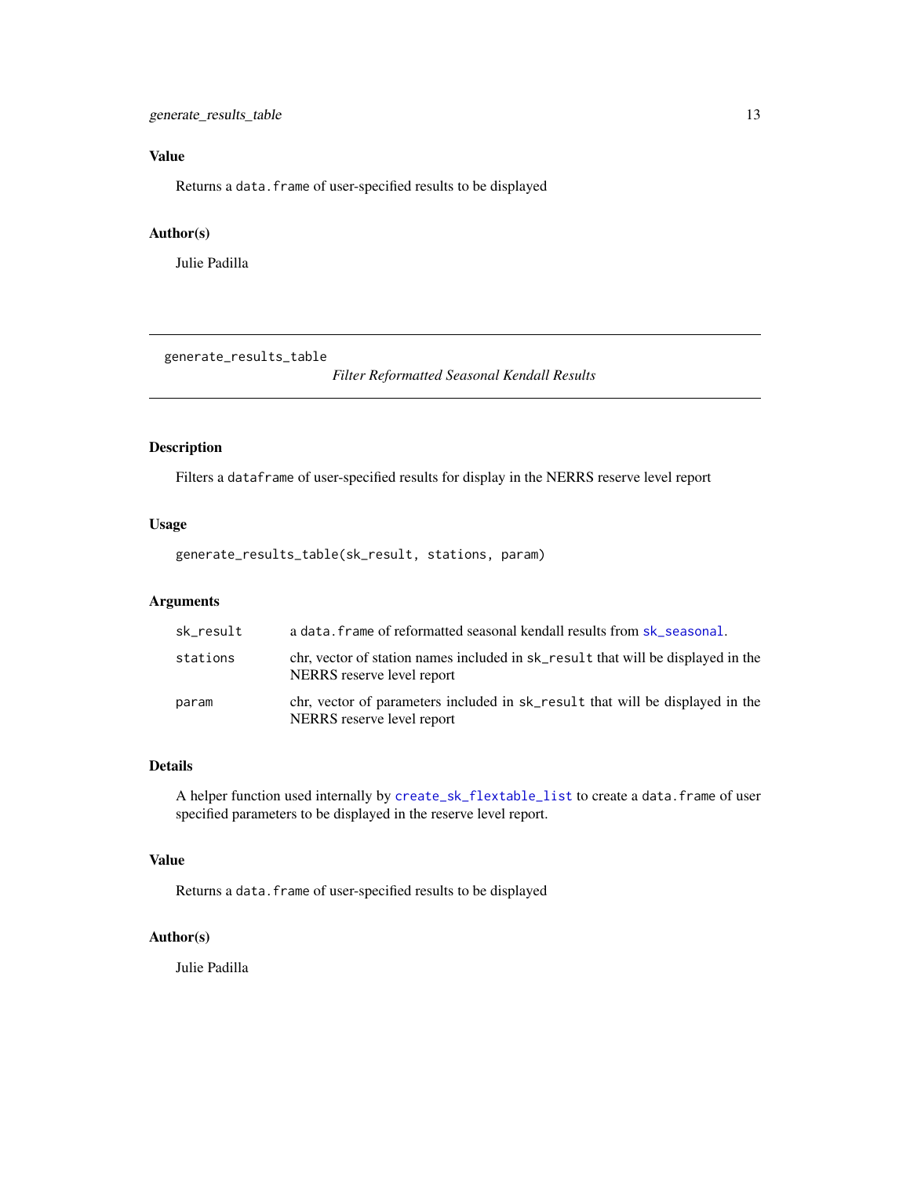## Value

Returns a `data.frame` of user-specified results to be displayed

## Author(s)

Julie Padilla

---

generate_results_table *Filter Reformatted Seasonal Kendall Results*

---

## Description

Filters a `dataframe` of user-specified results for display in the NERRS reserve level report

## Usage

```
generate_results_table(sk_result, stations, param)
```

## Arguments

| | |
|---|---|
| sk_result | a `data.frame` of reformatted seasonal kendall results from `sk_seasonal`. |
| stations | chr, vector of station names included in `sk_result` that will be displayed in the NERRS reserve level report |
| param | chr, vector of parameters included in `sk_result` that will be displayed in the NERRS reserve level report |

## Details

A helper function used internally by `create_sk_flextable_list` to create a `data.frame` of user specified parameters to be displayed in the reserve level report.

## Value

Returns a `data.frame` of user-specified results to be displayed

## Author(s)

Julie Padilla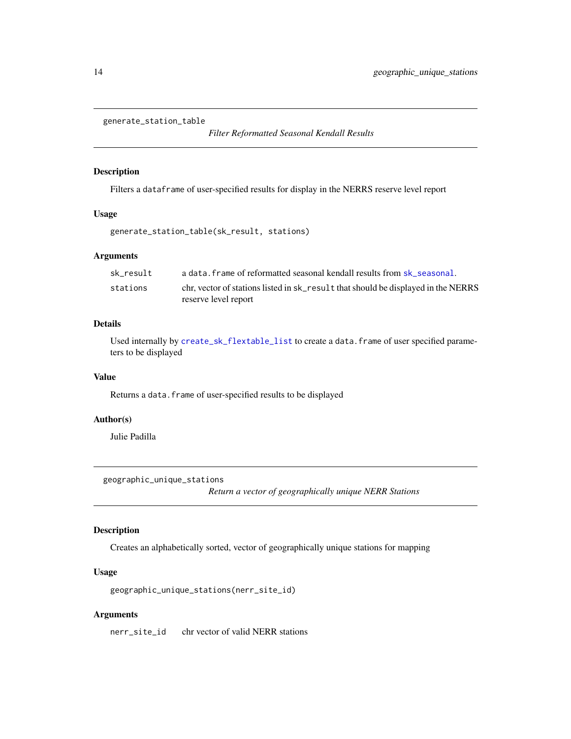## generate_station_table

*Filter Reformatted Seasonal Kendall Results*

### Description

Filters a dataframe of user-specified results for display in the NERRS reserve level report

### Usage

```
generate_station_table(sk_result, stations)
```

### Arguments

| | |
|---|---|
| sk_result | a data.frame of reformatted seasonal kendall results from sk_seasonal. |
| stations | chr, vector of stations listed in sk_result that should be displayed in the NERRS reserve level report |

### Details

Used internally by create_sk_flextable_list to create a data.frame of user specified parameters to be displayed

### Value

Returns a data.frame of user-specified results to be displayed

### Author(s)

Julie Padilla

## geographic_unique_stations

*Return a vector of geographically unique NERR Stations*

### Description

Creates an alphabetically sorted, vector of geographically unique stations for mapping

### Usage

```
geographic_unique_stations(nerr_site_id)
```

### Arguments

| | |
|---|---|
| nerr_site_id | chr vector of valid NERR stations |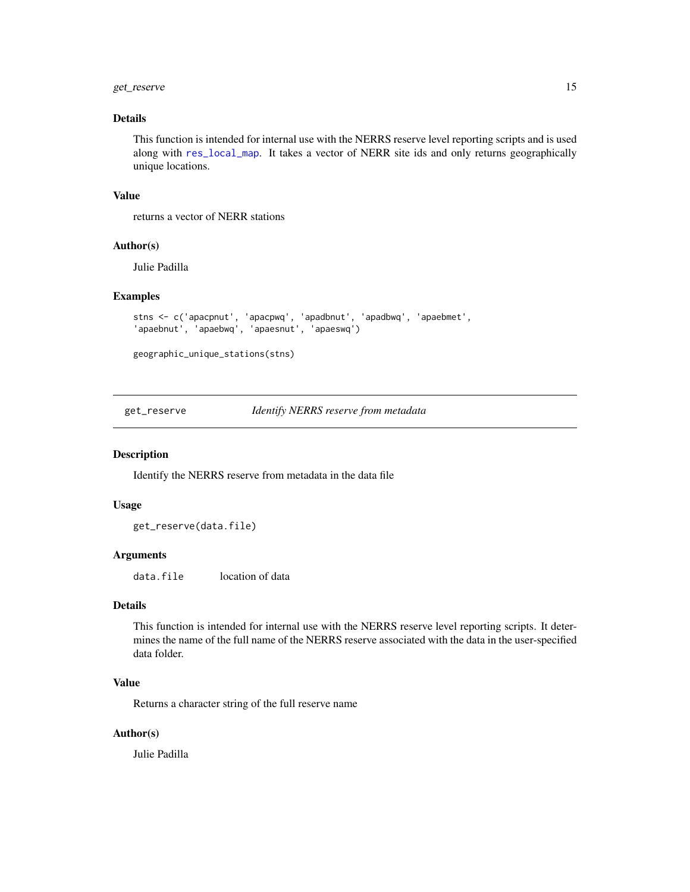### Details

This function is intended for internal use with the NERRS reserve level reporting scripts and is used along with `res_local_map`. It takes a vector of NERR site ids and only returns geographically unique locations.

### Value

returns a vector of NERR stations

### Author(s)

Julie Padilla

### Examples

```
stns <- c('apacpnut', 'apacpwq', 'apadbnut', 'apadbwq', 'apaebmet',
'apaebnut', 'apaebwq', 'apaesnut', 'apaeswq')

geographic_unique_stations(stns)
```

---

## get_reserve *Identify NERRS reserve from metadata*

### Description

Identify the NERRS reserve from metadata in the data file

### Usage

```
get_reserve(data.file)
```

### Arguments

| | |
|---|---|
| `data.file` | location of data |

### Details

This function is intended for internal use with the NERRS reserve level reporting scripts. It determines the name of the full name of the NERRS reserve associated with the data in the user-specified data folder.

### Value

Returns a character string of the full reserve name

### Author(s)

Julie Padilla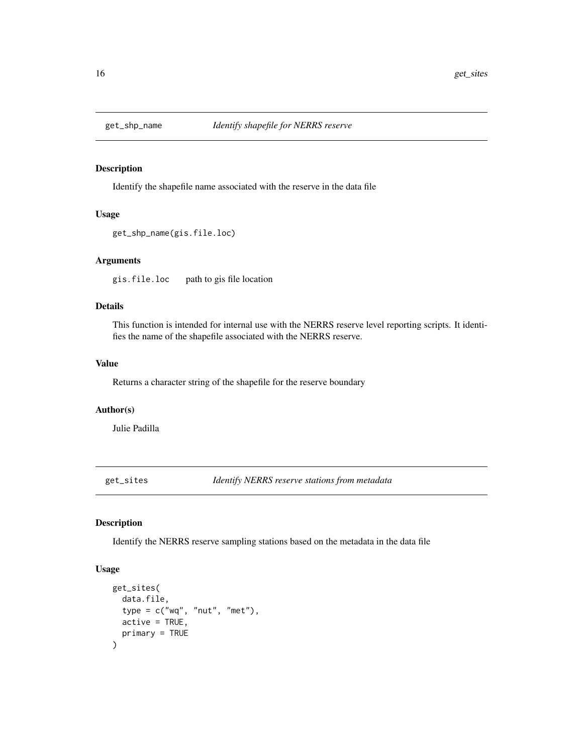## get_shp_name *Identify shapefile for NERRS reserve*

### Description

Identify the shapefile name associated with the reserve in the data file

### Usage

```
get_shp_name(gis.file.loc)
```

### Arguments

gis.file.loc    path to gis file location

### Details

This function is intended for internal use with the NERRS reserve level reporting scripts. It identifies the name of the shapefile associated with the NERRS reserve.

### Value

Returns a character string of the shapefile for the reserve boundary

### Author(s)

Julie Padilla

## get_sites *Identify NERRS reserve stations from metadata*

### Description

Identify the NERRS reserve sampling stations based on the metadata in the data file

### Usage

```
get_sites(
  data.file,
  type = c("wq", "nut", "met"),
  active = TRUE,
  primary = TRUE
)
```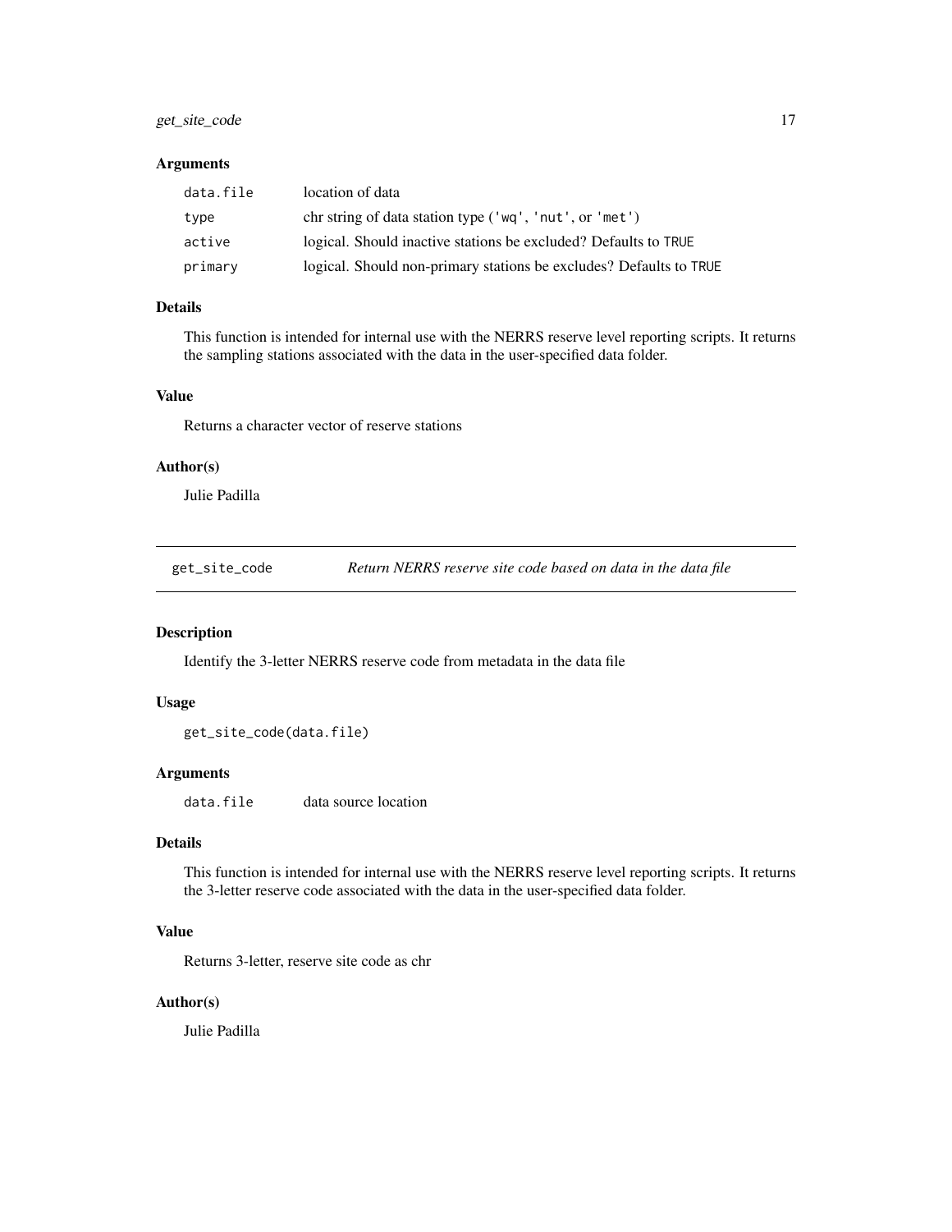### Arguments

| | |
|---|---|
| `data.file` | location of data |
| `type` | chr string of data station type ('wq', 'nut', or 'met') |
| `active` | logical. Should inactive stations be excluded? Defaults to `TRUE` |
| `primary` | logical. Should non-primary stations be excludes? Defaults to `TRUE` |

### Details

This function is intended for internal use with the NERRS reserve level reporting scripts. It returns the sampling stations associated with the data in the user-specified data folder.

### Value

Returns a character vector of reserve stations

### Author(s)

Julie Padilla

---

## get_site_code — *Return NERRS reserve site code based on data in the data file*

---

### Description

Identify the 3-letter NERRS reserve code from metadata in the data file

### Usage

```
get_site_code(data.file)
```

### Arguments

| | |
|---|---|
| `data.file` | data source location |

### Details

This function is intended for internal use with the NERRS reserve level reporting scripts. It returns the 3-letter reserve code associated with the data in the user-specified data folder.

### Value

Returns 3-letter, reserve site code as chr

### Author(s)

Julie Padilla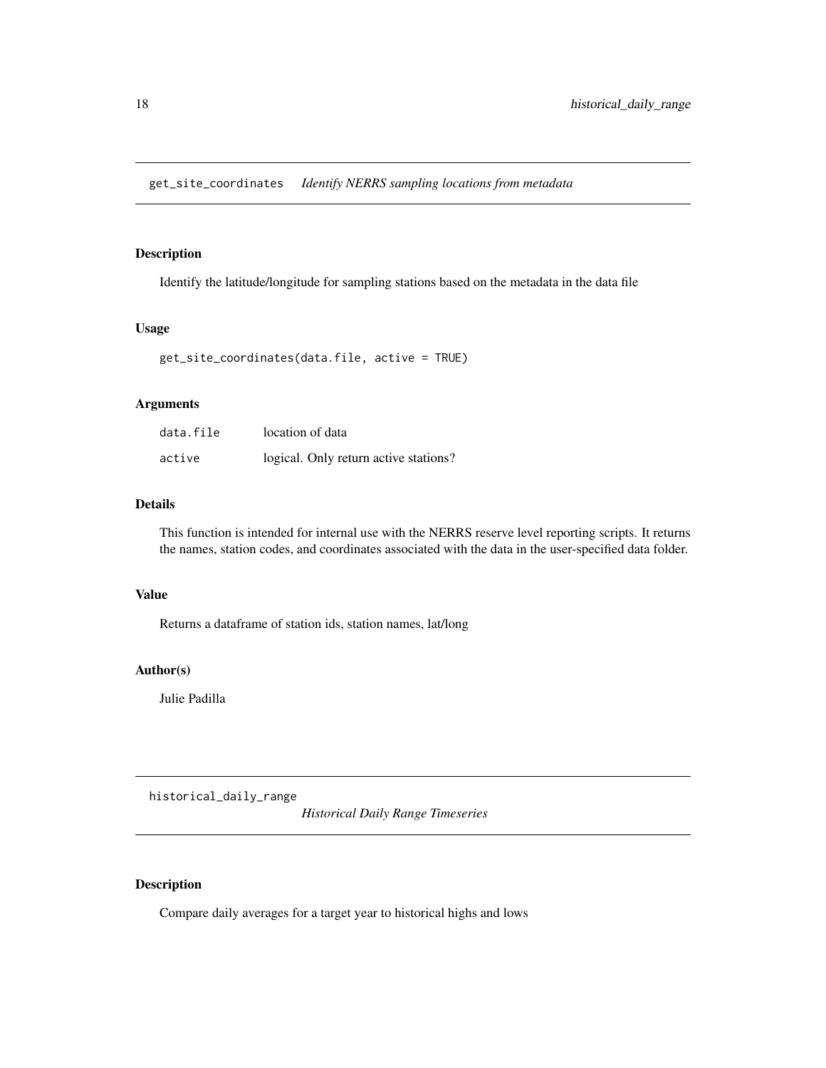## get_site_coordinates *Identify NERRS sampling locations from metadata*

### Description

Identify the latitude/longitude for sampling stations based on the metadata in the data file

### Usage

```
get_site_coordinates(data.file, active = TRUE)
```

### Arguments

| | |
|---|---|
| data.file | location of data |
| active | logical. Only return active stations? |

### Details

This function is intended for internal use with the NERRS reserve level reporting scripts. It returns the names, station codes, and coordinates associated with the data in the user-specified data folder.

### Value

Returns a dataframe of station ids, station names, lat/long

### Author(s)

Julie Padilla

## historical_daily_range *Historical Daily Range Timeseries*

### Description

Compare daily averages for a target year to historical highs and lows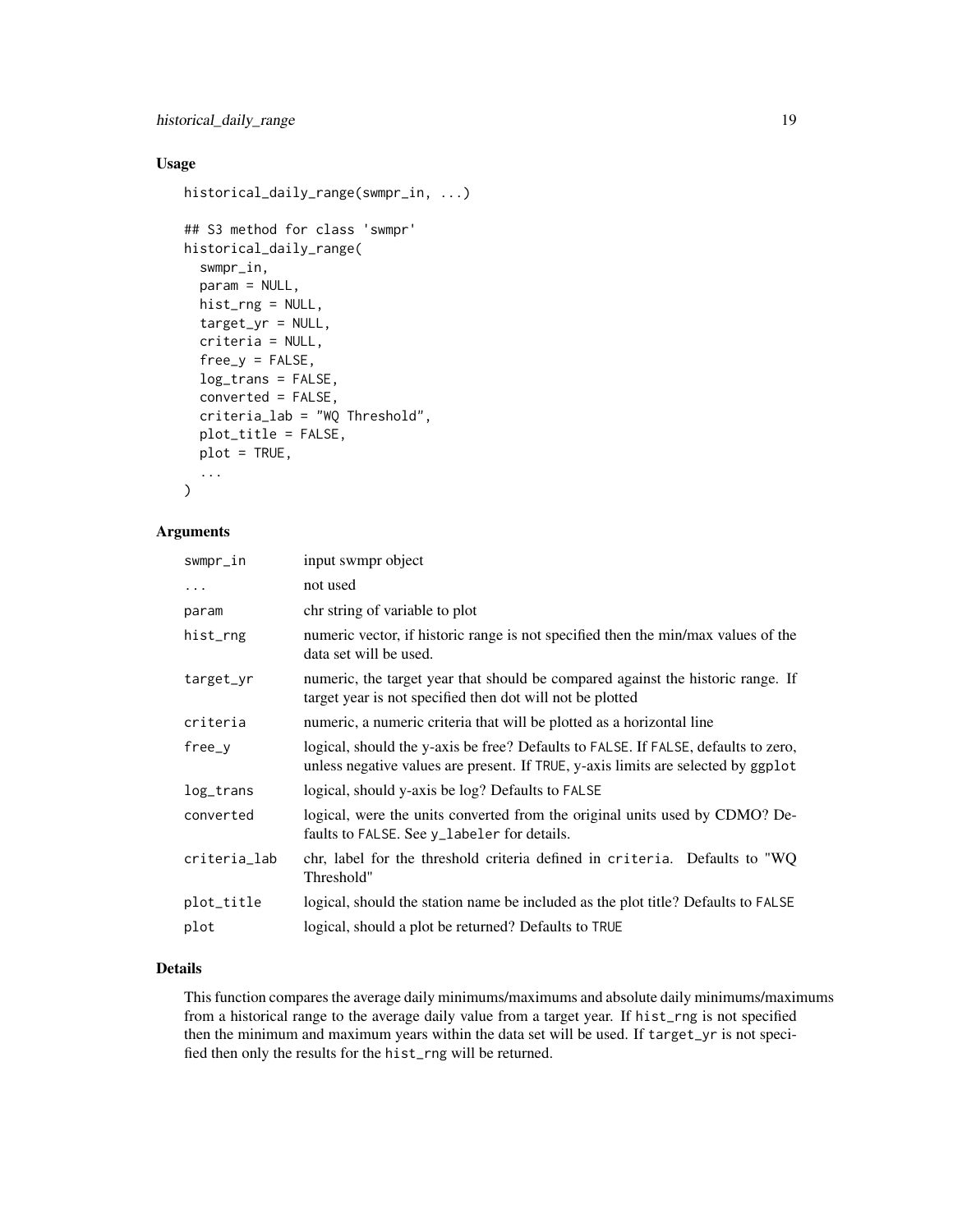## Usage

```
historical_daily_range(swmpr_in, ...)

## S3 method for class 'swmpr'
historical_daily_range(
  swmpr_in,
  param = NULL,
  hist_rng = NULL,
  target_yr = NULL,
  criteria = NULL,
  free_y = FALSE,
  log_trans = FALSE,
  converted = FALSE,
  criteria_lab = "WQ Threshold",
  plot_title = FALSE,
  plot = TRUE,
  ...
)
```

## Arguments

| | |
|---|---|
| `swmpr_in` | input swmpr object |
| `...` | not used |
| `param` | chr string of variable to plot |
| `hist_rng` | numeric vector, if historic range is not specified then the min/max values of the data set will be used. |
| `target_yr` | numeric, the target year that should be compared against the historic range. If target year is not specified then dot will not be plotted |
| `criteria` | numeric, a numeric criteria that will be plotted as a horizontal line |
| `free_y` | logical, should the y-axis be free? Defaults to `FALSE`. If `FALSE`, defaults to zero, unless negative values are present. If `TRUE`, y-axis limits are selected by `ggplot` |
| `log_trans` | logical, should y-axis be log? Defaults to `FALSE` |
| `converted` | logical, were the units converted from the original units used by CDMO? Defaults to `FALSE`. See `y_labeler` for details. |
| `criteria_lab` | chr, label for the threshold criteria defined in `criteria`. Defaults to "WQ Threshold" |
| `plot_title` | logical, should the station name be included as the plot title? Defaults to `FALSE` |
| `plot` | logical, should a plot be returned? Defaults to `TRUE` |

## Details

This function compares the average daily minimums/maximums and absolute daily minimums/maximums from a historical range to the average daily value from a target year. If `hist_rng` is not specified then the minimum and maximum years within the data set will be used. If `target_yr` is not specified then only the results for the `hist_rng` will be returned.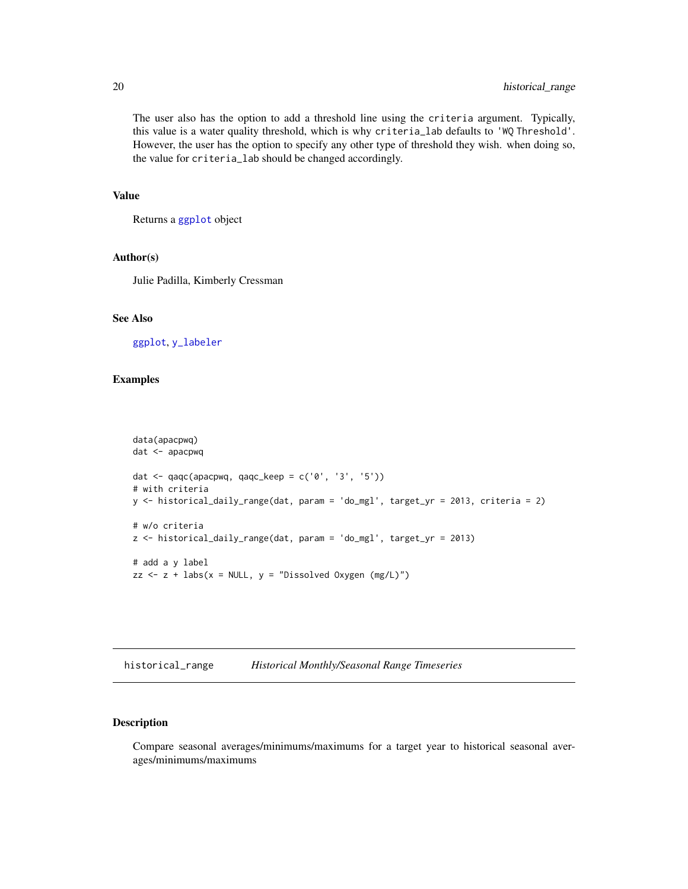The user also has the option to add a threshold line using the `criteria` argument. Typically, this value is a water quality threshold, which is why `criteria_lab` defaults to `'WQ Threshold'`. However, the user has the option to specify any other type of threshold they wish. when doing so, the value for `criteria_lab` should be changed accordingly.

### Value

Returns a `ggplot` object

### Author(s)

Julie Padilla, Kimberly Cressman

### See Also

`ggplot`, `y_labeler`

### Examples

```
data(apacpwq)
dat <- apacpwq

dat <- qaqc(apacpwq, qaqc_keep = c('0', '3', '5'))
# with criteria
y <- historical_daily_range(dat, param = 'do_mgl', target_yr = 2013, criteria = 2)

# w/o criteria
z <- historical_daily_range(dat, param = 'do_mgl', target_yr = 2013)

# add a y label
zz <- z + labs(x = NULL, y = "Dissolved Oxygen (mg/L)")
```

---

## historical_range — *Historical Monthly/Seasonal Range Timeseries*

---

### Description

Compare seasonal averages/minimums/maximums for a target year to historical seasonal averages/minimums/maximums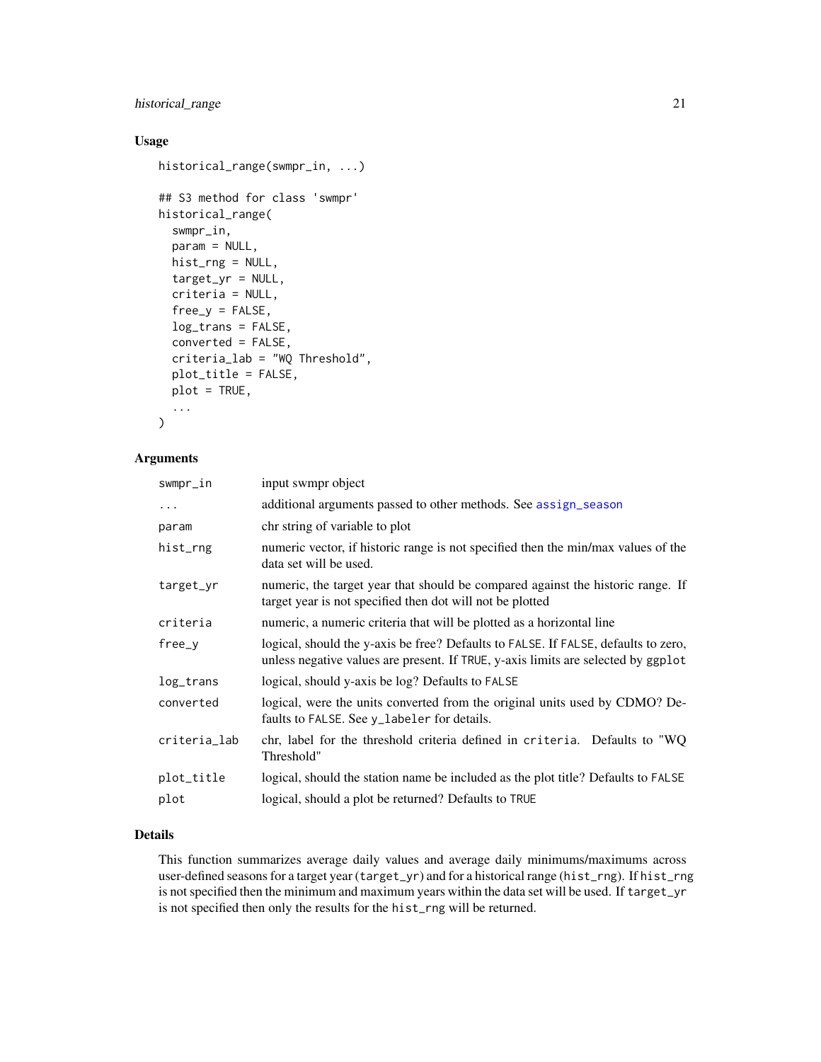## Usage

```
historical_range(swmpr_in, ...)

## S3 method for class 'swmpr'
historical_range(
  swmpr_in,
  param = NULL,
  hist_rng = NULL,
  target_yr = NULL,
  criteria = NULL,
  free_y = FALSE,
  log_trans = FALSE,
  converted = FALSE,
  criteria_lab = "WQ Threshold",
  plot_title = FALSE,
  plot = TRUE,
  ...
)
```

## Arguments

| | |
|---|---|
| swmpr_in | input swmpr object |
| ... | additional arguments passed to other methods. See assign_season |
| param | chr string of variable to plot |
| hist_rng | numeric vector, if historic range is not specified then the min/max values of the data set will be used. |
| target_yr | numeric, the target year that should be compared against the historic range. If target year is not specified then dot will not be plotted |
| criteria | numeric, a numeric criteria that will be plotted as a horizontal line |
| free_y | logical, should the y-axis be free? Defaults to FALSE. If FALSE, defaults to zero, unless negative values are present. If TRUE, y-axis limits are selected by ggplot |
| log_trans | logical, should y-axis be log? Defaults to FALSE |
| converted | logical, were the units converted from the original units used by CDMO? Defaults to FALSE. See y_labeler for details. |
| criteria_lab | chr, label for the threshold criteria defined in criteria. Defaults to "WQ Threshold" |
| plot_title | logical, should the station name be included as the plot title? Defaults to FALSE |
| plot | logical, should a plot be returned? Defaults to TRUE |

## Details

This function summarizes average daily values and average daily minimums/maximums across user-defined seasons for a target year (target_yr) and for a historical range (hist_rng). If hist_rng is not specified then the minimum and maximum years within the data set will be used. If target_yr is not specified then only the results for the hist_rng will be returned.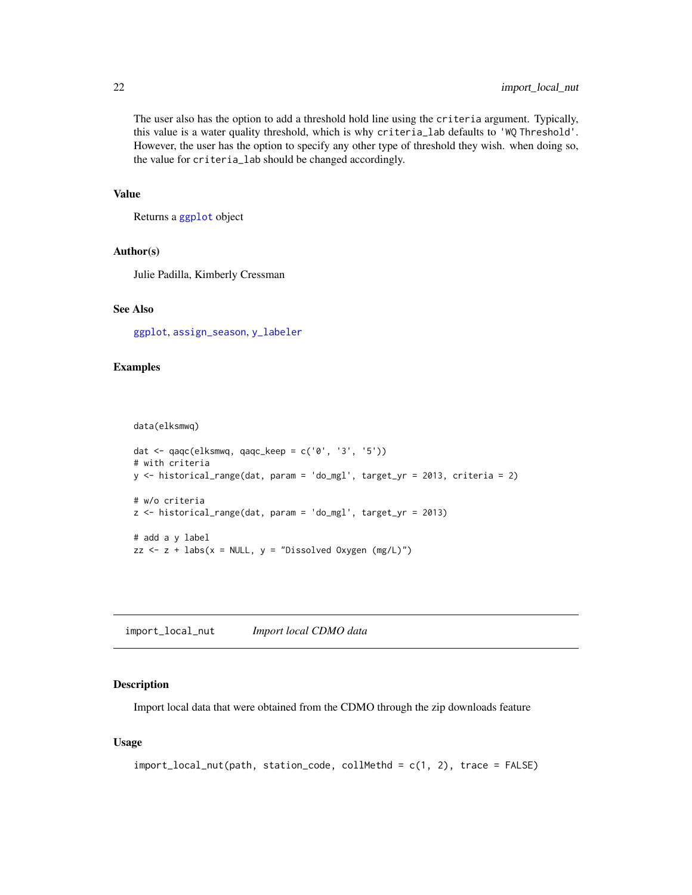The user also has the option to add a threshold hold line using the `criteria` argument. Typically, this value is a water quality threshold, which is why `criteria_lab` defaults to `'WQ Threshold'`. However, the user has the option to specify any other type of threshold they wish. when doing so, the value for `criteria_lab` should be changed accordingly.

### Value

Returns a `ggplot` object

### Author(s)

Julie Padilla, Kimberly Cressman

### See Also

`ggplot`, `assign_season`, `y_labeler`

### Examples

```
data(elksmwq)

dat <- qaqc(elksmwq, qaqc_keep = c('0', '3', '5'))
# with criteria
y <- historical_range(dat, param = 'do_mgl', target_yr = 2013, criteria = 2)

# w/o criteria
z <- historical_range(dat, param = 'do_mgl', target_yr = 2013)

# add a y label
zz <- z + labs(x = NULL, y = "Dissolved Oxygen (mg/L)")
```

---

## import_local_nut &nbsp;&nbsp;&nbsp; *Import local CDMO data*

### Description

Import local data that were obtained from the CDMO through the zip downloads feature

### Usage

```
import_local_nut(path, station_code, collMethd = c(1, 2), trace = FALSE)
```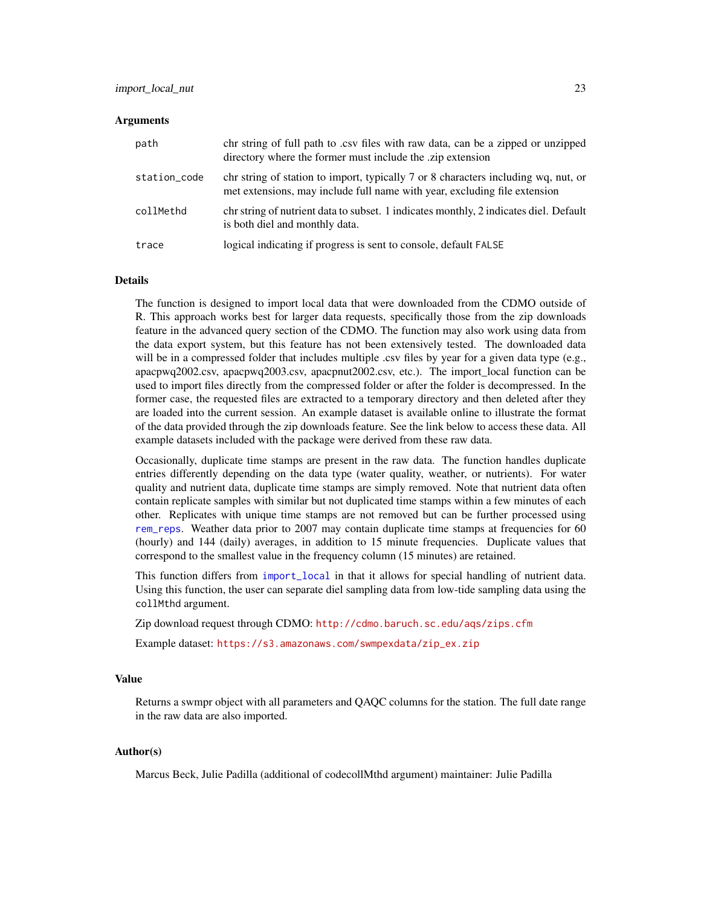### Arguments

| | |
|---|---|
| `path` | chr string of full path to .csv files with raw data, can be a zipped or unzipped directory where the former must include the .zip extension |
| `station_code` | chr string of station to import, typically 7 or 8 characters including wq, nut, or met extensions, may include full name with year, excluding file extension |
| `collMethd` | chr string of nutrient data to subset. 1 indicates monthly, 2 indicates diel. Default is both diel and monthly data. |
| `trace` | logical indicating if progress is sent to console, default `FALSE` |

### Details

The function is designed to import local data that were downloaded from the CDMO outside of R. This approach works best for larger data requests, specifically those from the zip downloads feature in the advanced query section of the CDMO. The function may also work using data from the data export system, but this feature has not been extensively tested. The downloaded data will be in a compressed folder that includes multiple .csv files by year for a given data type (e.g., apacpwq2002.csv, apacpwq2003.csv, apacpnut2002.csv, etc.). The import_local function can be used to import files directly from the compressed folder or after the folder is decompressed. In the former case, the requested files are extracted to a temporary directory and then deleted after they are loaded into the current session. An example dataset is available online to illustrate the format of the data provided through the zip downloads feature. See the link below to access these data. All example datasets included with the package were derived from these raw data.

Occasionally, duplicate time stamps are present in the raw data. The function handles duplicate entries differently depending on the data type (water quality, weather, or nutrients). For water quality and nutrient data, duplicate time stamps are simply removed. Note that nutrient data often contain replicate samples with similar but not duplicated time stamps within a few minutes of each other. Replicates with unique time stamps are not removed but can be further processed using `rem_reps`. Weather data prior to 2007 may contain duplicate time stamps at frequencies for 60 (hourly) and 144 (daily) averages, in addition to 15 minute frequencies. Duplicate values that correspond to the smallest value in the frequency column (15 minutes) are retained.

This function differs from `import_local` in that it allows for special handling of nutrient data. Using this function, the user can separate diel sampling data from low-tide sampling data using the `collMthd` argument.

Zip download request through CDMO: `http://cdmo.baruch.sc.edu/aqs/zips.cfm`

Example dataset: `https://s3.amazonaws.com/swmpexdata/zip_ex.zip`

### Value

Returns a swmpr object with all parameters and QAQC columns for the station. The full date range in the raw data are also imported.

### Author(s)

Marcus Beck, Julie Padilla (additional of codecollMthd argument) maintainer: Julie Padilla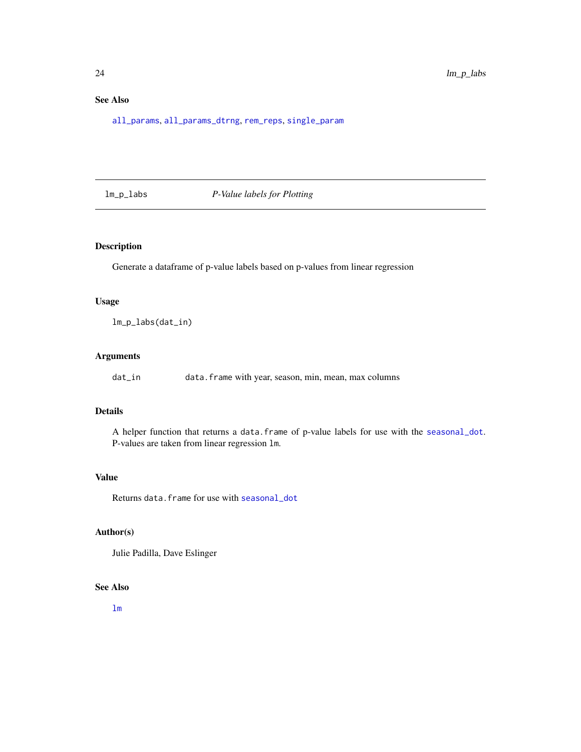### See Also

all_params, all_params_dtrng, rem_reps, single_param

---

## lm_p_labs — *P-Value labels for Plotting*

---

### Description

Generate a dataframe of p-value labels based on p-values from linear regression

### Usage

```
lm_p_labs(dat_in)
```

### Arguments

| | |
|---|---|
| dat_in | data.frame with year, season, min, mean, max columns |

### Details

A helper function that returns a data.frame of p-value labels for use with the seasonal_dot. P-values are taken from linear regression lm.

### Value

Returns data.frame for use with seasonal_dot

### Author(s)

Julie Padilla, Dave Eslinger

### See Also

lm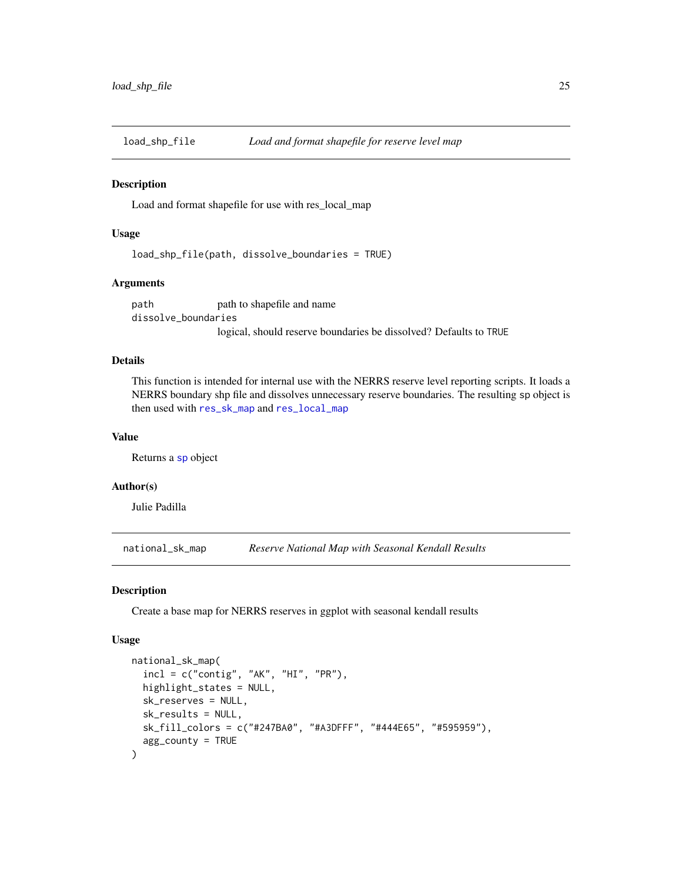## load_shp_file — *Load and format shapefile for reserve level map*

### Description

Load and format shapefile for use with res_local_map

### Usage

```
load_shp_file(path, dissolve_boundaries = TRUE)
```

### Arguments

| | |
|---|---|
| `path` | path to shapefile and name |
| `dissolve_boundaries` | logical, should reserve boundaries be dissolved? Defaults to `TRUE` |

### Details

This function is intended for internal use with the NERRS reserve level reporting scripts. It loads a NERRS boundary shp file and dissolves unnecessary reserve boundaries. The resulting `sp` object is then used with `res_sk_map` and `res_local_map`

### Value

Returns a `sp` object

### Author(s)

Julie Padilla

## national_sk_map — *Reserve National Map with Seasonal Kendall Results*

### Description

Create a base map for NERRS reserves in ggplot with seasonal kendall results

### Usage

```
national_sk_map(
  incl = c("contig", "AK", "HI", "PR"),
  highlight_states = NULL,
  sk_reserves = NULL,
  sk_results = NULL,
  sk_fill_colors = c("#247BA0", "#A3DFFF", "#444E65", "#595959"),
  agg_county = TRUE
)
```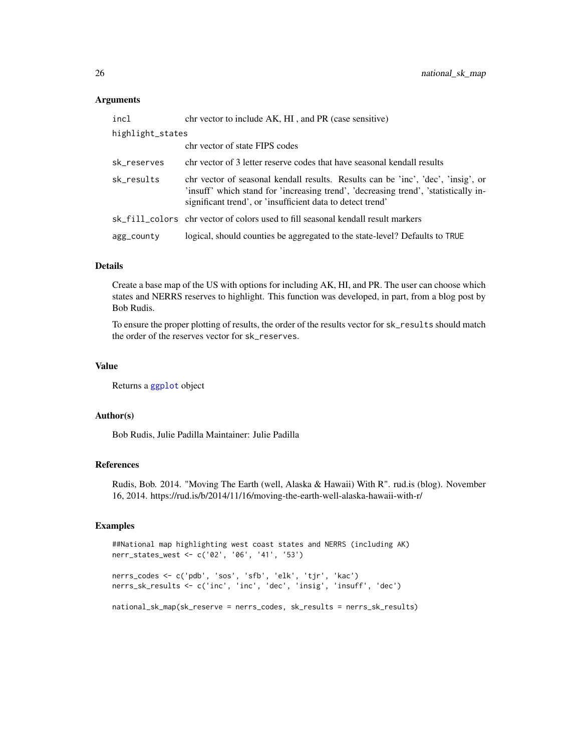### Arguments

| | |
|---|---|
| `incl` | chr vector to include AK, HI , and PR (case sensitive) |
| `highlight_states` | chr vector of state FIPS codes |
| `sk_reserves` | chr vector of 3 letter reserve codes that have seasonal kendall results |
| `sk_results` | chr vector of seasonal kendall results. Results can be 'inc', 'dec', 'insig', or 'insuff' which stand for 'increasing trend', 'decreasing trend', 'statistically insignificant trend', or 'insufficient data to detect trend' |
| `sk_fill_colors` | chr vector of colors used to fill seasonal kendall result markers |
| `agg_county` | logical, should counties be aggregated to the state-level? Defaults to `TRUE` |

### Details

Create a base map of the US with options for including AK, HI, and PR. The user can choose which states and NERRS reserves to highlight. This function was developed, in part, from a blog post by Bob Rudis.

To ensure the proper plotting of results, the order of the results vector for `sk_results` should match the order of the reserves vector for `sk_reserves`.

### Value

Returns a `ggplot` object

### Author(s)

Bob Rudis, Julie Padilla Maintainer: Julie Padilla

### References

Rudis, Bob. 2014. "Moving The Earth (well, Alaska & Hawaii) With R". rud.is (blog). November 16, 2014. https://rud.is/b/2014/11/16/moving-the-earth-well-alaska-hawaii-with-r/

### Examples

```
##National map highlighting west coast states and NERRS (including AK)
nerr_states_west <- c('02', '06', '41', '53')

nerrs_codes <- c('pdb', 'sos', 'sfb', 'elk', 'tjr', 'kac')
nerrs_sk_results <- c('inc', 'inc', 'dec', 'insig', 'insuff', 'dec')

national_sk_map(sk_reserve = nerrs_codes, sk_results = nerrs_sk_results)
```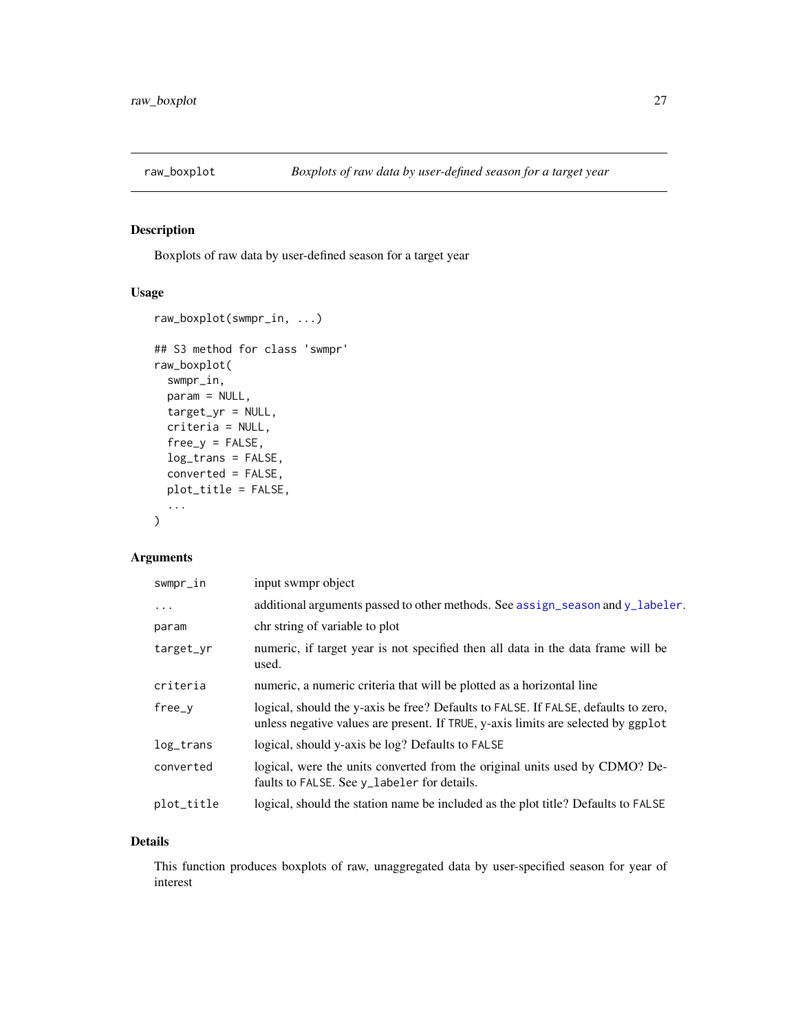## raw_boxplot — *Boxplots of raw data by user-defined season for a target year*

### Description

Boxplots of raw data by user-defined season for a target year

### Usage

```
raw_boxplot(swmpr_in, ...)

## S3 method for class 'swmpr'
raw_boxplot(
  swmpr_in,
  param = NULL,
  target_yr = NULL,
  criteria = NULL,
  free_y = FALSE,
  log_trans = FALSE,
  converted = FALSE,
  plot_title = FALSE,
  ...
)
```

### Arguments

| Argument | Description |
|---|---|
| `swmpr_in` | input swmpr object |
| `...` | additional arguments passed to other methods. See `assign_season` and `y_labeler`. |
| `param` | chr string of variable to plot |
| `target_yr` | numeric, if target year is not specified then all data in the data frame will be used. |
| `criteria` | numeric, a numeric criteria that will be plotted as a horizontal line |
| `free_y` | logical, should the y-axis be free? Defaults to `FALSE`. If `FALSE`, defaults to zero, unless negative values are present. If `TRUE`, y-axis limits are selected by `ggplot` |
| `log_trans` | logical, should y-axis be log? Defaults to `FALSE` |
| `converted` | logical, were the units converted from the original units used by CDMO? Defaults to `FALSE`. See `y_labeler` for details. |
| `plot_title` | logical, should the station name be included as the plot title? Defaults to `FALSE` |

### Details

This function produces boxplots of raw, unaggregated data by user-specified season for year of interest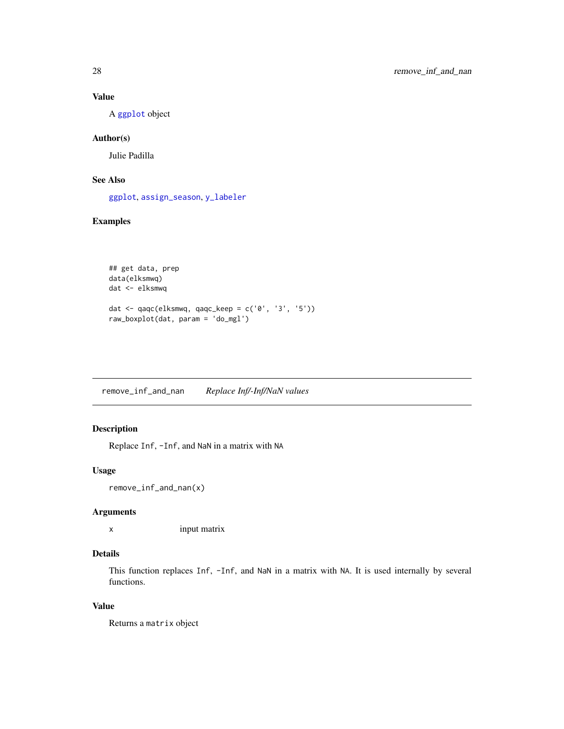### Value

A `ggplot` object

### Author(s)

Julie Padilla

### See Also

`ggplot`, `assign_season`, `y_labeler`

### Examples

```
## get data, prep
data(elksmwq)
dat <- elksmwq

dat <- qaqc(elksmwq, qaqc_keep = c('0', '3', '5'))
raw_boxplot(dat, param = 'do_mgl')
```

---

## remove_inf_and_nan    *Replace Inf/-Inf/NaN values*

### Description

Replace `Inf`, `-Inf`, and `NaN` in a matrix with `NA`

### Usage

```
remove_inf_and_nan(x)
```

### Arguments

| | |
|---|---|
| x | input matrix |

### Details

This function replaces `Inf`, `-Inf`, and `NaN` in a matrix with `NA`. It is used internally by several functions.

### Value

Returns a `matrix` object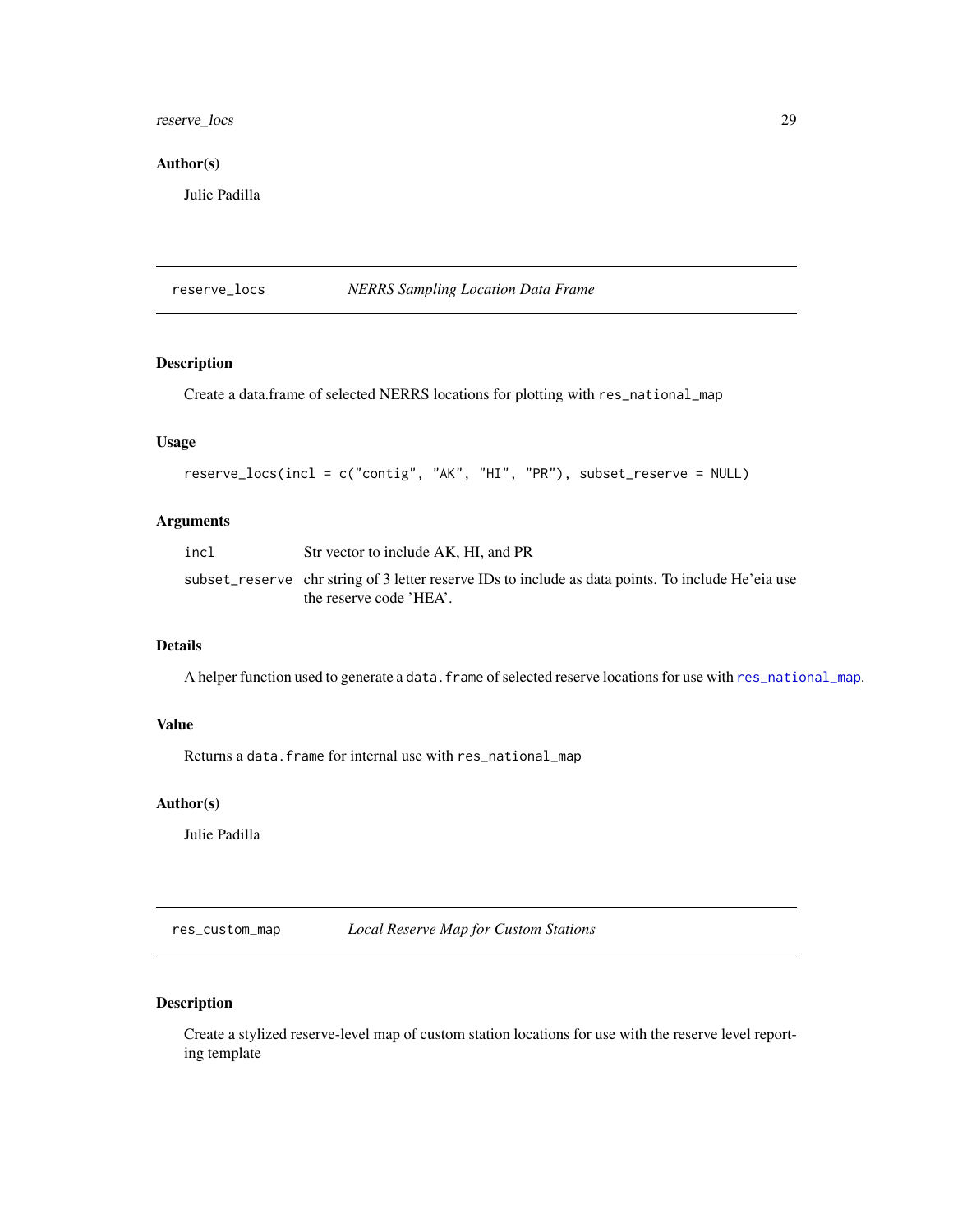## Author(s)

Julie Padilla

---

# reserve_locs — *NERRS Sampling Location Data Frame*

## Description

Create a data.frame of selected NERRS locations for plotting with `res_national_map`

## Usage

```
reserve_locs(incl = c("contig", "AK", "HI", "PR"), subset_reserve = NULL)
```

## Arguments

| | |
|---|---|
| `incl` | Str vector to include AK, HI, and PR |
| `subset_reserve` | chr string of 3 letter reserve IDs to include as data points. To include He'eia use the reserve code 'HEA'. |

## Details

A helper function used to generate a `data.frame` of selected reserve locations for use with `res_national_map`.

## Value

Returns a `data.frame` for internal use with `res_national_map`

## Author(s)

Julie Padilla

---

# res_custom_map — *Local Reserve Map for Custom Stations*

## Description

Create a stylized reserve-level map of custom station locations for use with the reserve level reporting template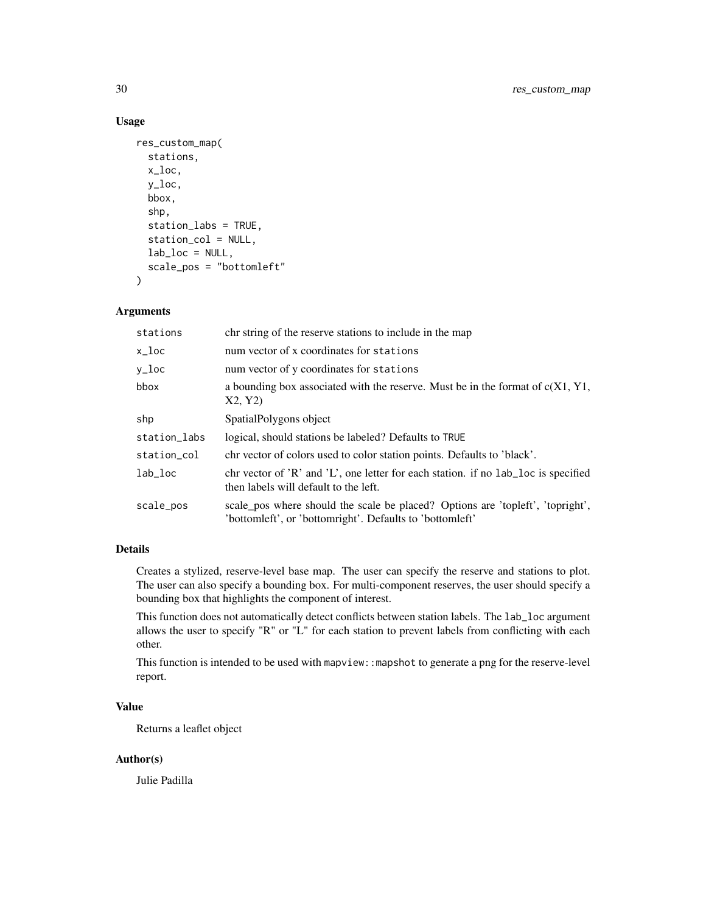## Usage

```
res_custom_map(
  stations,
  x_loc,
  y_loc,
  bbox,
  shp,
  station_labs = TRUE,
  station_col = NULL,
  lab_loc = NULL,
  scale_pos = "bottomleft"
)
```

## Arguments

| | |
|---|---|
| stations | chr string of the reserve stations to include in the map |
| x_loc | num vector of x coordinates for stations |
| y_loc | num vector of y coordinates for stations |
| bbox | a bounding box associated with the reserve. Must be in the format of c(X1, Y1, X2, Y2) |
| shp | SpatialPolygons object |
| station_labs | logical, should stations be labeled? Defaults to TRUE |
| station_col | chr vector of colors used to color station points. Defaults to 'black'. |
| lab_loc | chr vector of 'R' and 'L', one letter for each station. if no lab_loc is specified then labels will default to the left. |
| scale_pos | scale_pos where should the scale be placed? Options are 'topleft', 'topright', 'bottomleft', or 'bottomright'. Defaults to 'bottomleft' |

## Details

Creates a stylized, reserve-level base map. The user can specify the reserve and stations to plot. The user can also specify a bounding box. For multi-component reserves, the user should specify a bounding box that highlights the component of interest.

This function does not automatically detect conflicts between station labels. The lab_loc argument allows the user to specify "R" or "L" for each station to prevent labels from conflicting with each other.

This function is intended to be used with mapview::mapshot to generate a png for the reserve-level report.

## Value

Returns a leaflet object

## Author(s)

Julie Padilla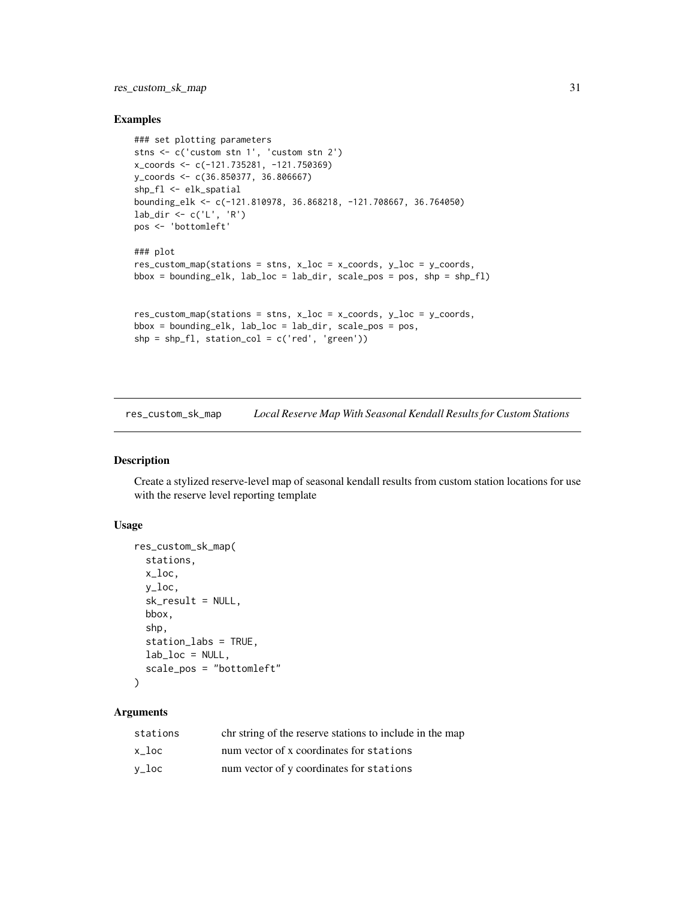## Examples

```
### set plotting parameters
stns <- c('custom stn 1', 'custom stn 2')
x_coords <- c(-121.735281, -121.750369)
y_coords <- c(36.850377, 36.806667)
shp_fl <- elk_spatial
bounding_elk <- c(-121.810978, 36.868218, -121.708667, 36.764050)
lab_dir <- c('L', 'R')
pos <- 'bottomleft'

### plot
res_custom_map(stations = stns, x_loc = x_coords, y_loc = y_coords,
bbox = bounding_elk, lab_loc = lab_dir, scale_pos = pos, shp = shp_fl)


res_custom_map(stations = stns, x_loc = x_coords, y_loc = y_coords,
bbox = bounding_elk, lab_loc = lab_dir, scale_pos = pos,
shp = shp_fl, station_col = c('red', 'green'))
```

---

# res_custom_sk_map — *Local Reserve Map With Seasonal Kendall Results for Custom Stations*

## Description

Create a stylized reserve-level map of seasonal kendall results from custom station locations for use with the reserve level reporting template

## Usage

```
res_custom_sk_map(
  stations,
  x_loc,
  y_loc,
  sk_result = NULL,
  bbox,
  shp,
  station_labs = TRUE,
  lab_loc = NULL,
  scale_pos = "bottomleft"
)
```

## Arguments

| | |
|---|---|
| `stations` | chr string of the reserve stations to include in the map |
| `x_loc` | num vector of x coordinates for `stations` |
| `y_loc` | num vector of y coordinates for `stations` |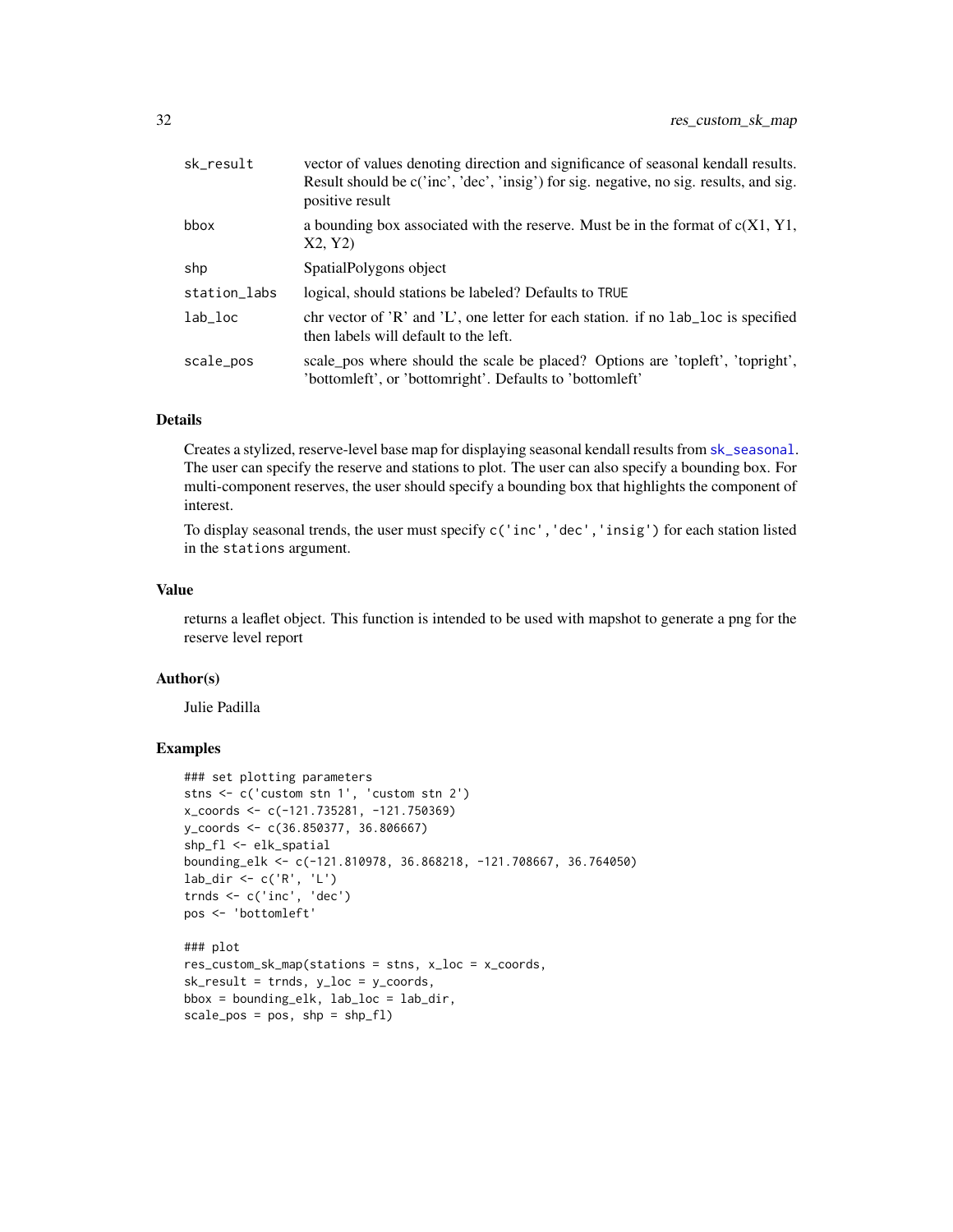| | |
|---|---|
| sk_result | vector of values denoting direction and significance of seasonal kendall results. Result should be c('inc', 'dec', 'insig') for sig. negative, no sig. results, and sig. positive result |
| bbox | a bounding box associated with the reserve. Must be in the format of c(X1, Y1, X2, Y2) |
| shp | SpatialPolygons object |
| station_labs | logical, should stations be labeled? Defaults to TRUE |
| lab_loc | chr vector of 'R' and 'L', one letter for each station. if no lab_loc is specified then labels will default to the left. |
| scale_pos | scale_pos where should the scale be placed? Options are 'topleft', 'topright', 'bottomleft', or 'bottomright'. Defaults to 'bottomleft' |

## Details

Creates a stylized, reserve-level base map for displaying seasonal kendall results from sk_seasonal. The user can specify the reserve and stations to plot. The user can also specify a bounding box. For multi-component reserves, the user should specify a bounding box that highlights the component of interest.

To display seasonal trends, the user must specify c('inc','dec','insig') for each station listed in the stations argument.

## Value

returns a leaflet object. This function is intended to be used with mapshot to generate a png for the reserve level report

## Author(s)

Julie Padilla

## Examples

```
### set plotting parameters
stns <- c('custom stn 1', 'custom stn 2')
x_coords <- c(-121.735281, -121.750369)
y_coords <- c(36.850377, 36.806667)
shp_fl <- elk_spatial
bounding_elk <- c(-121.810978, 36.868218, -121.708667, 36.764050)
lab_dir <- c('R', 'L')
trnds <- c('inc', 'dec')
pos <- 'bottomleft'

### plot
res_custom_sk_map(stations = stns, x_loc = x_coords,
sk_result = trnds, y_loc = y_coords,
bbox = bounding_elk, lab_loc = lab_dir,
scale_pos = pos, shp = shp_fl)
```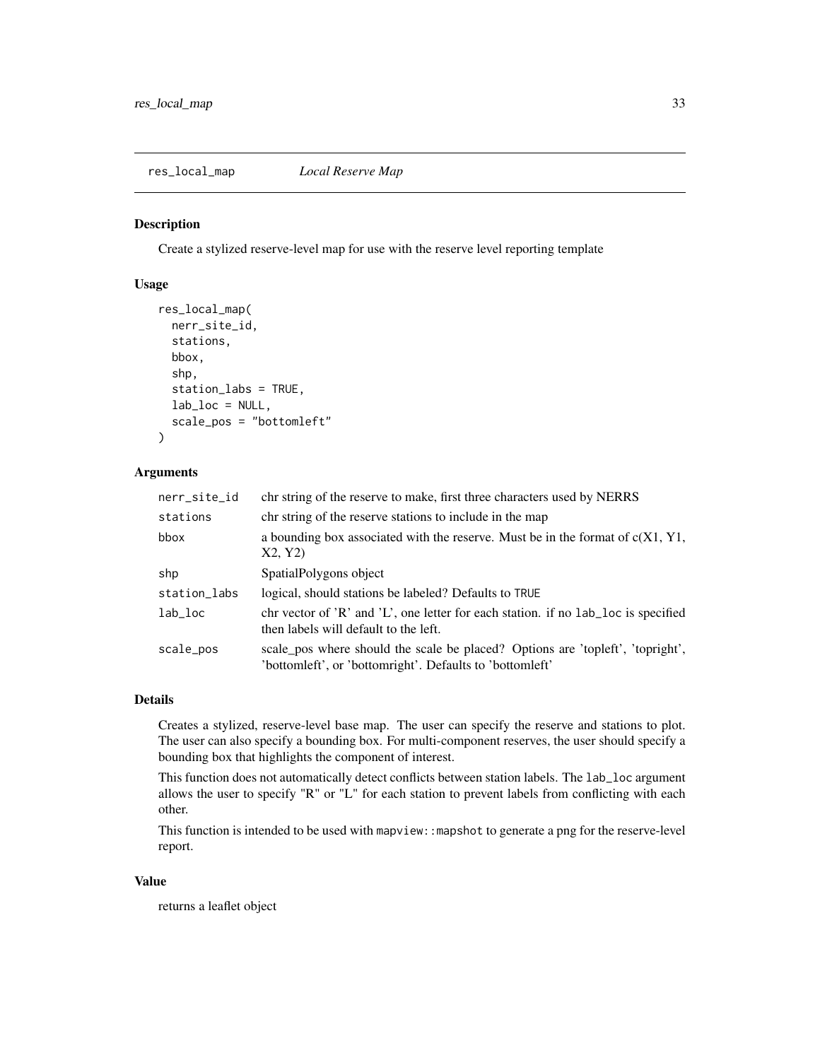## res_local_map *Local Reserve Map*

### Description

Create a stylized reserve-level map for use with the reserve level reporting template

### Usage

```
res_local_map(
  nerr_site_id,
  stations,
  bbox,
  shp,
  station_labs = TRUE,
  lab_loc = NULL,
  scale_pos = "bottomleft"
)
```

### Arguments

| | |
|---|---|
| nerr_site_id | chr string of the reserve to make, first three characters used by NERRS |
| stations | chr string of the reserve stations to include in the map |
| bbox | a bounding box associated with the reserve. Must be in the format of c(X1, Y1, X2, Y2) |
| shp | SpatialPolygons object |
| station_labs | logical, should stations be labeled? Defaults to TRUE |
| lab_loc | chr vector of 'R' and 'L', one letter for each station. if no lab_loc is specified then labels will default to the left. |
| scale_pos | scale_pos where should the scale be placed? Options are 'topleft', 'topright', 'bottomleft', or 'bottomright'. Defaults to 'bottomleft' |

### Details

Creates a stylized, reserve-level base map. The user can specify the reserve and stations to plot. The user can also specify a bounding box. For multi-component reserves, the user should specify a bounding box that highlights the component of interest.

This function does not automatically detect conflicts between station labels. The lab_loc argument allows the user to specify "R" or "L" for each station to prevent labels from conflicting with each other.

This function is intended to be used with mapview::mapshot to generate a png for the reserve-level report.

### Value

returns a leaflet object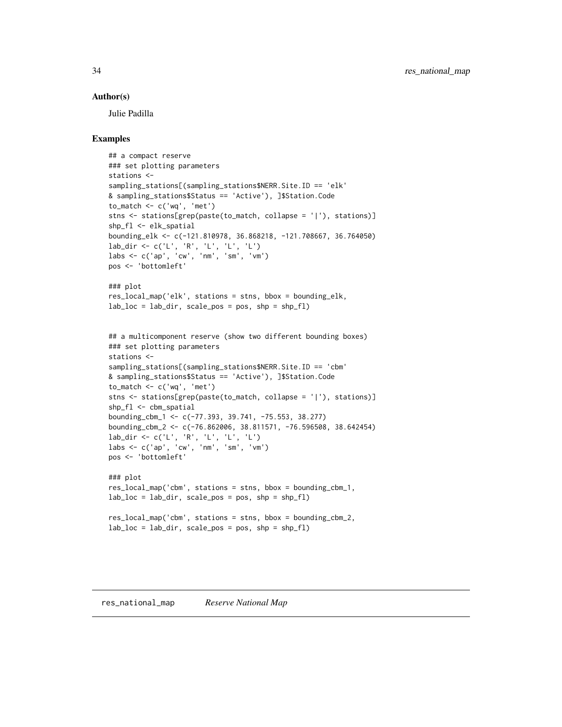## Author(s)

Julie Padilla

## Examples

```
## a compact reserve
### set plotting parameters
stations <-
sampling_stations[(sampling_stations$NERR.Site.ID == 'elk'
& sampling_stations$Status == 'Active'), ]$Station.Code
to_match <- c('wq', 'met')
stns <- stations[grep(paste(to_match, collapse = '|'), stations)]
shp_fl <- elk_spatial
bounding_elk <- c(-121.810978, 36.868218, -121.708667, 36.764050)
lab_dir <- c('L', 'R', 'L', 'L', 'L')
labs <- c('ap', 'cw', 'nm', 'sm', 'vm')
pos <- 'bottomleft'

### plot
res_local_map('elk', stations = stns, bbox = bounding_elk,
lab_loc = lab_dir, scale_pos = pos, shp = shp_fl)


## a multicomponent reserve (show two different bounding boxes)
### set plotting parameters
stations <-
sampling_stations[(sampling_stations$NERR.Site.ID == 'cbm'
& sampling_stations$Status == 'Active'), ]$Station.Code
to_match <- c('wq', 'met')
stns <- stations[grep(paste(to_match, collapse = '|'), stations)]
shp_fl <- cbm_spatial
bounding_cbm_1 <- c(-77.393, 39.741, -75.553, 38.277)
bounding_cbm_2 <- c(-76.862006, 38.811571, -76.596508, 38.642454)
lab_dir <- c('L', 'R', 'L', 'L', 'L')
labs <- c('ap', 'cw', 'nm', 'sm', 'vm')
pos <- 'bottomleft'

### plot
res_local_map('cbm', stations = stns, bbox = bounding_cbm_1,
lab_loc = lab_dir, scale_pos = pos, shp = shp_fl)

res_local_map('cbm', stations = stns, bbox = bounding_cbm_2,
lab_loc = lab_dir, scale_pos = pos, shp = shp_fl)
```

# res_national_map — *Reserve National Map*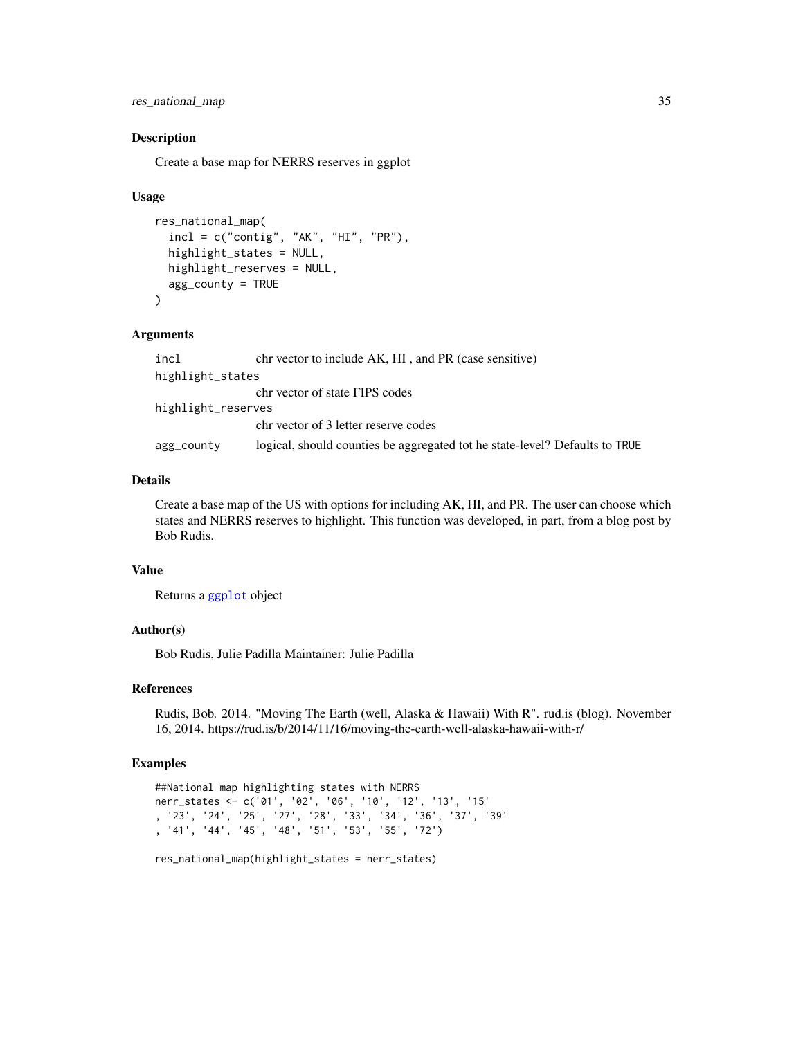## Description

Create a base map for NERRS reserves in ggplot

## Usage

```
res_national_map(
  incl = c("contig", "AK", "HI", "PR"),
  highlight_states = NULL,
  highlight_reserves = NULL,
  agg_county = TRUE
)
```

## Arguments

| Argument | Description |
| --- | --- |
| `incl` | chr vector to include AK, HI , and PR (case sensitive) |
| `highlight_states` | chr vector of state FIPS codes |
| `highlight_reserves` | chr vector of 3 letter reserve codes |
| `agg_county` | logical, should counties be aggregated tot he state-level? Defaults to `TRUE` |

## Details

Create a base map of the US with options for including AK, HI, and PR. The user can choose which states and NERRS reserves to highlight. This function was developed, in part, from a blog post by Bob Rudis.

## Value

Returns a `ggplot` object

## Author(s)

Bob Rudis, Julie Padilla Maintainer: Julie Padilla

## References

Rudis, Bob. 2014. "Moving The Earth (well, Alaska & Hawaii) With R". rud.is (blog). November 16, 2014. https://rud.is/b/2014/11/16/moving-the-earth-well-alaska-hawaii-with-r/

## Examples

```
##National map highlighting states with NERRS
nerr_states <- c('01', '02', '06', '10', '12', '13', '15'
, '23', '24', '25', '27', '28', '33', '34', '36', '37', '39'
, '41', '44', '45', '48', '51', '53', '55', '72')

res_national_map(highlight_states = nerr_states)
```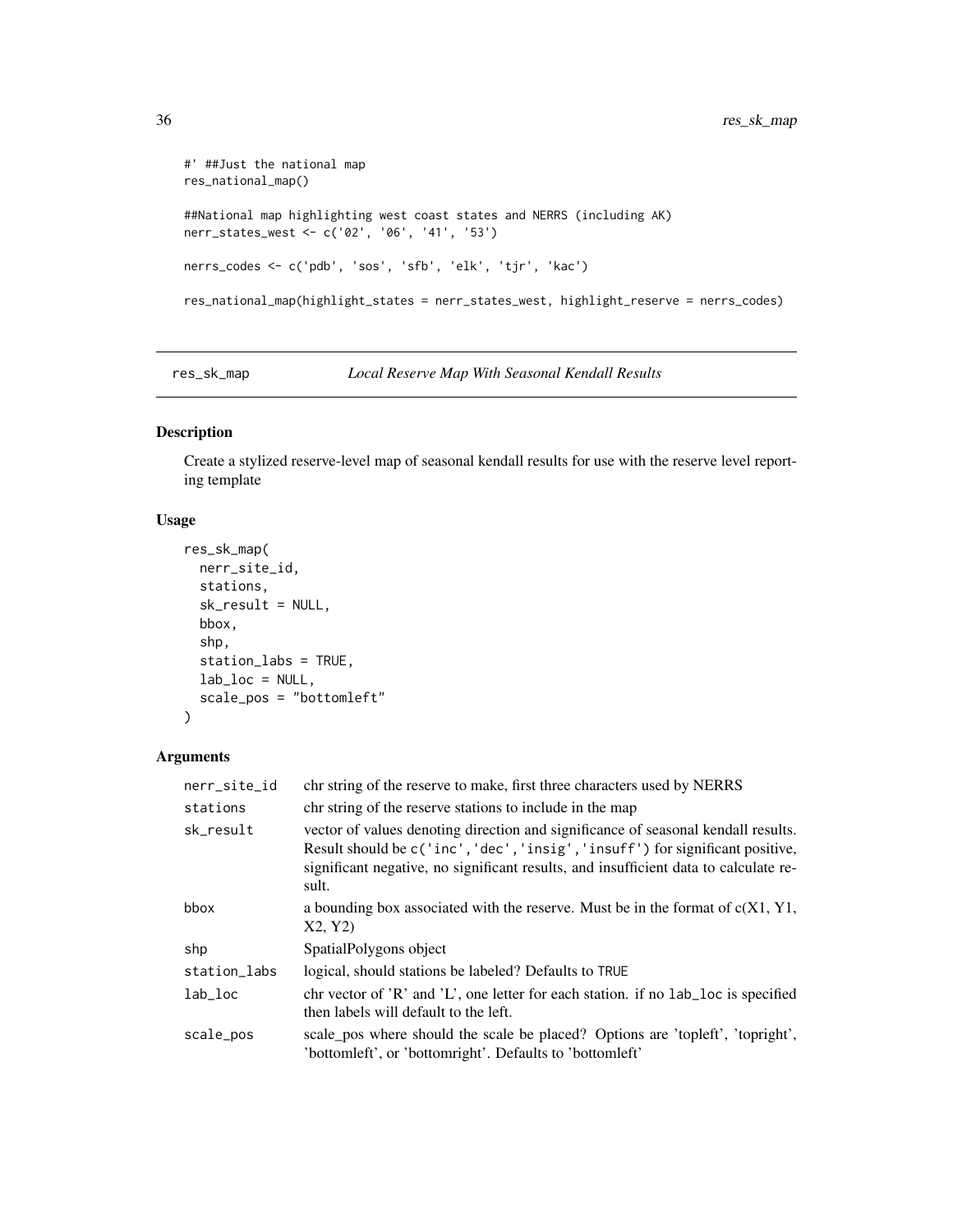```
#' ##Just the national map
res_national_map()

##National map highlighting west coast states and NERRS (including AK)
nerr_states_west <- c('02', '06', '41', '53')

nerrs_codes <- c('pdb', 'sos', 'sfb', 'elk', 'tjr', 'kac')

res_national_map(highlight_states = nerr_states_west, highlight_reserve = nerrs_codes)
```

---

## res_sk_map — *Local Reserve Map With Seasonal Kendall Results*

---

### Description

Create a stylized reserve-level map of seasonal kendall results for use with the reserve level reporting template

### Usage

```
res_sk_map(
  nerr_site_id,
  stations,
  sk_result = NULL,
  bbox,
  shp,
  station_labs = TRUE,
  lab_loc = NULL,
  scale_pos = "bottomleft"
)
```

### Arguments

| | |
|---|---|
| `nerr_site_id` | chr string of the reserve to make, first three characters used by NERRS |
| `stations` | chr string of the reserve stations to include in the map |
| `sk_result` | vector of values denoting direction and significance of seasonal kendall results. Result should be `c('inc','dec','insig','insuff')` for significant positive, significant negative, no significant results, and insufficient data to calculate result. |
| `bbox` | a bounding box associated with the reserve. Must be in the format of c(X1, Y1, X2, Y2) |
| `shp` | SpatialPolygons object |
| `station_labs` | logical, should stations be labeled? Defaults to `TRUE` |
| `lab_loc` | chr vector of 'R' and 'L', one letter for each station. if no `lab_loc` is specified then labels will default to the left. |
| `scale_pos` | scale_pos where should the scale be placed? Options are 'topleft', 'topright', 'bottomleft', or 'bottomright'. Defaults to 'bottomleft' |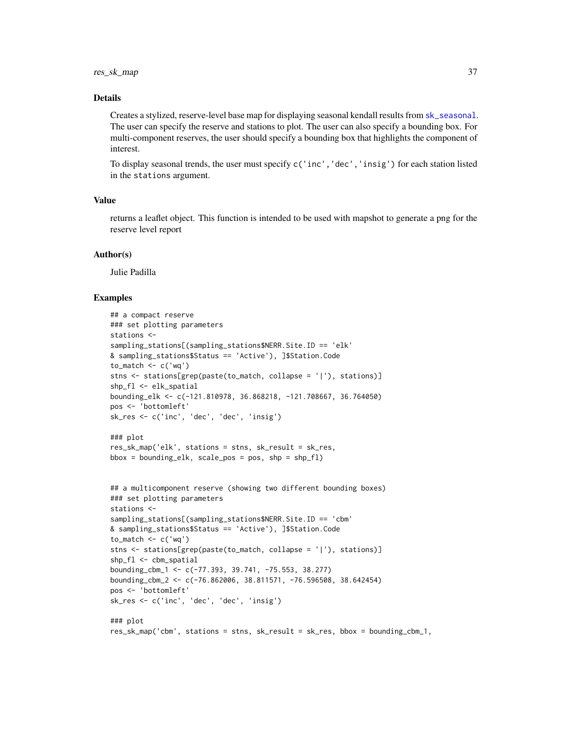## Details

Creates a stylized, reserve-level base map for displaying seasonal kendall results from `sk_seasonal`. The user can specify the reserve and stations to plot. The user can also specify a bounding box. For multi-component reserves, the user should specify a bounding box that highlights the component of interest.

To display seasonal trends, the user must specify `c('inc','dec','insig')` for each station listed in the `stations` argument.

## Value

returns a leaflet object. This function is intended to be used with mapshot to generate a png for the reserve level report

## Author(s)

Julie Padilla

## Examples

```
## a compact reserve
### set plotting parameters
stations <-
sampling_stations[(sampling_stations$NERR.Site.ID == 'elk'
& sampling_stations$Status == 'Active'), ]$Station.Code
to_match <- c('wq')
stns <- stations[grep(paste(to_match, collapse = '|'), stations)]
shp_fl <- elk_spatial
bounding_elk <- c(-121.810978, 36.868218, -121.708667, 36.764050)
pos <- 'bottomleft'
sk_res <- c('inc', 'dec', 'dec', 'insig')

### plot
res_sk_map('elk', stations = stns, sk_result = sk_res,
bbox = bounding_elk, scale_pos = pos, shp = shp_fl)


## a multicomponent reserve (showing two different bounding boxes)
### set plotting parameters
stations <-
sampling_stations[(sampling_stations$NERR.Site.ID == 'cbm'
& sampling_stations$Status == 'Active'), ]$Station.Code
to_match <- c('wq')
stns <- stations[grep(paste(to_match, collapse = '|'), stations)]
shp_fl <- cbm_spatial
bounding_cbm_1 <- c(-77.393, 39.741, -75.553, 38.277)
bounding_cbm_2 <- c(-76.862006, 38.811571, -76.596508, 38.642454)
pos <- 'bottomleft'
sk_res <- c('inc', 'dec', 'dec', 'insig')

### plot
res_sk_map('cbm', stations = stns, sk_result = sk_res, bbox = bounding_cbm_1,
```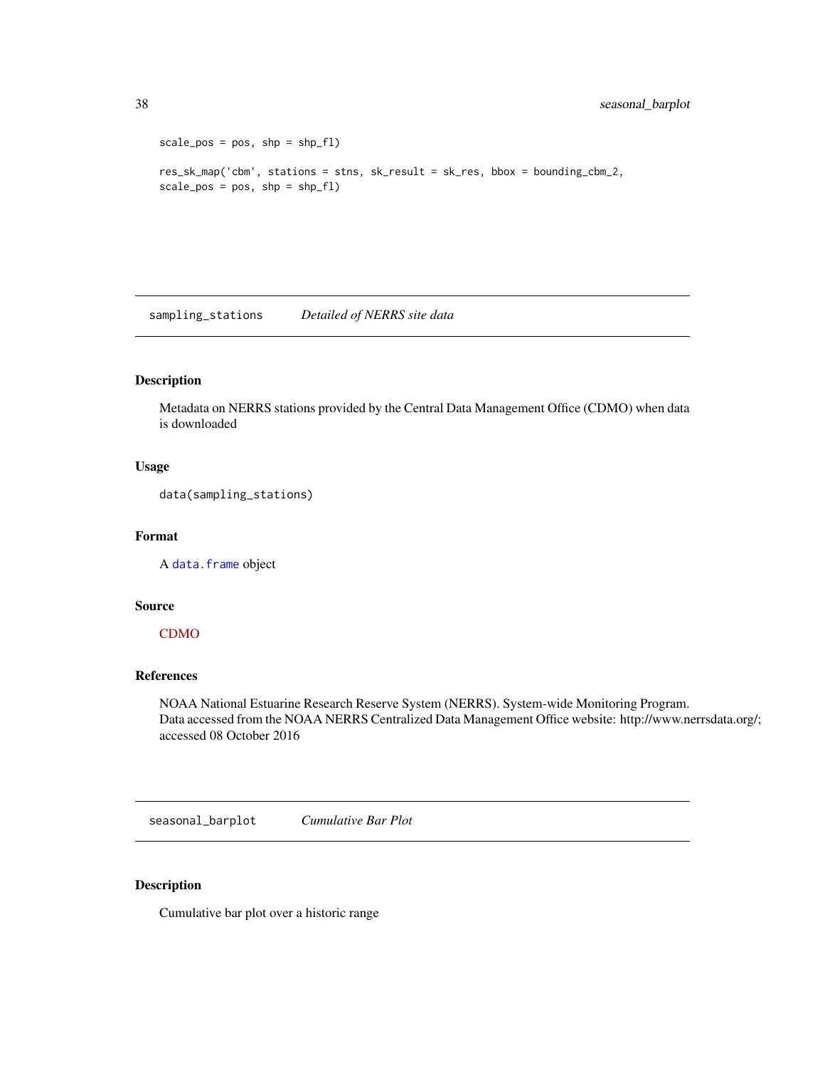```
scale_pos = pos, shp = shp_fl)

res_sk_map('cbm', stations = stnts, sk_result = sk_res, bbox = bounding_cbm_2,
scale_pos = pos, shp = shp_fl)
```

## sampling_stations *Detailed of NERRS site data*

### Description

Metadata on NERRS stations provided by the Central Data Management Office (CDMO) when data is downloaded

### Usage

```
data(sampling_stations)
```

### Format

A `data.frame` object

### Source

CDMO

### References

NOAA National Estuarine Research Reserve System (NERRS). System-wide Monitoring Program. Data accessed from the NOAA NERRS Centralized Data Management Office website: http://www.nerrsdata.org/; accessed 08 October 2016

## seasonal_barplot *Cumulative Bar Plot*

### Description

Cumulative bar plot over a historic range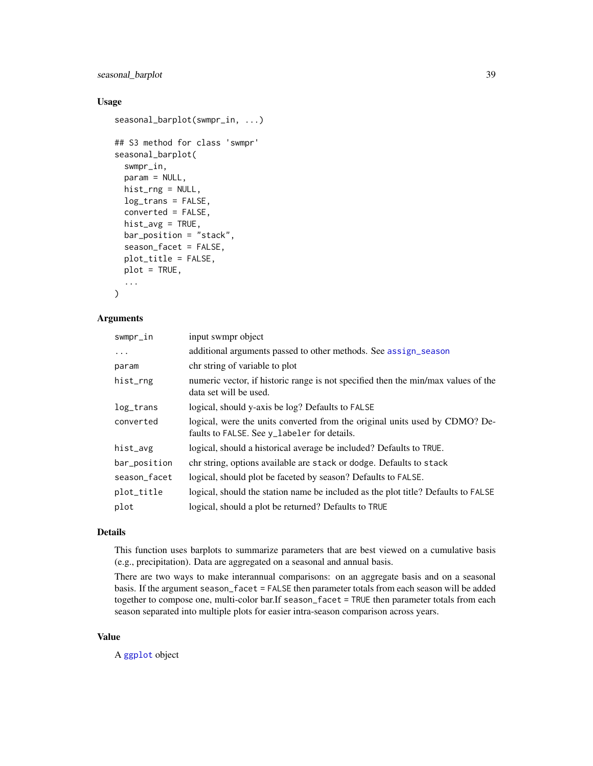## Usage

```
seasonal_barplot(swmpr_in, ...)

## S3 method for class 'swmpr'
seasonal_barplot(
  swmpr_in,
  param = NULL,
  hist_rng = NULL,
  log_trans = FALSE,
  converted = FALSE,
  hist_avg = TRUE,
  bar_position = "stack",
  season_facet = FALSE,
  plot_title = FALSE,
  plot = TRUE,
  ...
)
```

## Arguments

| | |
|---|---|
| `swmpr_in` | input swmpr object |
| `...` | additional arguments passed to other methods. See `assign_season` |
| `param` | chr string of variable to plot |
| `hist_rng` | numeric vector, if historic range is not specified then the min/max values of the data set will be used. |
| `log_trans` | logical, should y-axis be log? Defaults to `FALSE` |
| `converted` | logical, were the units converted from the original units used by CDMO? Defaults to `FALSE`. See `y_labeler` for details. |
| `hist_avg` | logical, should a historical average be included? Defaults to `TRUE`. |
| `bar_position` | chr string, options available are `stack` or `dodge`. Defaults to `stack` |
| `season_facet` | logical, should plot be faceted by season? Defaults to `FALSE`. |
| `plot_title` | logical, should the station name be included as the plot title? Defaults to `FALSE` |
| `plot` | logical, should a plot be returned? Defaults to `TRUE` |

## Details

This function uses barplots to summarize parameters that are best viewed on a cumulative basis (e.g., precipitation). Data are aggregated on a seasonal and annual basis.

There are two ways to make interannual comparisons: on an aggregate basis and on a seasonal basis. If the argument `season_facet = FALSE` then parameter totals from each season will be added together to compose one, multi-color bar.If `season_facet = TRUE` then parameter totals from each season separated into multiple plots for easier intra-season comparison across years.

## Value

A `ggplot` object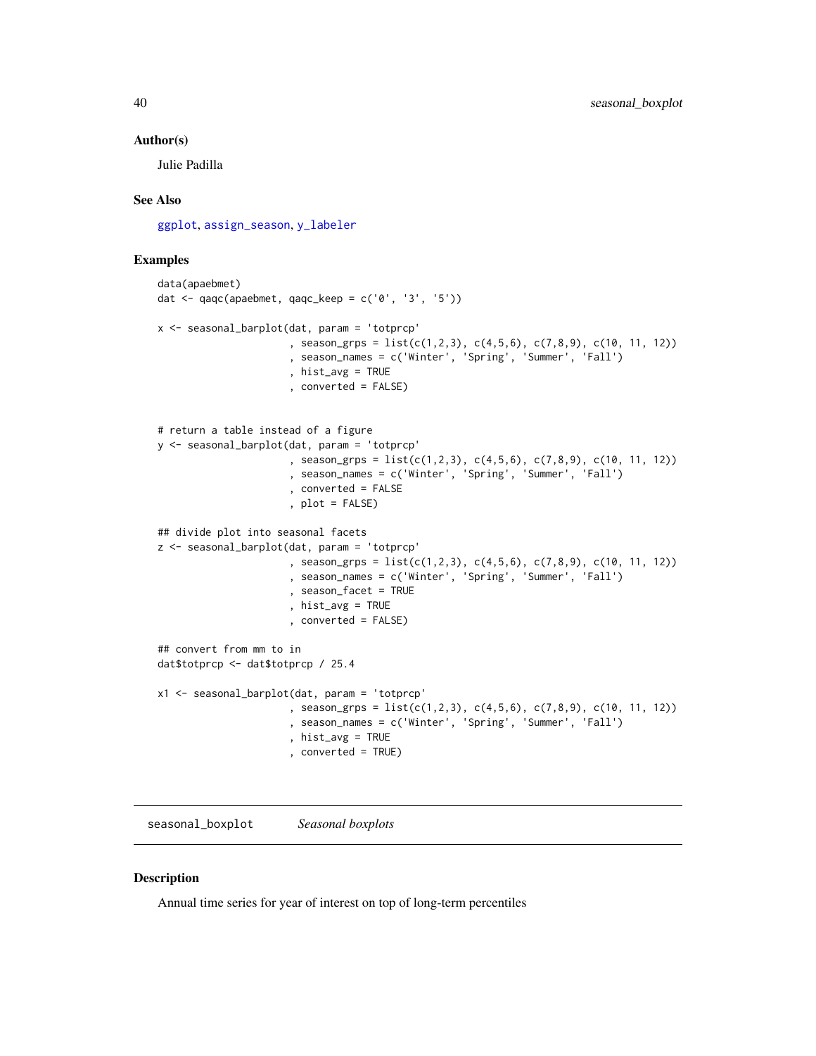### Author(s)

Julie Padilla

### See Also

ggplot, assign_season, y_labeler

### Examples

```
data(apaebmet)
dat <- qaqc(apaebmet, qaqc_keep = c('0', '3', '5'))

x <- seasonal_barplot(dat, param = 'totprcp'
                      , season_grps = list(c(1,2,3), c(4,5,6), c(7,8,9), c(10, 11, 12))
                      , season_names = c('Winter', 'Spring', 'Summer', 'Fall')
                      , hist_avg = TRUE
                      , converted = FALSE)


# return a table instead of a figure
y <- seasonal_barplot(dat, param = 'totprcp'
                      , season_grps = list(c(1,2,3), c(4,5,6), c(7,8,9), c(10, 11, 12))
                      , season_names = c('Winter', 'Spring', 'Summer', 'Fall')
                      , converted = FALSE
                      , plot = FALSE)

## divide plot into seasonal facets
z <- seasonal_barplot(dat, param = 'totprcp'
                      , season_grps = list(c(1,2,3), c(4,5,6), c(7,8,9), c(10, 11, 12))
                      , season_names = c('Winter', 'Spring', 'Summer', 'Fall')
                      , season_facet = TRUE
                      , hist_avg = TRUE
                      , converted = FALSE)

## convert from mm to in
dat$totprcp <- dat$totprcp / 25.4

x1 <- seasonal_barplot(dat, param = 'totprcp'
                      , season_grps = list(c(1,2,3), c(4,5,6), c(7,8,9), c(10, 11, 12))
                      , season_names = c('Winter', 'Spring', 'Summer', 'Fall')
                      , hist_avg = TRUE
                      , converted = TRUE)
```

---

## seasonal_boxplot *Seasonal boxplots*

### Description

Annual time series for year of interest on top of long-term percentiles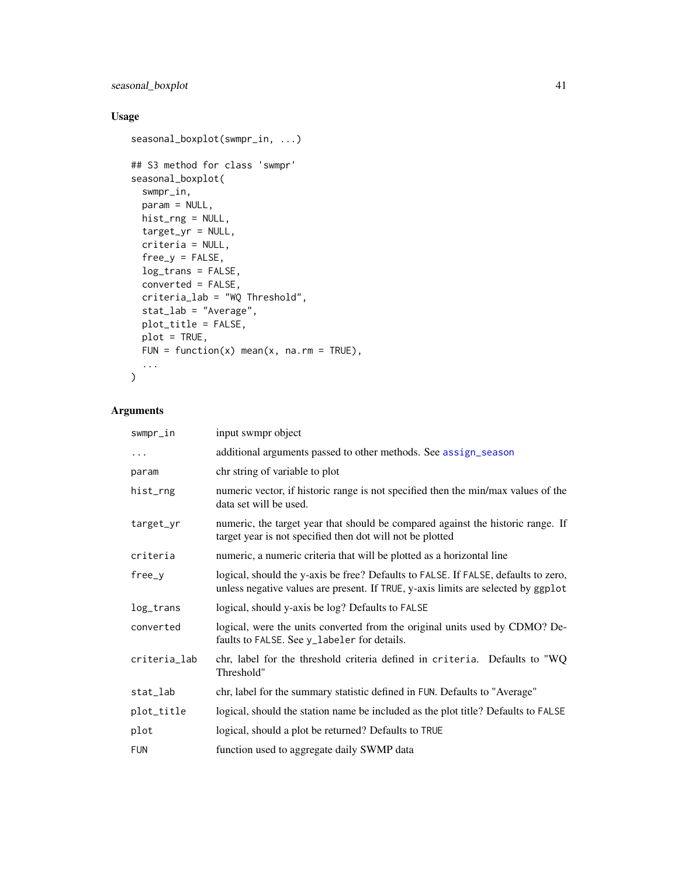## Usage

```
seasonal_boxplot(swmpr_in, ...)

## S3 method for class 'swmpr'
seasonal_boxplot(
  swmpr_in,
  param = NULL,
  hist_rng = NULL,
  target_yr = NULL,
  criteria = NULL,
  free_y = FALSE,
  log_trans = FALSE,
  converted = FALSE,
  criteria_lab = "WQ Threshold",
  stat_lab = "Average",
  plot_title = FALSE,
  plot = TRUE,
  FUN = function(x) mean(x, na.rm = TRUE),
  ...
)
```

## Arguments

| | |
|---|---|
| `swmpr_in` | input swmpr object |
| `...` | additional arguments passed to other methods. See `assign_season` |
| `param` | chr string of variable to plot |
| `hist_rng` | numeric vector, if historic range is not specified then the min/max values of the data set will be used. |
| `target_yr` | numeric, the target year that should be compared against the historic range. If target year is not specified then dot will not be plotted |
| `criteria` | numeric, a numeric criteria that will be plotted as a horizontal line |
| `free_y` | logical, should the y-axis be free? Defaults to `FALSE`. If `FALSE`, defaults to zero, unless negative values are present. If `TRUE`, y-axis limits are selected by `ggplot` |
| `log_trans` | logical, should y-axis be log? Defaults to `FALSE` |
| `converted` | logical, were the units converted from the original units used by CDMO? Defaults to `FALSE`. See `y_labeler` for details. |
| `criteria_lab` | chr, label for the threshold criteria defined in `criteria`. Defaults to "WQ Threshold" |
| `stat_lab` | chr, label for the summary statistic defined in `FUN`. Defaults to "Average" |
| `plot_title` | logical, should the station name be included as the plot title? Defaults to `FALSE` |
| `plot` | logical, should a plot be returned? Defaults to `TRUE` |
| `FUN` | function used to aggregate daily SWMP data |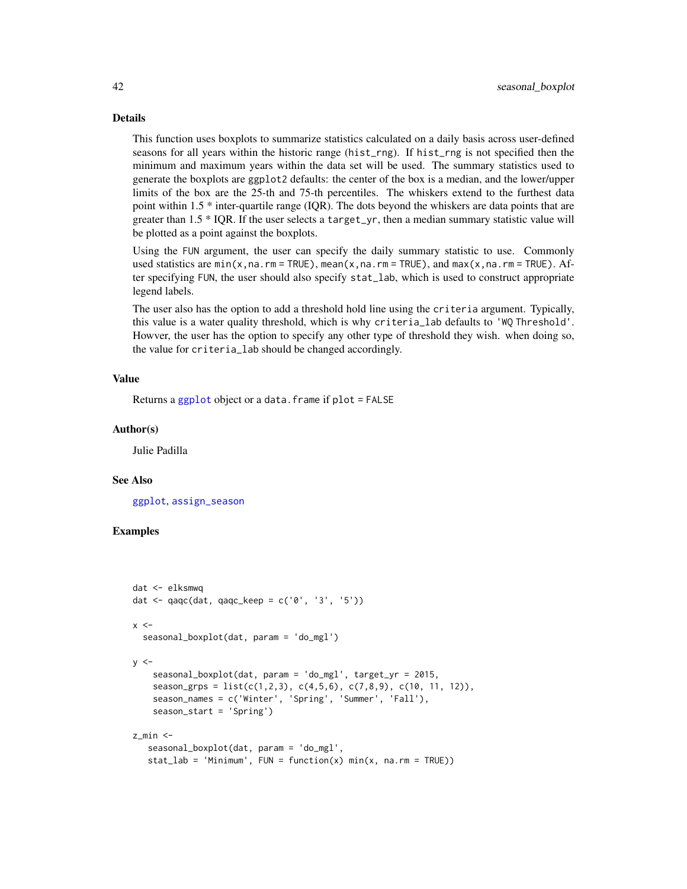## Details

This function uses boxplots to summarize statistics calculated on a daily basis across user-defined seasons for all years within the historic range (`hist_rng`). If `hist_rng` is not specified then the minimum and maximum years within the data set will be used. The summary statistics used to generate the boxplots are `ggplot2` defaults: the center of the box is a median, and the lower/upper limits of the box are the 25-th and 75-th percentiles. The whiskers extend to the furthest data point within 1.5 * inter-quartile range (IQR). The dots beyond the whiskers are data points that are greater than 1.5 * IQR. If the user selects a `target_yr`, then a median summary statistic value will be plotted as a point against the boxplots.

Using the `FUN` argument, the user can specify the daily summary statistic to use. Commonly used statistics are `min(x,na.rm = TRUE)`, `mean(x,na.rm = TRUE)`, and `max(x,na.rm = TRUE)`. After specifying `FUN`, the user should also specify `stat_lab`, which is used to construct appropriate legend labels.

The user also has the option to add a threshold hold line using the `criteria` argument. Typically, this value is a water quality threshold, which is why `criteria_lab` defaults to `'WQ Threshold'`. Howver, the user has the option to specify any other type of threshold they wish. when doing so, the value for `criteria_lab` should be changed accordingly.

## Value

Returns a `ggplot` object or a `data.frame` if `plot = FALSE`

## Author(s)

Julie Padilla

## See Also

`ggplot`, `assign_season`

## Examples

```
dat <- elksmwq
dat <- qaqc(dat, qaqc_keep = c('0', '3', '5'))

x <-
  seasonal_boxplot(dat, param = 'do_mgl')

y <-
    seasonal_boxplot(dat, param = 'do_mgl', target_yr = 2015,
    season_grps = list(c(1,2,3), c(4,5,6), c(7,8,9), c(10, 11, 12)),
    season_names = c('Winter', 'Spring', 'Summer', 'Fall'),
    season_start = 'Spring')

z_min <-
   seasonal_boxplot(dat, param = 'do_mgl',
   stat_lab = 'Minimum', FUN = function(x) min(x, na.rm = TRUE))
```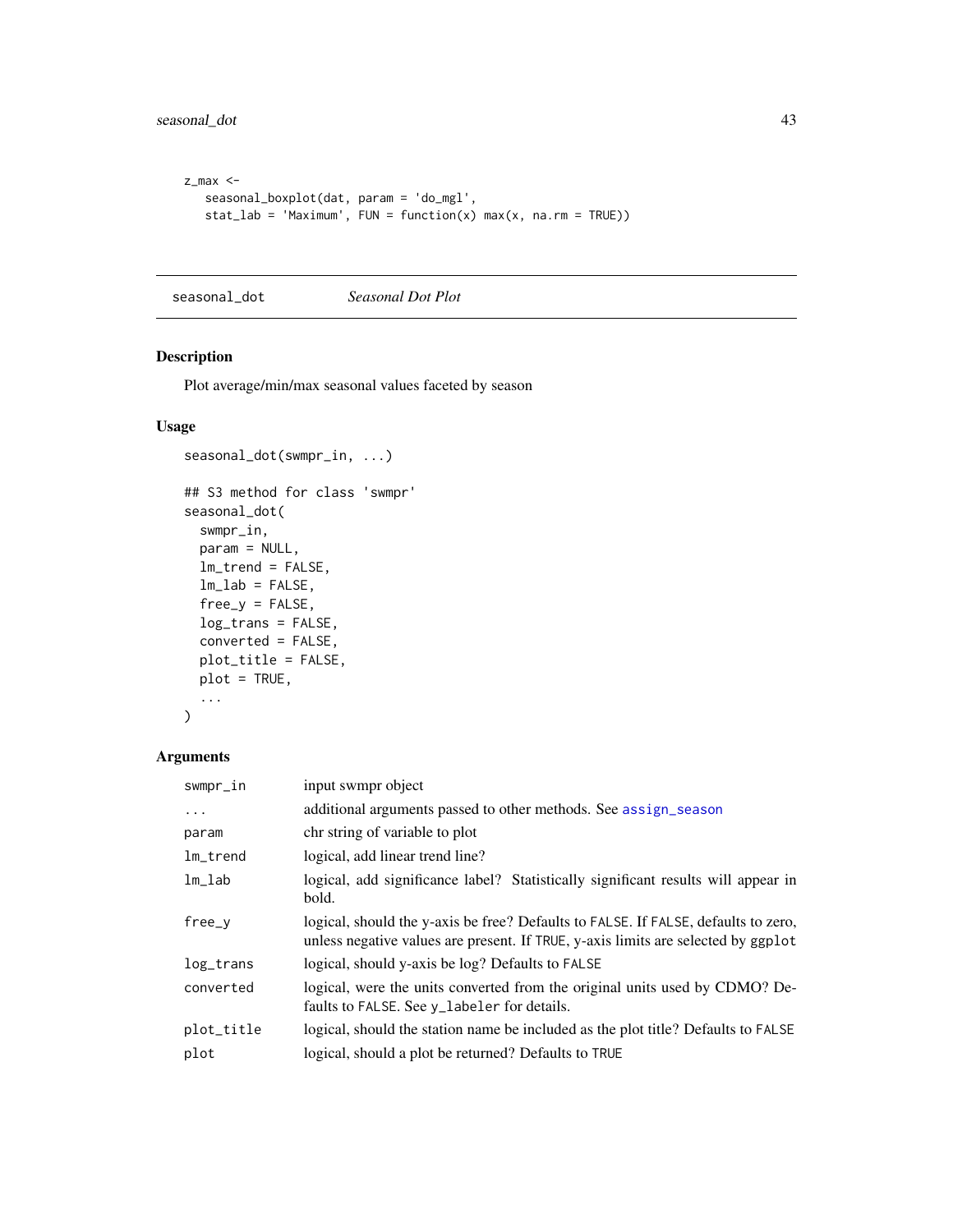```
z_max <-
   seasonal_boxplot(dat, param = 'do_mgl',
   stat_lab = 'Maximum', FUN = function(x) max(x, na.rm = TRUE))
```

## seasonal_dot — *Seasonal Dot Plot*

### Description

Plot average/min/max seasonal values faceted by season

### Usage

```
seasonal_dot(swmpr_in, ...)

## S3 method for class 'swmpr'
seasonal_dot(
  swmpr_in,
  param = NULL,
  lm_trend = FALSE,
  lm_lab = FALSE,
  free_y = FALSE,
  log_trans = FALSE,
  converted = FALSE,
  plot_title = FALSE,
  plot = TRUE,
  ...
)
```

### Arguments

| | |
|---|---|
| `swmpr_in` | input swmpr object |
| `...` | additional arguments passed to other methods. See `assign_season` |
| `param` | chr string of variable to plot |
| `lm_trend` | logical, add linear trend line? |
| `lm_lab` | logical, add significance label? Statistically significant results will appear in bold. |
| `free_y` | logical, should the y-axis be free? Defaults to `FALSE`. If `FALSE`, defaults to zero, unless negative values are present. If `TRUE`, y-axis limits are selected by `ggplot` |
| `log_trans` | logical, should y-axis be log? Defaults to `FALSE` |
| `converted` | logical, were the units converted from the original units used by CDMO? Defaults to `FALSE`. See `y_labeler` for details. |
| `plot_title` | logical, should the station name be included as the plot title? Defaults to `FALSE` |
| `plot` | logical, should a plot be returned? Defaults to `TRUE` |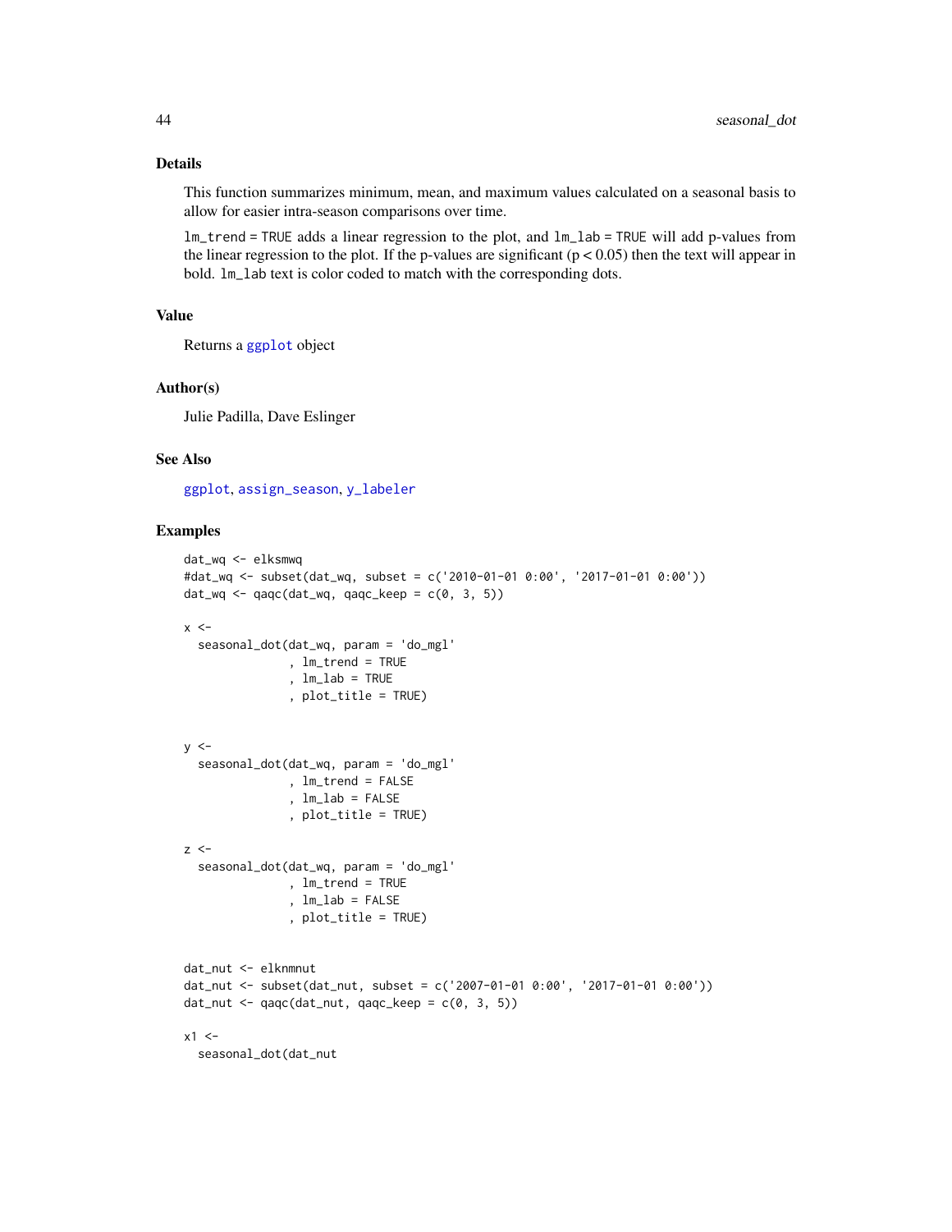### Details

This function summarizes minimum, mean, and maximum values calculated on a seasonal basis to allow for easier intra-season comparisons over time.

`lm_trend = TRUE` adds a linear regression to the plot, and `lm_lab = TRUE` will add p-values from the linear regression to the plot. If the p-values are significant ($p < 0.05$) then the text will appear in bold. `lm_lab` text is color coded to match with the corresponding dots.

### Value

Returns a `ggplot` object

### Author(s)

Julie Padilla, Dave Eslinger

### See Also

`ggplot`, `assign_season`, `y_labeler`

### Examples

```
dat_wq <- elksmwq
#dat_wq <- subset(dat_wq, subset = c('2010-01-01 0:00', '2017-01-01 0:00'))
dat_wq <- qaqc(dat_wq, qaqc_keep = c(0, 3, 5))

x <-
  seasonal_dot(dat_wq, param = 'do_mgl'
               , lm_trend = TRUE
               , lm_lab = TRUE
               , plot_title = TRUE)


y <-
  seasonal_dot(dat_wq, param = 'do_mgl'
               , lm_trend = FALSE
               , lm_lab = FALSE
               , plot_title = TRUE)

z <-
  seasonal_dot(dat_wq, param = 'do_mgl'
               , lm_trend = TRUE
               , lm_lab = FALSE
               , plot_title = TRUE)


dat_nut <- elknmnut
dat_nut <- subset(dat_nut, subset = c('2007-01-01 0:00', '2017-01-01 0:00'))
dat_nut <- qaqc(dat_nut, qaqc_keep = c(0, 3, 5))

x1 <-
  seasonal_dot(dat_nut
```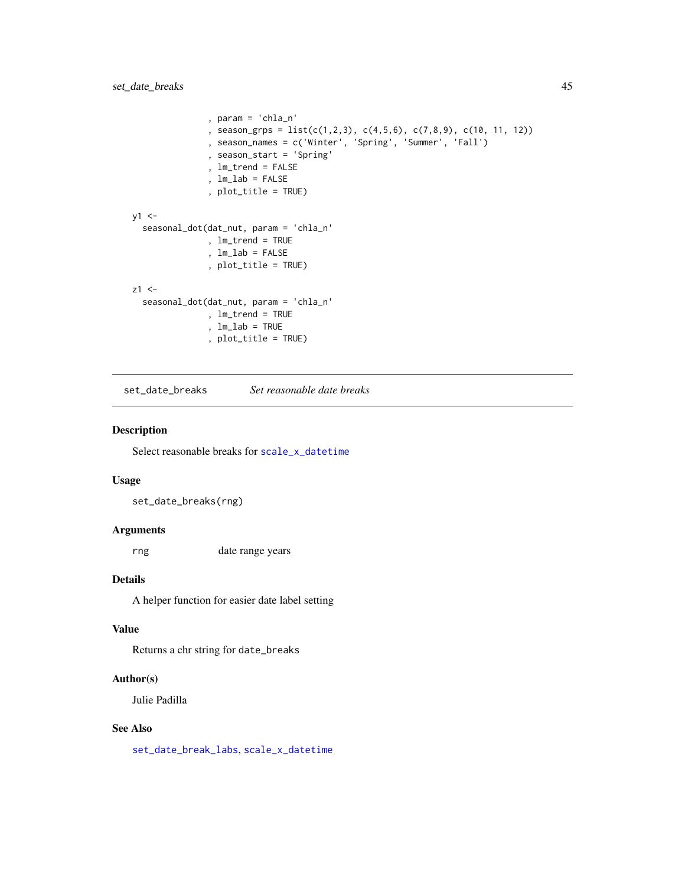```
              , param = 'chla_n'
              , season_grps = list(c(1,2,3), c(4,5,6), c(7,8,9), c(10, 11, 12))
              , season_names = c('Winter', 'Spring', 'Summer', 'Fall')
              , season_start = 'Spring'
              , lm_trend = FALSE
              , lm_lab = FALSE
              , plot_title = TRUE)

y1 <-
  seasonal_dot(dat_nut, param = 'chla_n'
              , lm_trend = TRUE
              , lm_lab = FALSE
              , plot_title = TRUE)

z1 <-
  seasonal_dot(dat_nut, param = 'chla_n'
              , lm_trend = TRUE
              , lm_lab = TRUE
              , plot_title = TRUE)
```

---

## set_date_breaks *Set reasonable date breaks*

### Description

Select reasonable breaks for `scale_x_datetime`

### Usage

```
set_date_breaks(rng)
```

### Arguments

| | |
|---|---|
| rng | date range years |

### Details

A helper function for easier date label setting

### Value

Returns a chr string for `date_breaks`

### Author(s)

Julie Padilla

### See Also

`set_date_break_labs`, `scale_x_datetime`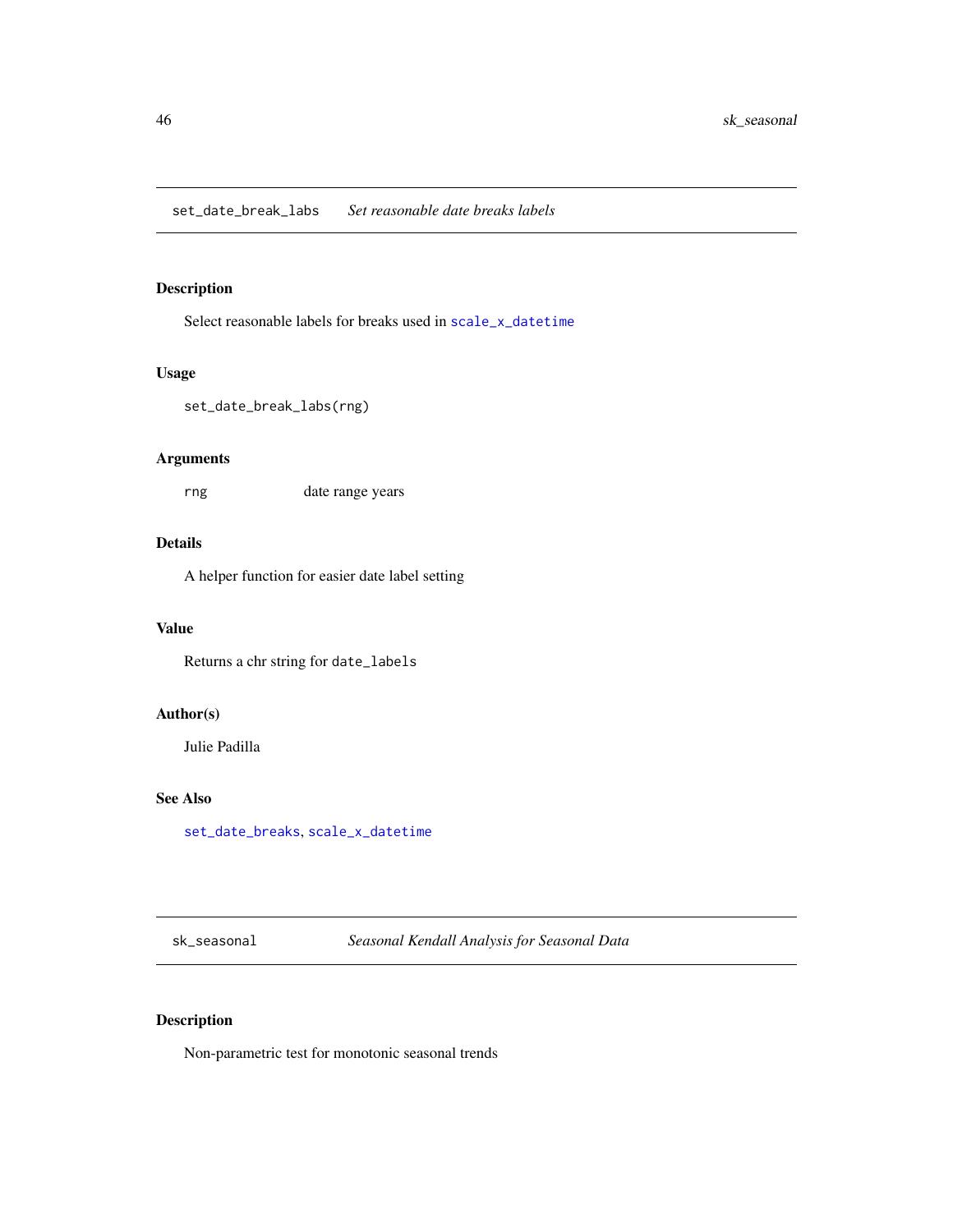## set_date_break_labs *Set reasonable date breaks labels*

### Description

Select reasonable labels for breaks used in `scale_x_datetime`

### Usage

```
set_date_break_labs(rng)
```

### Arguments

| | |
|---|---|
| `rng` | date range years |

### Details

A helper function for easier date label setting

### Value

Returns a chr string for `date_labels`

### Author(s)

Julie Padilla

### See Also

`set_date_breaks`, `scale_x_datetime`

## sk_seasonal *Seasonal Kendall Analysis for Seasonal Data*

### Description

Non-parametric test for monotonic seasonal trends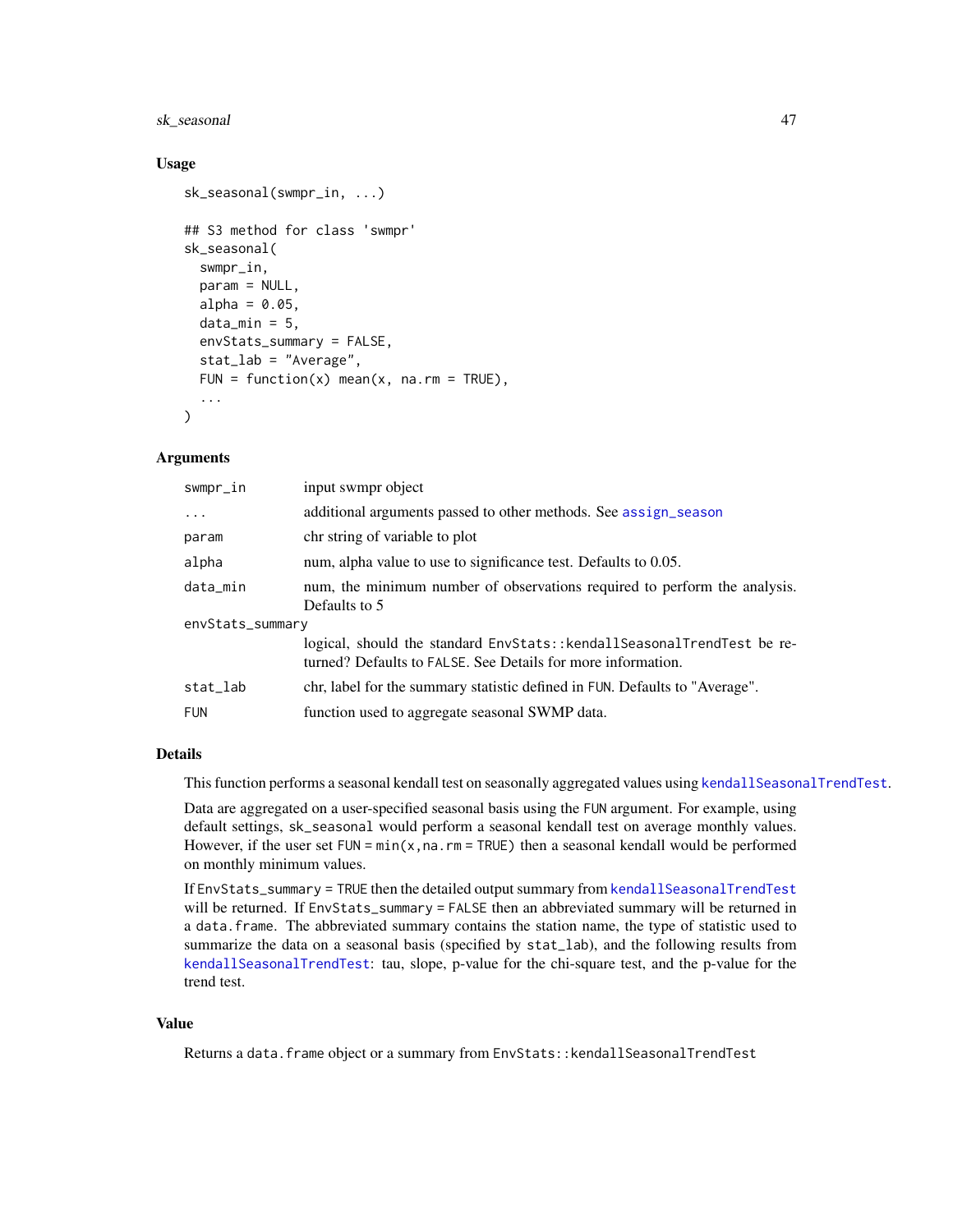## Usage

```
sk_seasonal(swmpr_in, ...)

## S3 method for class 'swmpr'
sk_seasonal(
  swmpr_in,
  param = NULL,
  alpha = 0.05,
  data_min = 5,
  envStats_summary = FALSE,
  stat_lab = "Average",
  FUN = function(x) mean(x, na.rm = TRUE),
  ...
)
```

## Arguments

| | |
|---|---|
| swmpr_in | input swmpr object |
| ... | additional arguments passed to other methods. See assign_season |
| param | chr string of variable to plot |
| alpha | num, alpha value to use to significance test. Defaults to 0.05. |
| data_min | num, the minimum number of observations required to perform the analysis. Defaults to 5 |
| envStats_summary | logical, should the standard EnvStats::kendallSeasonalTrendTest be returned? Defaults to FALSE. See Details for more information. |
| stat_lab | chr, label for the summary statistic defined in FUN. Defaults to "Average". |
| FUN | function used to aggregate seasonal SWMP data. |

## Details

This function performs a seasonal kendall test on seasonally aggregated values using kendallSeasonalTrendTest.

Data are aggregated on a user-specified seasonal basis using the FUN argument. For example, using default settings, sk_seasonal would perform a seasonal kendall test on average monthly values. However, if the user set FUN = min(x,na.rm = TRUE) then a seasonal kendall would be performed on monthly minimum values.

If EnvStats_summary = TRUE then the detailed output summary from kendallSeasonalTrendTest will be returned. If EnvStats_summary = FALSE then an abbreviated summary will be returned in a data.frame. The abbreviated summary contains the station name, the type of statistic used to summarize the data on a seasonal basis (specified by stat_lab), and the following results from kendallSeasonalTrendTest: tau, slope, p-value for the chi-square test, and the p-value for the trend test.

## Value

Returns a data.frame object or a summary from EnvStats::kendallSeasonalTrendTest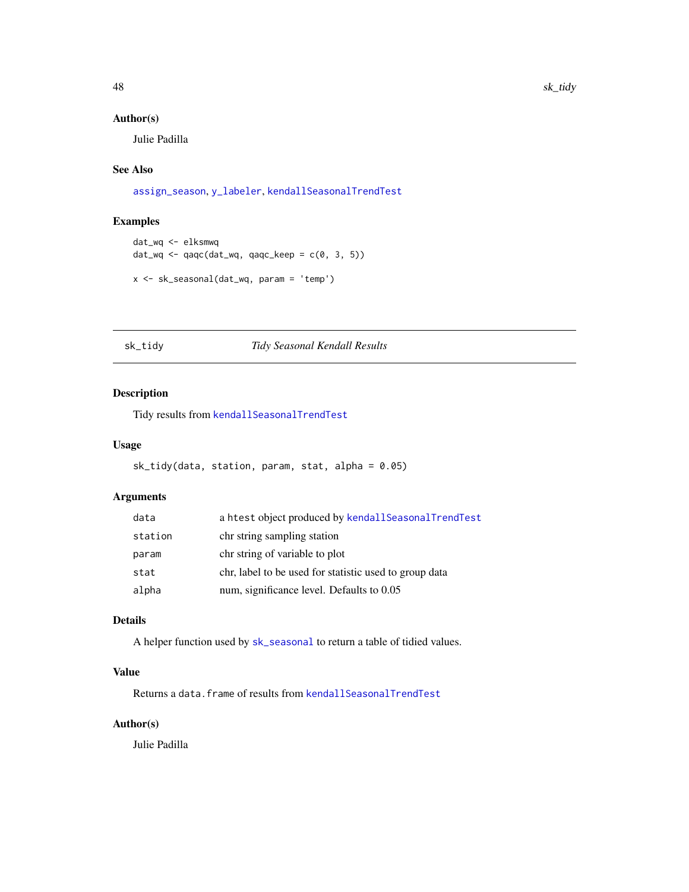### Author(s)

Julie Padilla

### See Also

assign_season, y_labeler, kendallSeasonalTrendTest

### Examples

```
dat_wq <- elksmwq
dat_wq <- qaqc(dat_wq, qaqc_keep = c(0, 3, 5))

x <- sk_seasonal(dat_wq, param = 'temp')
```

---

## sk_tidy — *Tidy Seasonal Kendall Results*

### Description

Tidy results from kendallSeasonalTrendTest

### Usage

```
sk_tidy(data, station, param, stat, alpha = 0.05)
```

### Arguments

| | |
|---|---|
| data | a htest object produced by kendallSeasonalTrendTest |
| station | chr string sampling station |
| param | chr string of variable to plot |
| stat | chr, label to be used for statistic used to group data |
| alpha | num, significance level. Defaults to 0.05 |

### Details

A helper function used by sk_seasonal to return a table of tidied values.

### Value

Returns a data.frame of results from kendallSeasonalTrendTest

### Author(s)

Julie Padilla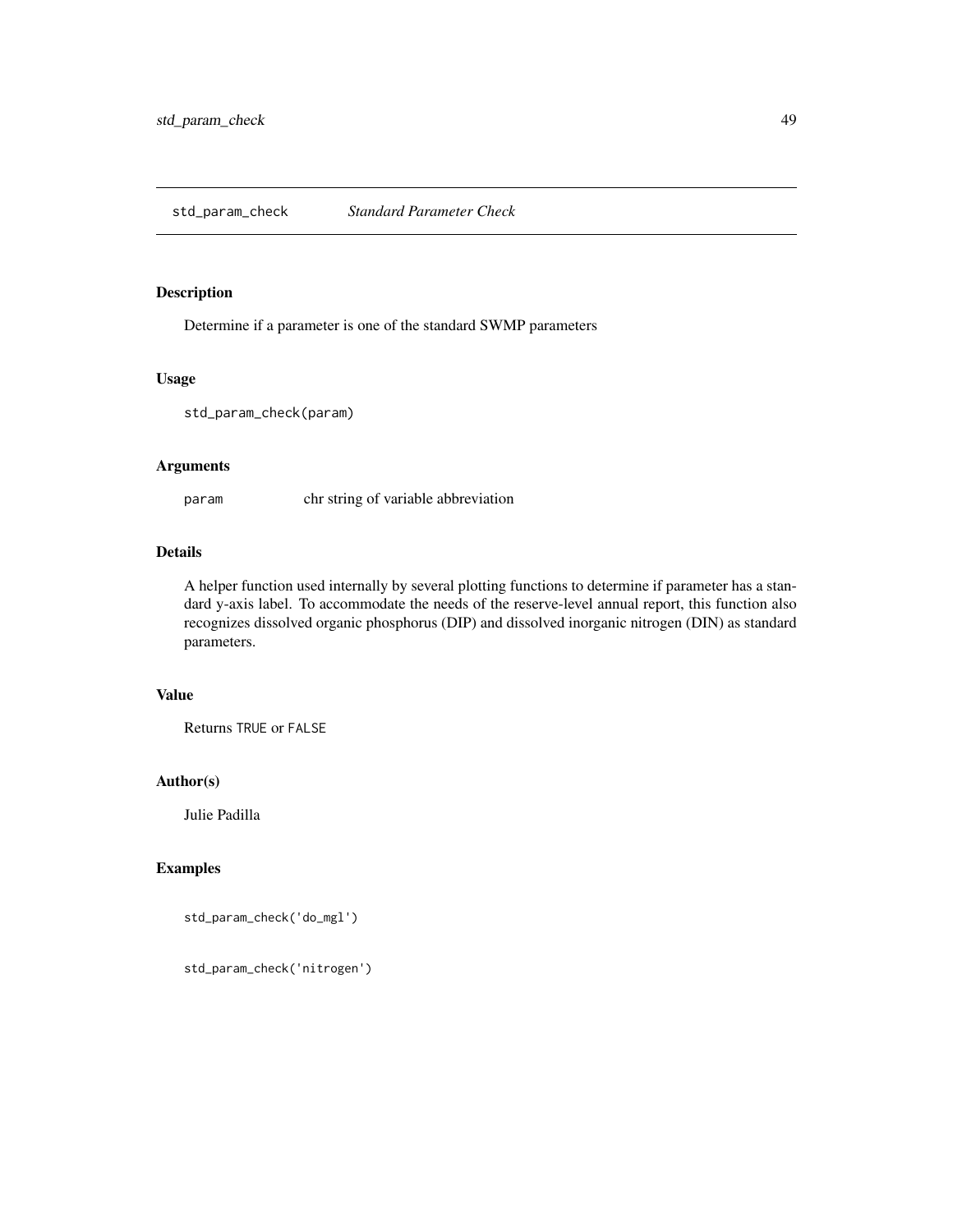## std_param_check &nbsp;&nbsp;&nbsp; *Standard Parameter Check*

### Description

Determine if a parameter is one of the standard SWMP parameters

### Usage

```
std_param_check(param)
```

### Arguments

| | |
|---|---|
| param | chr string of variable abbreviation |

### Details

A helper function used internally by several plotting functions to determine if parameter has a standard y-axis label. To accommodate the needs of the reserve-level annual report, this function also recognizes dissolved organic phosphorus (DIP) and dissolved inorganic nitrogen (DIN) as standard parameters.

### Value

Returns `TRUE` or `FALSE`

### Author(s)

Julie Padilla

### Examples

```
std_param_check('do_mgl')

std_param_check('nitrogen')
```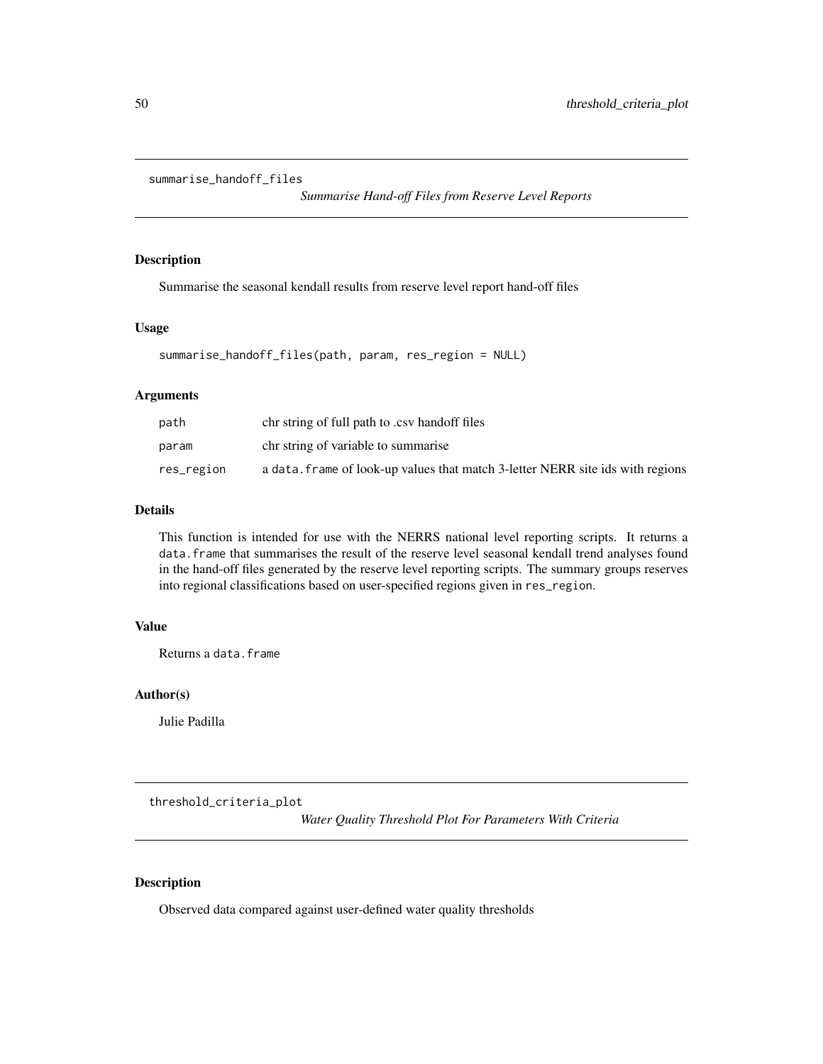## summarise_handoff_files — *Summarise Hand-off Files from Reserve Level Reports*

### Description

Summarise the seasonal kendall results from reserve level report hand-off files

### Usage

```
summarise_handoff_files(path, param, res_region = NULL)
```

### Arguments

| | |
|---|---|
| path | chr string of full path to .csv handoff files |
| param | chr string of variable to summarise |
| res_region | a `data.frame` of look-up values that match 3-letter NERR site ids with regions |

### Details

This function is intended for use with the NERRS national level reporting scripts. It returns a `data.frame` that summarises the result of the reserve level seasonal kendall trend analyses found in the hand-off files generated by the reserve level reporting scripts. The summary groups reserves into regional classifications based on user-specified regions given in `res_region`.

### Value

Returns a `data.frame`

### Author(s)

Julie Padilla

## threshold_criteria_plot — *Water Quality Threshold Plot For Parameters With Criteria*

### Description

Observed data compared against user-defined water quality thresholds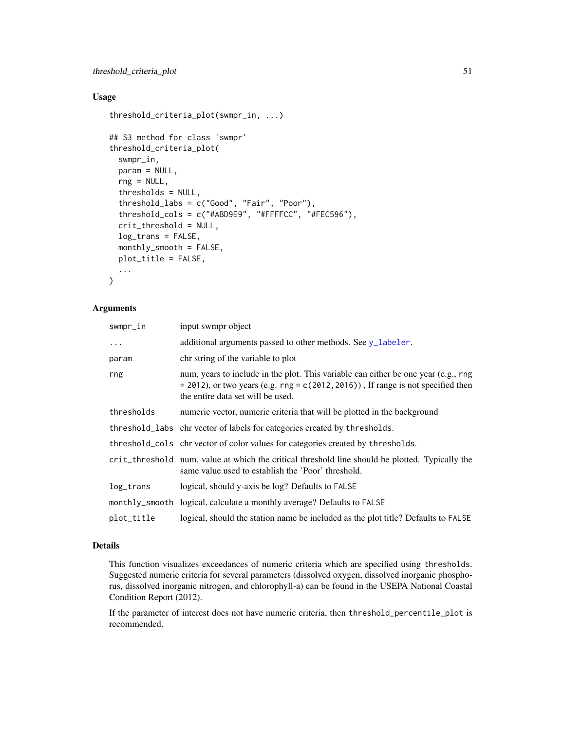## Usage

```
threshold_criteria_plot(swmpr_in, ...)

## S3 method for class 'swmpr'
threshold_criteria_plot(
  swmpr_in,
  param = NULL,
  rng = NULL,
  thresholds = NULL,
  threshold_labs = c("Good", "Fair", "Poor"),
  threshold_cols = c("#ABD9E9", "#FFFFCC", "#FEC596"),
  crit_threshold = NULL,
  log_trans = FALSE,
  monthly_smooth = FALSE,
  plot_title = FALSE,
  ...
)
```

## Arguments

| | |
|---|---|
| `swmpr_in` | input swmpr object |
| `...` | additional arguments passed to other methods. See `y_labeler`. |
| `param` | chr string of the variable to plot |
| `rng` | num, years to include in the plot. This variable can either be one year (e.g., `rng = 2012`), or two years (e.g. `rng = c(2012,2016)`) , If range is not specified then the entire data set will be used. |
| `thresholds` | numeric vector, numeric criteria that will be plotted in the background |
| `threshold_labs` | chr vector of labels for categories created by `thresholds`. |
| `threshold_cols` | chr vector of color values for categories created by `thresholds`. |
| `crit_threshold` | num, value at which the critical threshold line should be plotted. Typically the same value used to establish the 'Poor' threshold. |
| `log_trans` | logical, should y-axis be log? Defaults to `FALSE` |
| `monthly_smooth` | logical, calculate a monthly average? Defaults to `FALSE` |
| `plot_title` | logical, should the station name be included as the plot title? Defaults to `FALSE` |

## Details

This function visualizes exceedances of numeric criteria which are specified using `thresholds`. Suggested numeric criteria for several parameters (dissolved oxygen, dissolved inorganic phosphorus, dissolved inorganic nitrogen, and chlorophyll-a) can be found in the USEPA National Coastal Condition Report (2012).

If the parameter of interest does not have numeric criteria, then `threshold_percentile_plot` is recommended.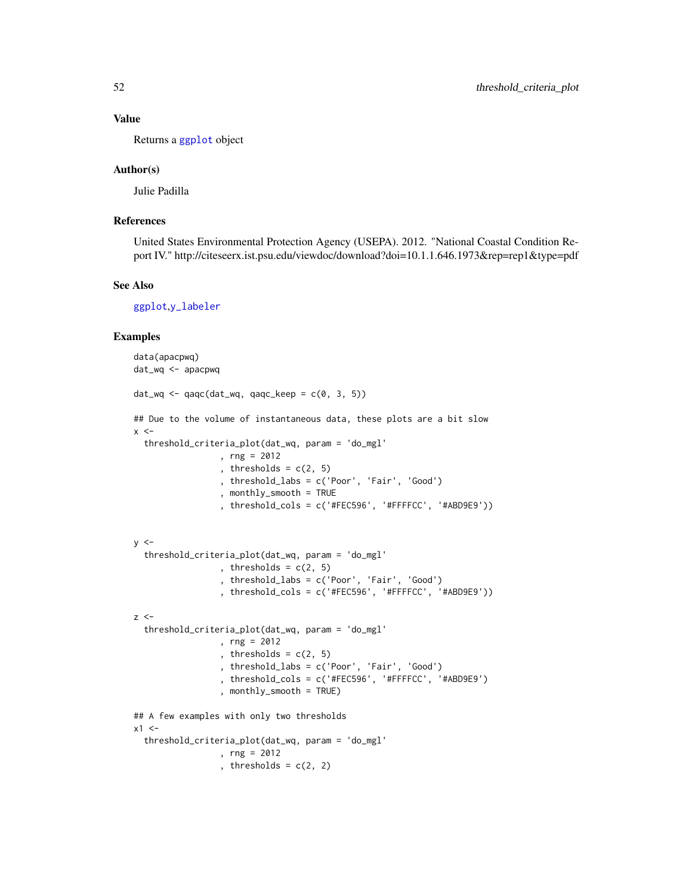### Value

Returns a ggplot object

### Author(s)

Julie Padilla

### References

United States Environmental Protection Agency (USEPA). 2012. "National Coastal Condition Report IV." http://citeseerx.ist.psu.edu/viewdoc/download?doi=10.1.1.646.1973&rep=rep1&type=pdf

### See Also

ggplot,y_labeler

### Examples

```
data(apacpwq)
dat_wq <- apacpwq

dat_wq <- qaqc(dat_wq, qaqc_keep = c(0, 3, 5))

## Due to the volume of instantaneous data, these plots are a bit slow
x <-
  threshold_criteria_plot(dat_wq, param = 'do_mgl'
                 , rng = 2012
                 , thresholds = c(2, 5)
                 , threshold_labs = c('Poor', 'Fair', 'Good')
                 , monthly_smooth = TRUE
                 , threshold_cols = c('#FEC596', '#FFFFCC', '#ABD9E9'))


y <-
  threshold_criteria_plot(dat_wq, param = 'do_mgl'
                 , thresholds = c(2, 5)
                 , threshold_labs = c('Poor', 'Fair', 'Good')
                 , threshold_cols = c('#FEC596', '#FFFFCC', '#ABD9E9'))

z <-
  threshold_criteria_plot(dat_wq, param = 'do_mgl'
                 , rng = 2012
                 , thresholds = c(2, 5)
                 , threshold_labs = c('Poor', 'Fair', 'Good')
                 , threshold_cols = c('#FEC596', '#FFFFCC', '#ABD9E9')
                 , monthly_smooth = TRUE)

## A few examples with only two thresholds
x1 <-
  threshold_criteria_plot(dat_wq, param = 'do_mgl'
                 , rng = 2012
                 , thresholds = c(2, 2)
```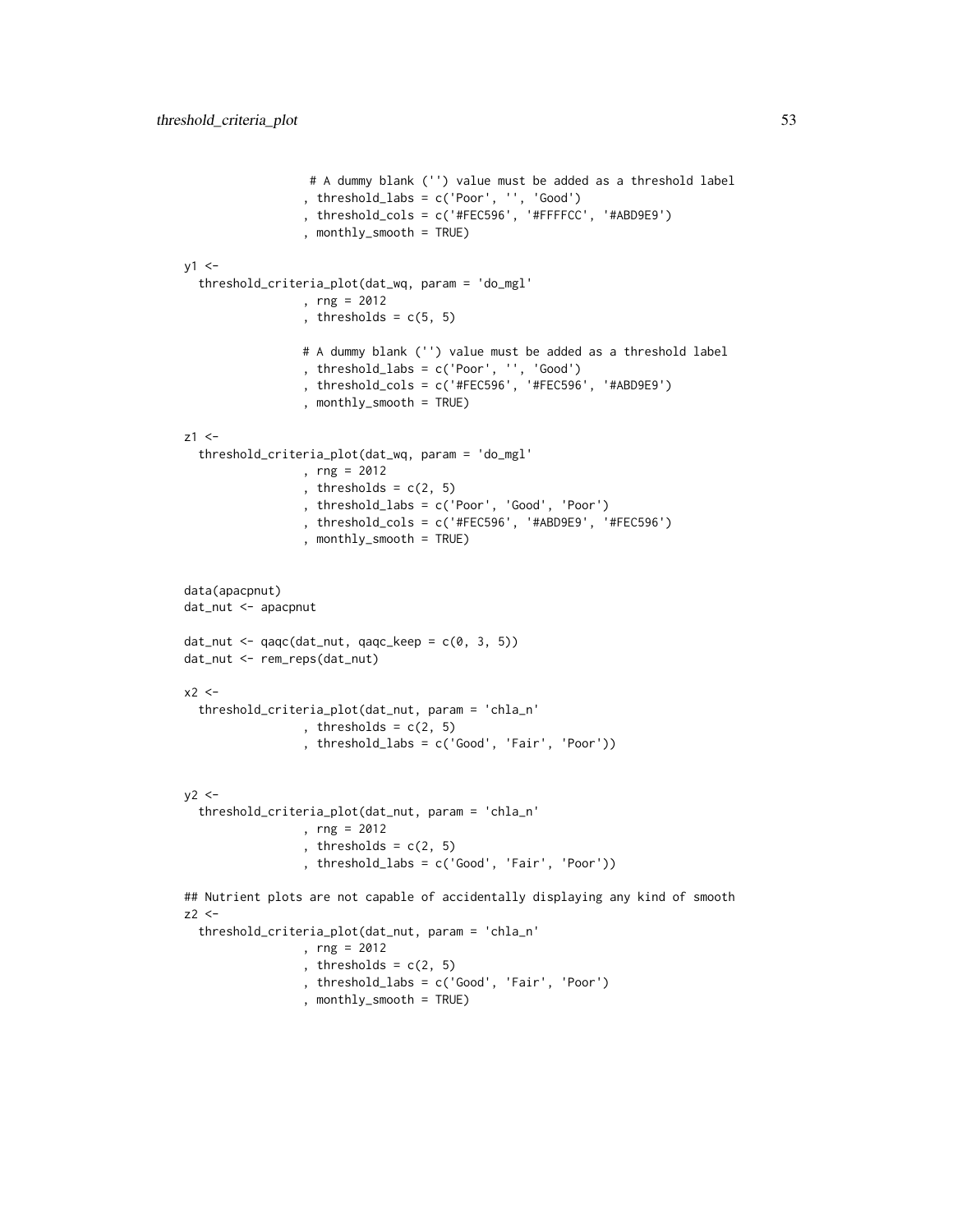```
                 # A dummy blank ('') value must be added as a threshold label
                , threshold_labs = c('Poor', '', 'Good')
                , threshold_cols = c('#FEC596', '#FFFFCC', '#ABD9E9')
                , monthly_smooth = TRUE)

y1 <-
  threshold_criteria_plot(dat_wq, param = 'do_mgl'
                , rng = 2012
                , thresholds = c(5, 5)

                # A dummy blank ('') value must be added as a threshold label
                , threshold_labs = c('Poor', '', 'Good')
                , threshold_cols = c('#FEC596', '#FEC596', '#ABD9E9')
                , monthly_smooth = TRUE)

z1 <-
  threshold_criteria_plot(dat_wq, param = 'do_mgl'
                , rng = 2012
                , thresholds = c(2, 5)
                , threshold_labs = c('Poor', 'Good', 'Poor')
                , threshold_cols = c('#FEC596', '#ABD9E9', '#FEC596')
                , monthly_smooth = TRUE)


data(apacpnut)
dat_nut <- apacpnut

dat_nut <- qaqc(dat_nut, qaqc_keep = c(0, 3, 5))
dat_nut <- rem_reps(dat_nut)

x2 <-
  threshold_criteria_plot(dat_nut, param = 'chla_n'
                , thresholds = c(2, 5)
                , threshold_labs = c('Good', 'Fair', 'Poor'))


y2 <-
  threshold_criteria_plot(dat_nut, param = 'chla_n'
                , rng = 2012
                , thresholds = c(2, 5)
                , threshold_labs = c('Good', 'Fair', 'Poor'))

## Nutrient plots are not capable of accidentally displaying any kind of smooth
z2 <-
  threshold_criteria_plot(dat_nut, param = 'chla_n'
                , rng = 2012
                , thresholds = c(2, 5)
                , threshold_labs = c('Good', 'Fair', 'Poor')
                , monthly_smooth = TRUE)
```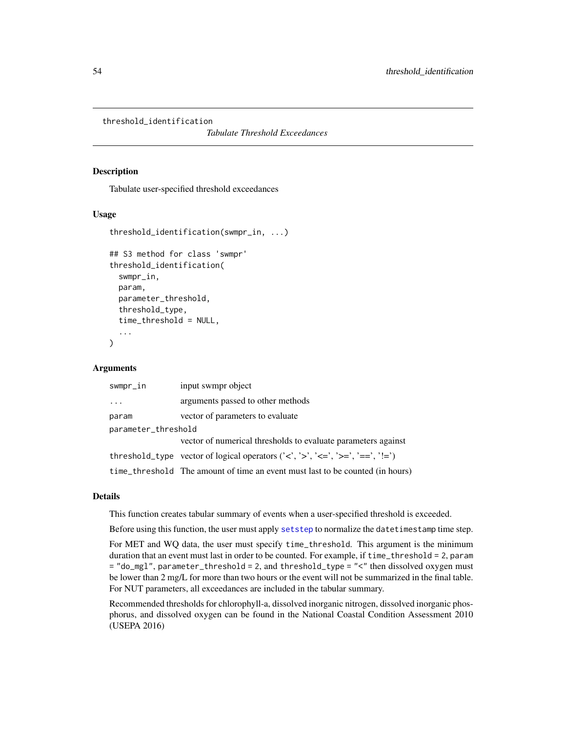threshold_identification

*Tabulate Threshold Exceedances*

## Description

Tabulate user-specified threshold exceedances

## Usage

```
threshold_identification(swmpr_in, ...)

## S3 method for class 'swmpr'
threshold_identification(
  swmpr_in,
  param,
  parameter_threshold,
  threshold_type,
  time_threshold = NULL,
  ...
)
```

## Arguments

| | |
|---|---|
| swmpr_in | input swmpr object |
| ... | arguments passed to other methods |
| param | vector of parameters to evaluate |
| parameter_threshold | vector of numerical thresholds to evaluate parameters against |
| threshold_type | vector of logical operators ('<', '>', '<=', '>=', '==', '!=') |
| time_threshold | The amount of time an event must last to be counted (in hours) |

## Details

This function creates tabular summary of events when a user-specified threshold is exceeded.

Before using this function, the user must apply setstep to normalize the datetimestamp time step.

For MET and WQ data, the user must specify time_threshold. This argument is the minimum duration that an event must last in order to be counted. For example, if time_threshold = 2, param = "do_mgl", parameter_threshold = 2, and threshold_type = "<" then dissolved oxygen must be lower than 2 mg/L for more than two hours or the event will not be summarized in the final table. For NUT parameters, all exceedances are included in the tabular summary.

Recommended thresholds for chlorophyll-a, dissolved inorganic nitrogen, dissolved inorganic phosphorus, and dissolved oxygen can be found in the National Coastal Condition Assessment 2010 (USEPA 2016)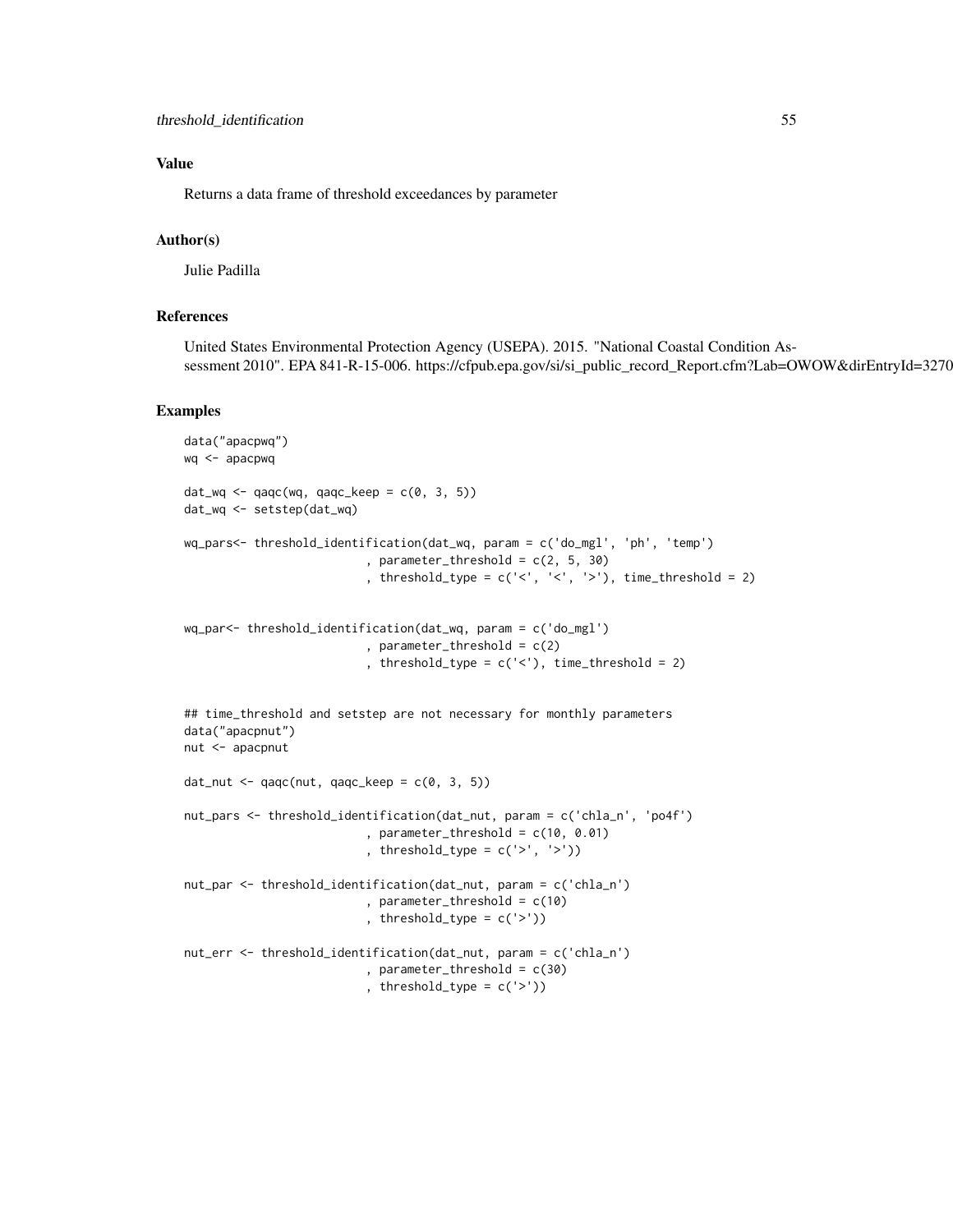## Value

Returns a data frame of threshold exceedances by parameter

## Author(s)

Julie Padilla

## References

United States Environmental Protection Agency (USEPA). 2015. "National Coastal Condition Assessment 2010". EPA 841-R-15-006. https://cfpub.epa.gov/si/si_public_record_Report.cfm?Lab=OWOW&dirEntryId=3270

## Examples

```
data("apacpwq")
wq <- apacpwq

dat_wq <- qaqc(wq, qaqc_keep = c(0, 3, 5))
dat_wq <- setstep(dat_wq)

wq_pars<- threshold_identification(dat_wq, param = c('do_mgl', 'ph', 'temp')
                          , parameter_threshold = c(2, 5, 30)
                          , threshold_type = c('<', '<', '>'), time_threshold = 2)


wq_par<- threshold_identification(dat_wq, param = c('do_mgl')
                          , parameter_threshold = c(2)
                          , threshold_type = c('<'), time_threshold = 2)


## time_threshold and setstep are not necessary for monthly parameters
data("apacpnut")
nut <- apacpnut

dat_nut <- qaqc(nut, qaqc_keep = c(0, 3, 5))

nut_pars <- threshold_identification(dat_nut, param = c('chla_n', 'po4f')
                          , parameter_threshold = c(10, 0.01)
                          , threshold_type = c('>', '>'))

nut_par <- threshold_identification(dat_nut, param = c('chla_n')
                          , parameter_threshold = c(10)
                          , threshold_type = c('>'))

nut_err <- threshold_identification(dat_nut, param = c('chla_n')
                          , parameter_threshold = c(30)
                          , threshold_type = c('>'))
```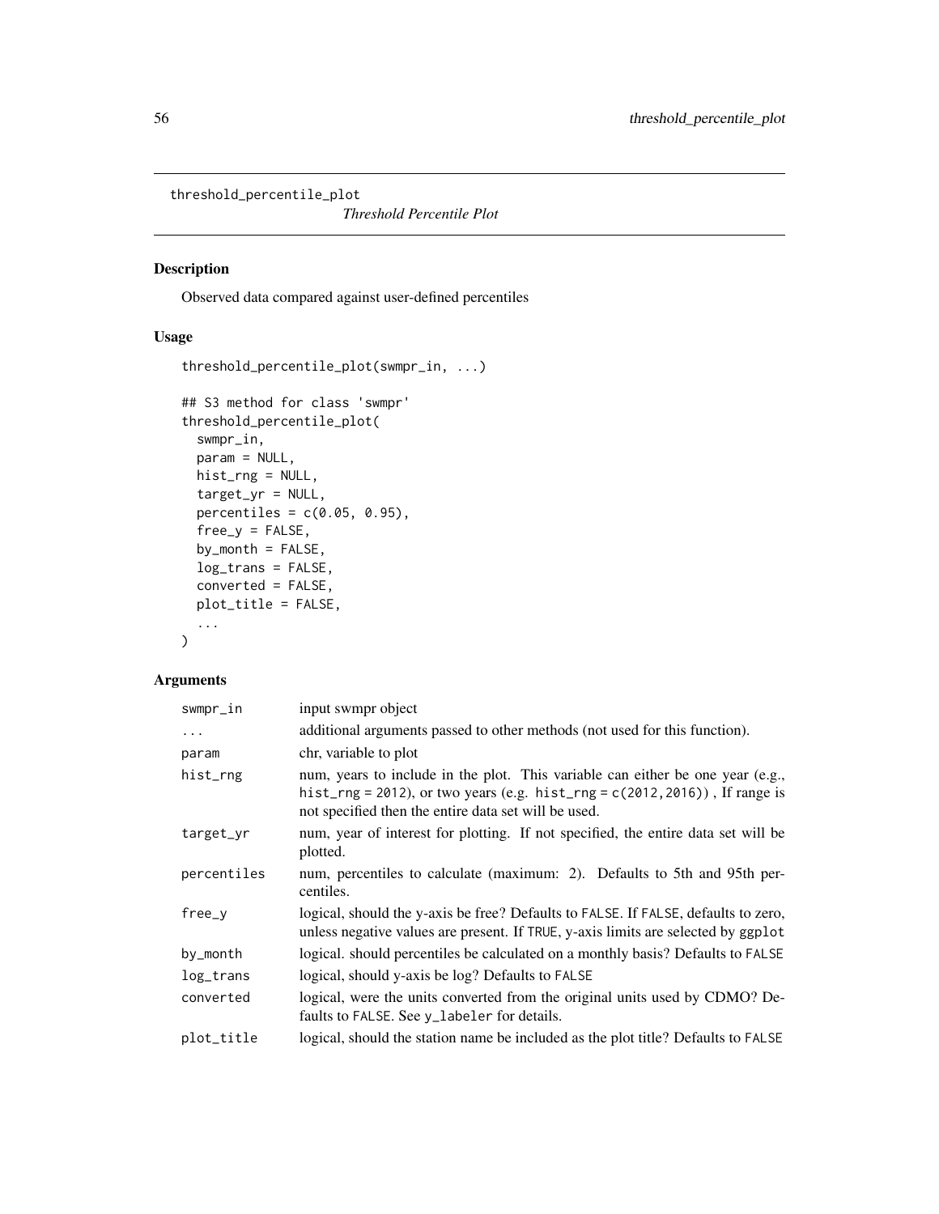threshold_percentile_plot

*Threshold Percentile Plot*

## Description

Observed data compared against user-defined percentiles

## Usage

```
threshold_percentile_plot(swmpr_in, ...)

## S3 method for class 'swmpr'
threshold_percentile_plot(
  swmpr_in,
  param = NULL,
  hist_rng = NULL,
  target_yr = NULL,
  percentiles = c(0.05, 0.95),
  free_y = FALSE,
  by_month = FALSE,
  log_trans = FALSE,
  converted = FALSE,
  plot_title = FALSE,
  ...
)
```

## Arguments

| | |
|---|---|
| swmpr_in | input swmpr object |
| ... | additional arguments passed to other methods (not used for this function). |
| param | chr, variable to plot |
| hist_rng | num, years to include in the plot. This variable can either be one year (e.g., hist_rng = 2012), or two years (e.g. hist_rng = c(2012,2016)) , If range is not specified then the entire data set will be used. |
| target_yr | num, year of interest for plotting. If not specified, the entire data set will be plotted. |
| percentiles | num, percentiles to calculate (maximum: 2). Defaults to 5th and 95th percentiles. |
| free_y | logical, should the y-axis be free? Defaults to FALSE. If FALSE, defaults to zero, unless negative values are present. If TRUE, y-axis limits are selected by ggplot |
| by_month | logical. should percentiles be calculated on a monthly basis? Defaults to FALSE |
| log_trans | logical, should y-axis be log? Defaults to FALSE |
| converted | logical, were the units converted from the original units used by CDMO? Defaults to FALSE. See y_labeler for details. |
| plot_title | logical, should the station name be included as the plot title? Defaults to FALSE |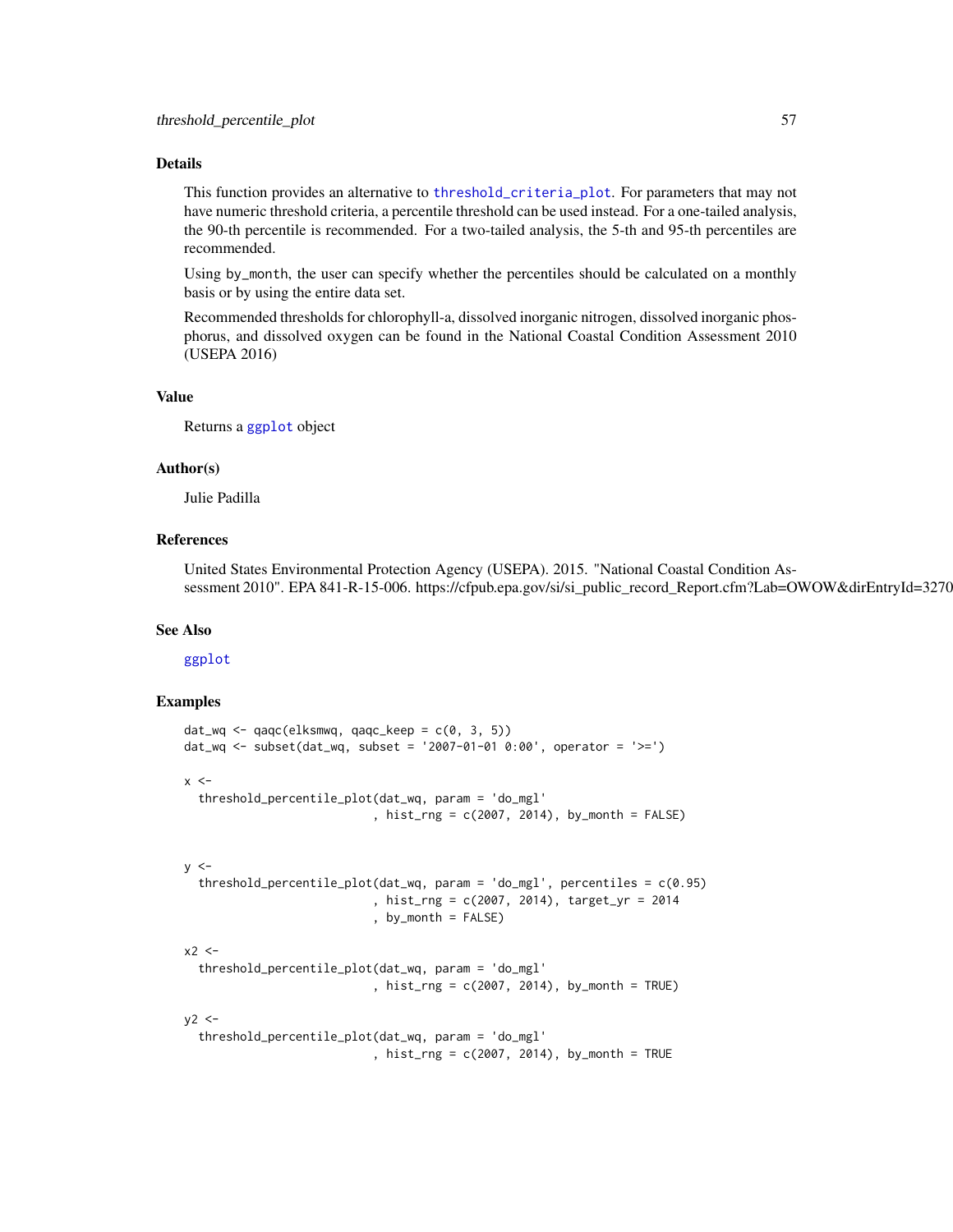## Details

This function provides an alternative to `threshold_criteria_plot`. For parameters that may not have numeric threshold criteria, a percentile threshold can be used instead. For a one-tailed analysis, the 90-th percentile is recommended. For a two-tailed analysis, the 5-th and 95-th percentiles are recommended.

Using `by_month`, the user can specify whether the percentiles should be calculated on a monthly basis or by using the entire data set.

Recommended thresholds for chlorophyll-a, dissolved inorganic nitrogen, dissolved inorganic phosphorus, and dissolved oxygen can be found in the National Coastal Condition Assessment 2010 (USEPA 2016)

## Value

Returns a `ggplot` object

## Author(s)

Julie Padilla

## References

United States Environmental Protection Agency (USEPA). 2015. "National Coastal Condition Assessment 2010". EPA 841-R-15-006. https://cfpub.epa.gov/si/si_public_record_Report.cfm?Lab=OWOW&dirEntryId=3270

## See Also

`ggplot`

## Examples

```
dat_wq <- qaqc(elksmwq, qaqc_keep = c(0, 3, 5))
dat_wq <- subset(dat_wq, subset = '2007-01-01 0:00', operator = '>=')

x <-
  threshold_percentile_plot(dat_wq, param = 'do_mgl'
                            , hist_rng = c(2007, 2014), by_month = FALSE)


y <-
  threshold_percentile_plot(dat_wq, param = 'do_mgl', percentiles = c(0.95)
                            , hist_rng = c(2007, 2014), target_yr = 2014
                            , by_month = FALSE)

x2 <-
  threshold_percentile_plot(dat_wq, param = 'do_mgl'
                            , hist_rng = c(2007, 2014), by_month = TRUE)

y2 <-
  threshold_percentile_plot(dat_wq, param = 'do_mgl'
                            , hist_rng = c(2007, 2014), by_month = TRUE
```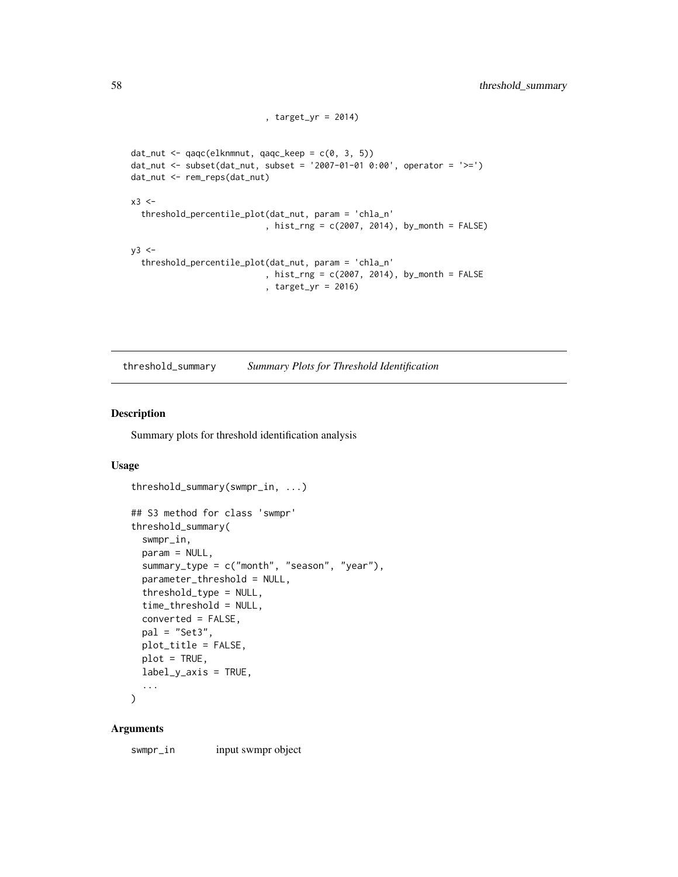```
                           , target_yr = 2014)


dat_nut <- qaqc(elknmnut, qaqc_keep = c(0, 3, 5))
dat_nut <- subset(dat_nut, subset = '2007-01-01 0:00', operator = '>=')
dat_nut <- rem_reps(dat_nut)

x3 <-
  threshold_percentile_plot(dat_nut, param = 'chla_n'
                           , hist_rng = c(2007, 2014), by_month = FALSE)

y3 <-
  threshold_percentile_plot(dat_nut, param = 'chla_n'
                           , hist_rng = c(2007, 2014), by_month = FALSE
                           , target_yr = 2016)
```

## threshold_summary — *Summary Plots for Threshold Identification*

### Description

Summary plots for threshold identification analysis

### Usage

```
threshold_summary(swmpr_in, ...)

## S3 method for class 'swmpr'
threshold_summary(
  swmpr_in,
  param = NULL,
  summary_type = c("month", "season", "year"),
  parameter_threshold = NULL,
  threshold_type = NULL,
  time_threshold = NULL,
  converted = FALSE,
  pal = "Set3",
  plot_title = FALSE,
  plot = TRUE,
  label_y_axis = TRUE,
  ...
)
```

### Arguments

`swmpr_in` input swmpr object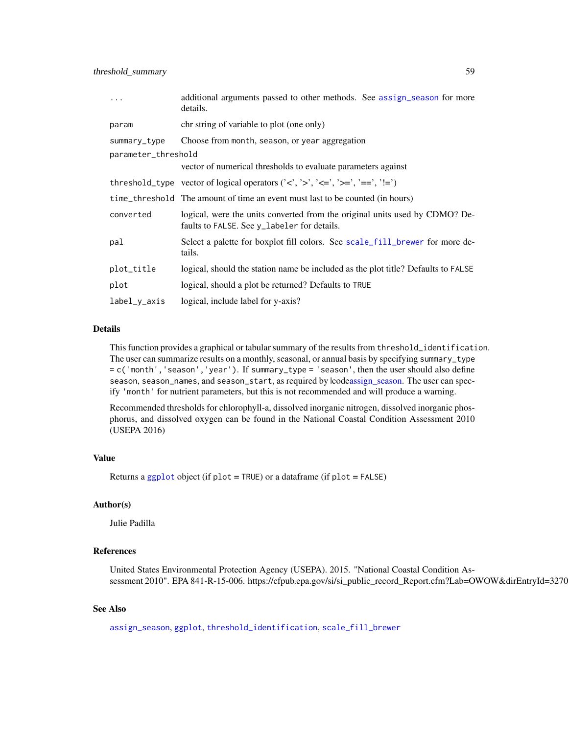| | |
|---|---|
| ... | additional arguments passed to other methods. See assign_season for more details. |
| param | chr string of variable to plot (one only) |
| summary_type | Choose from month, season, or year aggregation |
| parameter_threshold | vector of numerical thresholds to evaluate parameters against |
| threshold_type | vector of logical operators ('<', '>', '<=', '>=', '==', '!=') |
| time_threshold | The amount of time an event must last to be counted (in hours) |
| converted | logical, were the units converted from the original units used by CDMO? Defaults to FALSE. See y_labeler for details. |
| pal | Select a palette for boxplot fill colors. See scale_fill_brewer for more details. |
| plot_title | logical, should the station name be included as the plot title? Defaults to FALSE |
| plot | logical, should a plot be returned? Defaults to TRUE |
| label_y_axis | logical, include label for y-axis? |

## Details

This function provides a graphical or tabular summary of the results from `threshold_identification`. The user can summarize results on a monthly, seasonal, or annual basis by specifying `summary_type = c('month','season','year')`. If `summary_type = 'season'`, then the user should also define `season`, `season_names`, and `season_start`, as required by |codeassign_season. The user can specify `'month'` for nutrient parameters, but this is not recommended and will produce a warning.

Recommended thresholds for chlorophyll-a, dissolved inorganic nitrogen, dissolved inorganic phosphorus, and dissolved oxygen can be found in the National Coastal Condition Assessment 2010 (USEPA 2016)

## Value

Returns a `ggplot` object (if `plot = TRUE`) or a dataframe (if `plot = FALSE`)

## Author(s)

Julie Padilla

## References

United States Environmental Protection Agency (USEPA). 2015. "National Coastal Condition Assessment 2010". EPA 841-R-15-006. https://cfpub.epa.gov/si/si_public_record_Report.cfm?Lab=OWOW&dirEntryId=3270

## See Also

`assign_season`, `ggplot`, `threshold_identification`, `scale_fill_brewer`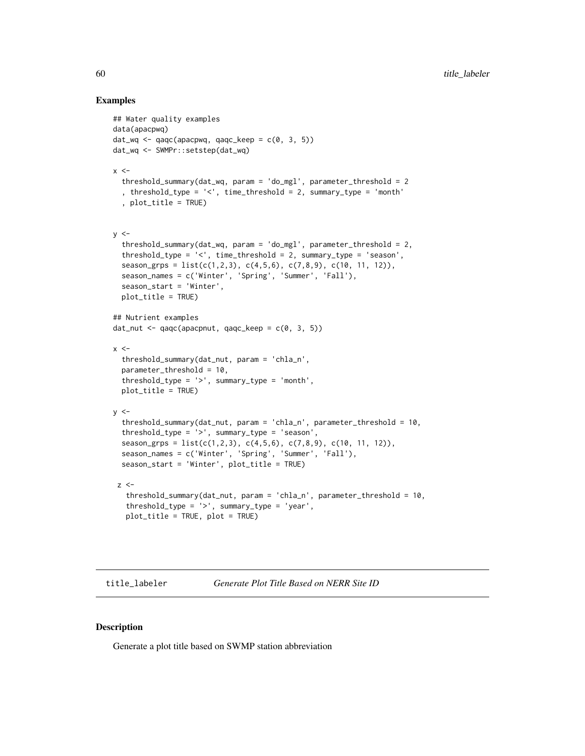## Examples

```
## Water quality examples
data(apacpwq)
dat_wq <- qaqc(apacpwq, qaqc_keep = c(0, 3, 5))
dat_wq <- SWMPr::setstep(dat_wq)

x <-
  threshold_summary(dat_wq, param = 'do_mgl', parameter_threshold = 2
  , threshold_type = '<', time_threshold = 2, summary_type = 'month'
  , plot_title = TRUE)


y <-
  threshold_summary(dat_wq, param = 'do_mgl', parameter_threshold = 2,
  threshold_type = '<', time_threshold = 2, summary_type = 'season',
  season_grps = list(c(1,2,3), c(4,5,6), c(7,8,9), c(10, 11, 12)),
  season_names = c('Winter', 'Spring', 'Summer', 'Fall'),
  season_start = 'Winter',
  plot_title = TRUE)

## Nutrient examples
dat_nut <- qaqc(apacpnut, qaqc_keep = c(0, 3, 5))

x <-
  threshold_summary(dat_nut, param = 'chla_n',
  parameter_threshold = 10,
  threshold_type = '>', summary_type = 'month',
  plot_title = TRUE)

y <-
  threshold_summary(dat_nut, param = 'chla_n', parameter_threshold = 10,
  threshold_type = '>', summary_type = 'season',
  season_grps = list(c(1,2,3), c(4,5,6), c(7,8,9), c(10, 11, 12)),
  season_names = c('Winter', 'Spring', 'Summer', 'Fall'),
  season_start = 'Winter', plot_title = TRUE)

 z <-
   threshold_summary(dat_nut, param = 'chla_n', parameter_threshold = 10,
   threshold_type = '>', summary_type = 'year',
   plot_title = TRUE, plot = TRUE)
```

---

# title_labeler *Generate Plot Title Based on NERR Site ID*

## Description

Generate a plot title based on SWMP station abbreviation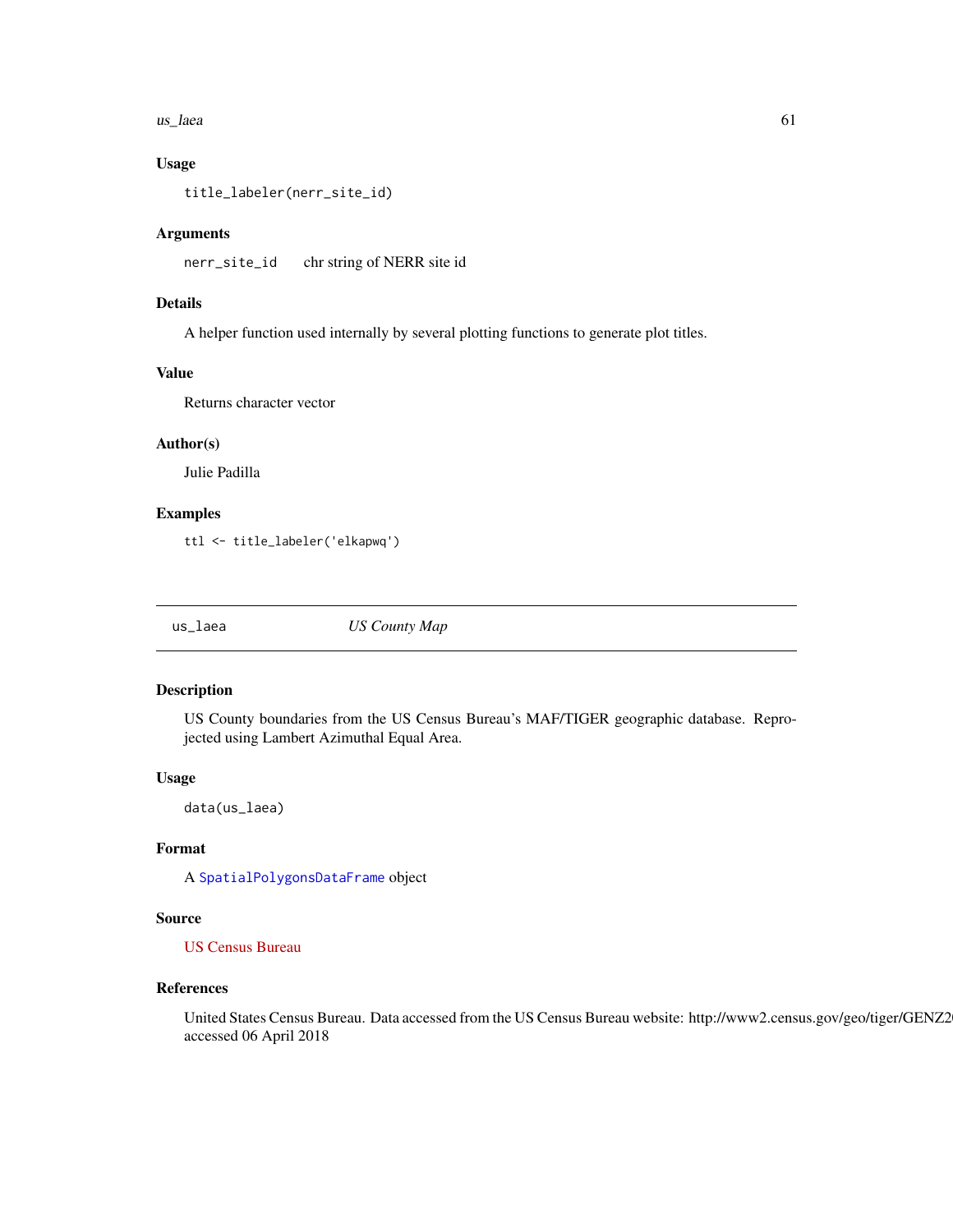### Usage

```
title_labeler(nerr_site_id)
```

### Arguments

`nerr_site_id` chr string of NERR site id

### Details

A helper function used internally by several plotting functions to generate plot titles.

### Value

Returns character vector

### Author(s)

Julie Padilla

### Examples

```
ttl <- title_labeler('elkapwq')
```

---

## us_laea *US County Map*

---

### Description

US County boundaries from the US Census Bureau's MAF/TIGER geographic database. Reprojected using Lambert Azimuthal Equal Area.

### Usage

```
data(us_laea)
```

### Format

A `SpatialPolygonsDataFrame` object

### Source

US Census Bureau

### References

United States Census Bureau. Data accessed from the US Census Bureau website: http://www2.census.gov/geo/tiger/GENZ2
accessed 06 April 2018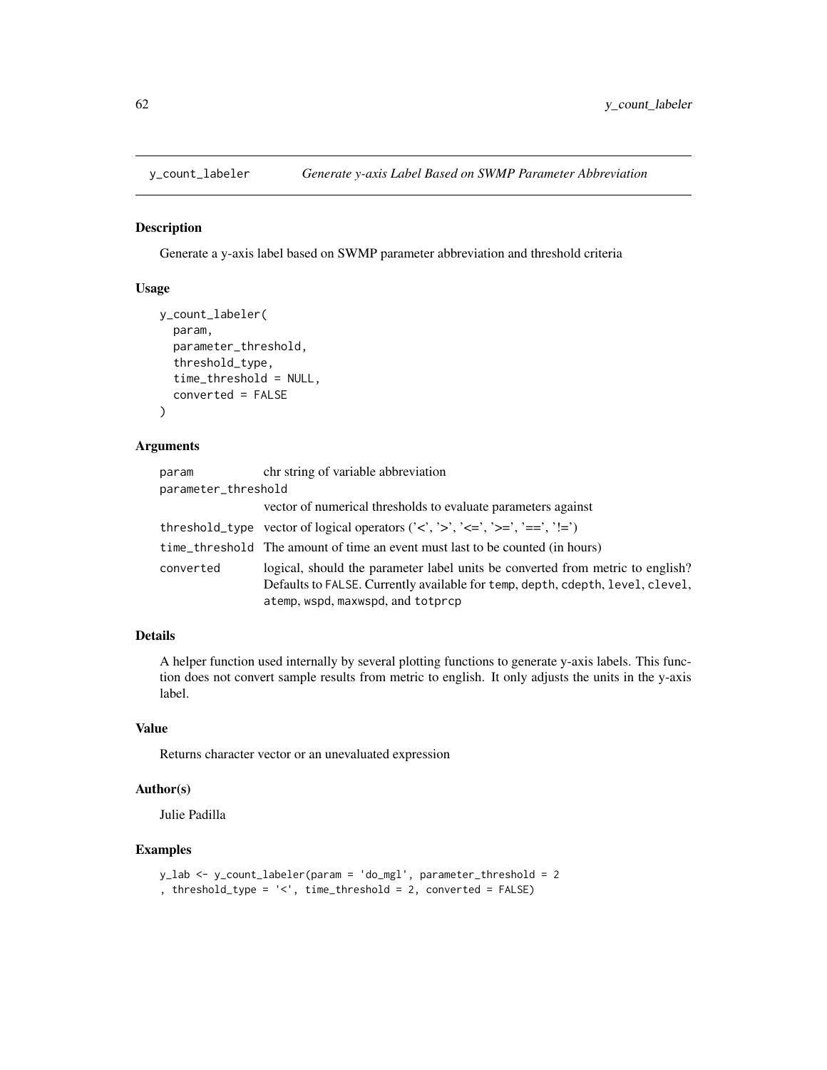## y_count_labeler *Generate y-axis Label Based on SWMP Parameter Abbreviation*

### Description

Generate a y-axis label based on SWMP parameter abbreviation and threshold criteria

### Usage

```
y_count_labeler(
  param,
  parameter_threshold,
  threshold_type,
  time_threshold = NULL,
  converted = FALSE
)
```

### Arguments

| | |
|---|---|
| param | chr string of variable abbreviation |
| parameter_threshold | vector of numerical thresholds to evaluate parameters against |
| threshold_type | vector of logical operators ('<', '>', '<=', '>=', '==', '!=') |
| time_threshold | The amount of time an event must last to be counted (in hours) |
| converted | logical, should the parameter label units be converted from metric to english? Defaults to FALSE. Currently available for temp, depth, cdepth, level, clevel, atemp, wspd, maxwspd, and totprcp |

### Details

A helper function used internally by several plotting functions to generate y-axis labels. This function does not convert sample results from metric to english. It only adjusts the units in the y-axis label.

### Value

Returns character vector or an unevaluated expression

### Author(s)

Julie Padilla

### Examples

```
y_lab <- y_count_labeler(param = 'do_mgl', parameter_threshold = 2
, threshold_type = '<', time_threshold = 2, converted = FALSE)
```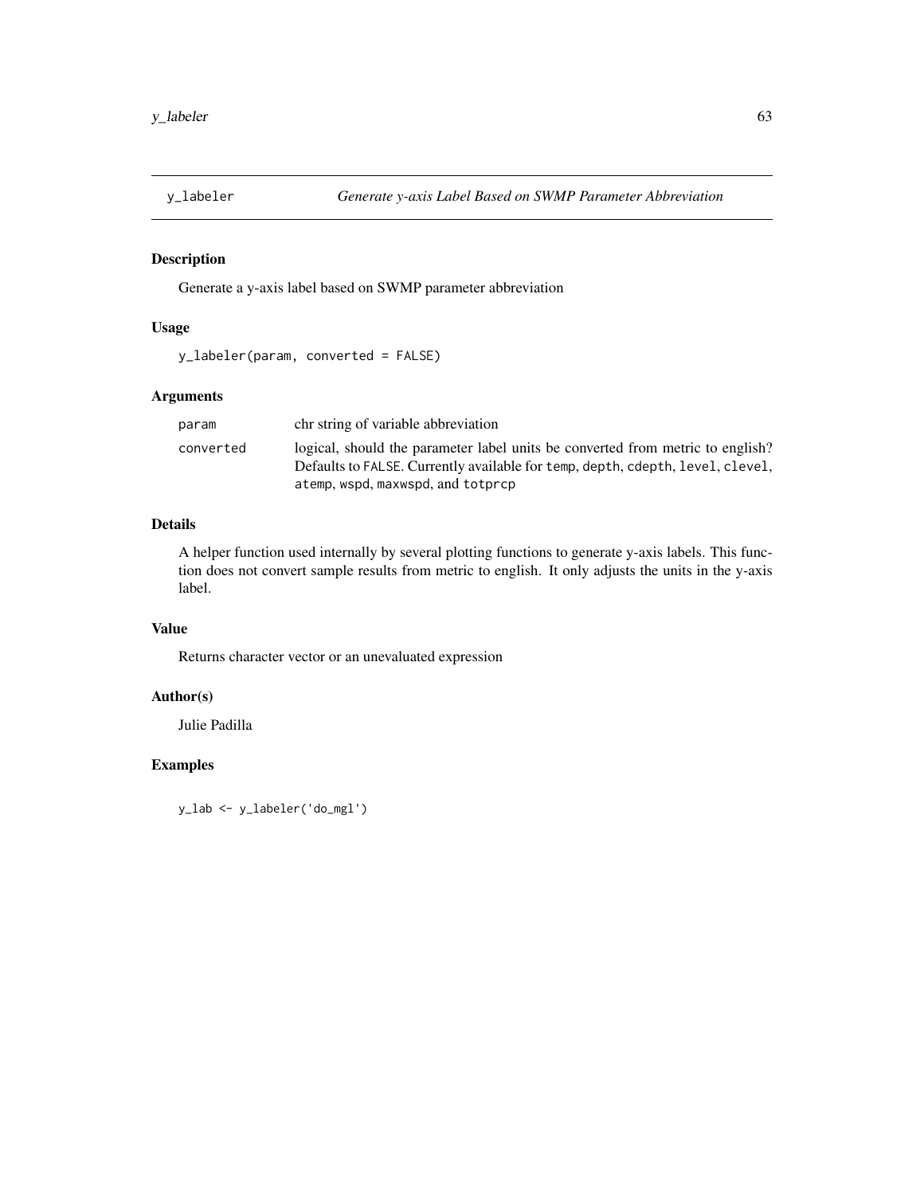## y_labeler *Generate y-axis Label Based on SWMP Parameter Abbreviation*

### Description

Generate a y-axis label based on SWMP parameter abbreviation

### Usage

```
y_labeler(param, converted = FALSE)
```

### Arguments

| | |
|---|---|
| `param` | chr string of variable abbreviation |
| `converted` | logical, should the parameter label units be converted from metric to english? Defaults to `FALSE`. Currently available for `temp`, `depth`, `cdepth`, `level`, `clevel`, `atemp`, `wspd`, `maxwspd`, and `totprcp` |

### Details

A helper function used internally by several plotting functions to generate y-axis labels. This function does not convert sample results from metric to english. It only adjusts the units in the y-axis label.

### Value

Returns character vector or an unevaluated expression

### Author(s)

Julie Padilla

### Examples

```
y_lab <- y_labeler('do_mgl')
```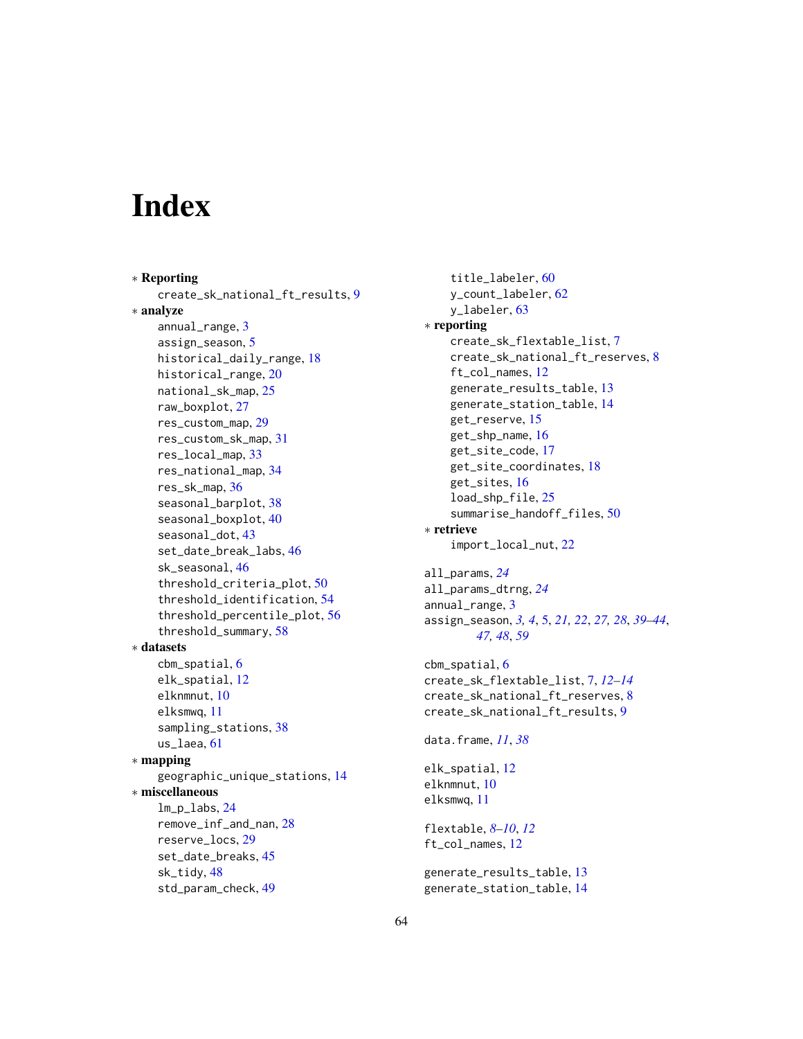# Index

∗ **Reporting**
- create_sk_national_ft_results, 9

∗ **analyze**
- annual_range, 3
- assign_season, 5
- historical_daily_range, 18
- historical_range, 20
- national_sk_map, 25
- raw_boxplot, 27
- res_custom_map, 29
- res_custom_sk_map, 31
- res_local_map, 33
- res_national_map, 34
- res_sk_map, 36
- seasonal_barplot, 38
- seasonal_boxplot, 40
- seasonal_dot, 43
- set_date_break_labs, 46
- sk_seasonal, 46
- threshold_criteria_plot, 50
- threshold_identification, 54
- threshold_percentile_plot, 56
- threshold_summary, 58

∗ **datasets**
- cbm_spatial, 6
- elk_spatial, 12
- elknmnut, 10
- elksmwq, 11
- sampling_stations, 38
- us_laea, 61

∗ **mapping**
- geographic_unique_stations, 14

∗ **miscellaneous**
- lm_p_labs, 24
- remove_inf_and_nan, 28
- reserve_locs, 29
- set_date_breaks, 45
- sk_tidy, 48
- std_param_check, 49
- title_labeler, 60
- y_count_labeler, 62
- y_labeler, 63

∗ **reporting**
- create_sk_flextable_list, 7
- create_sk_national_ft_reserves, 8
- ft_col_names, 12
- generate_results_table, 13
- generate_station_table, 14
- get_reserve, 15
- get_shp_name, 16
- get_site_code, 17
- get_site_coordinates, 18
- get_sites, 16
- load_shp_file, 25
- summarise_handoff_files, 50

∗ **retrieve**
- import_local_nut, 22

all_params, *24*
all_params_dtrng, *24*
annual_range, 3
assign_season, *3, 4*, 5, *21, 22*, *27, 28*, *39–44*, *47, 48*, *59*

cbm_spatial, 6
create_sk_flextable_list, 7, *12–14*
create_sk_national_ft_reserves, 8
create_sk_national_ft_results, 9

data.frame, *11*, *38*

elk_spatial, 12
elknmnut, 10
elksmwq, 11

flextable, *8–10*, *12*
ft_col_names, 12

generate_results_table, 13
generate_station_table, 14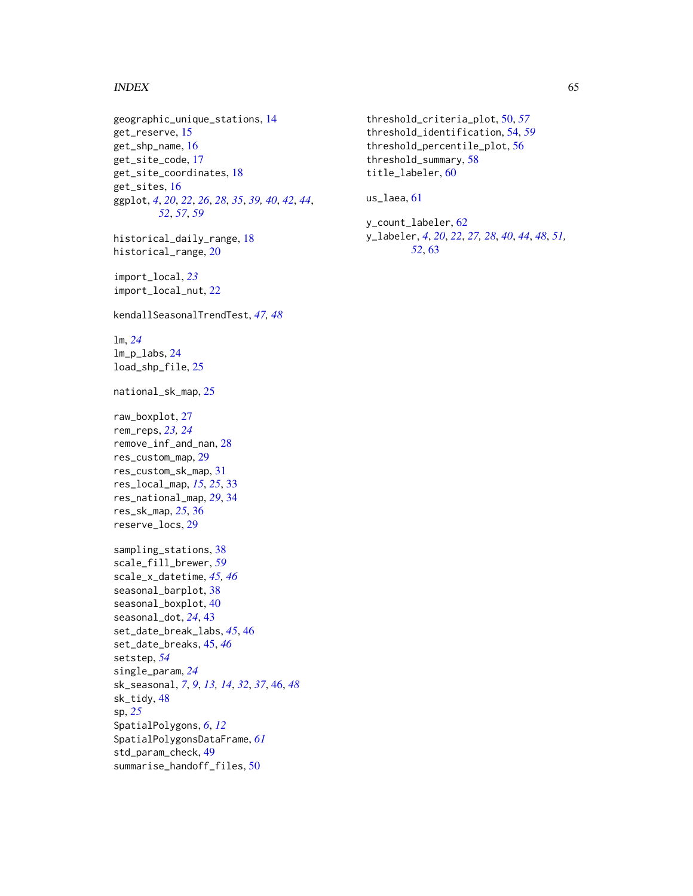geographic_unique_stations, 14
get_reserve, 15
get_shp_name, 16
get_site_code, 17
get_site_coordinates, 18
get_sites, 16
ggplot, *4*, *20*, *22*, *26*, *28*, *35*, *39, 40*, *42*, *44*, *52*, *57*, *59*

historical_daily_range, 18
historical_range, 20

import_local, *23*
import_local_nut, 22

kendallSeasonalTrendTest, *47, 48*

lm, *24*
lm_p_labs, 24
load_shp_file, 25

national_sk_map, 25

raw_boxplot, 27
rem_reps, *23, 24*
remove_inf_and_nan, 28
res_custom_map, 29
res_custom_sk_map, 31
res_local_map, *15*, *25*, 33
res_national_map, *29*, 34
res_sk_map, *25*, 36
reserve_locs, 29

sampling_stations, 38
scale_fill_brewer, *59*
scale_x_datetime, *45, 46*
seasonal_barplot, 38
seasonal_boxplot, 40
seasonal_dot, *24*, 43
set_date_break_labs, *45*, 46
set_date_breaks, 45, *46*
setstep, *54*
single_param, *24*
sk_seasonal, *7*, *9*, *13, 14*, *32*, *37*, 46, *48*
sk_tidy, 48
sp, *25*
SpatialPolygons, *6*, *12*
SpatialPolygonsDataFrame, *61*
std_param_check, 49
summarise_handoff_files, 50

threshold_criteria_plot, 50, *57*
threshold_identification, 54, *59*
threshold_percentile_plot, 56
threshold_summary, 58
title_labeler, 60

us_laea, 61

y_count_labeler, 62
y_labeler, *4*, *20*, *22*, *27, 28*, *40*, *44*, *48*, *51, 52*, 63